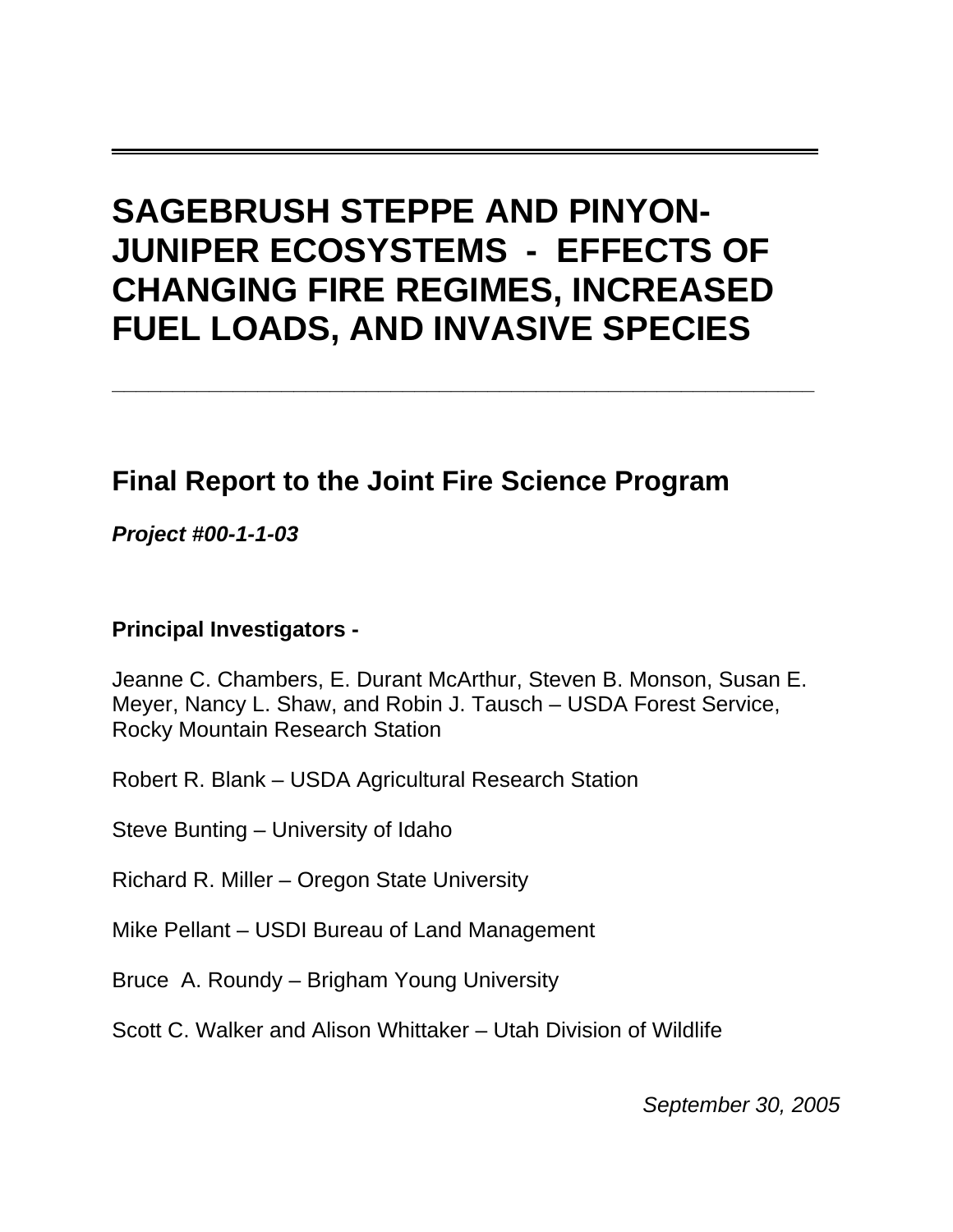# SAGEBRUSH STEPPE AND PINYON-JUNIPER ECOSYSTEMS - EFFECTS OF CHANGING FIRE REGIMES, INCREASED FUEL LOADS, AND INVASIVE SPECIES

---

## Final Report to the Joint Fire Science Program

***Project #00-1-1-03***

**Principal Investigators -**

Jeanne C. Chambers, E. Durant McArthur, Steven B. Monson, Susan E. Meyer, Nancy L. Shaw, and Robin J. Tausch – USDA Forest Service, Rocky Mountain Research Station

Robert R. Blank – USDA Agricultural Research Station

Steve Bunting – University of Idaho

Richard R. Miller – Oregon State University

Mike Pellant – USDI Bureau of Land Management

Bruce A. Roundy – Brigham Young University

Scott C. Walker and Alison Whittaker – Utah Division of Wildlife

*September 30, 2005*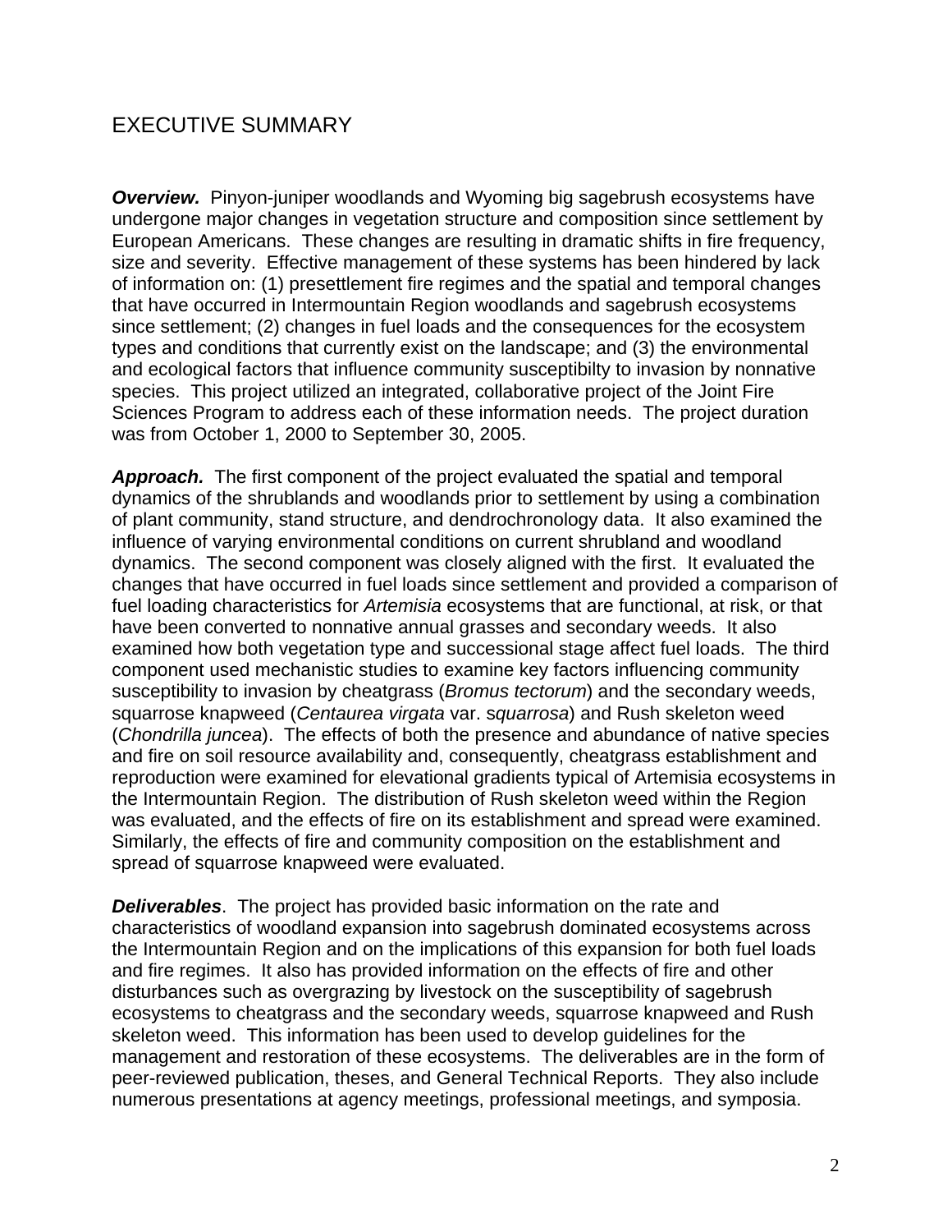# EXECUTIVE SUMMARY

***Overview.*** Pinyon-juniper woodlands and Wyoming big sagebrush ecosystems have undergone major changes in vegetation structure and composition since settlement by European Americans. These changes are resulting in dramatic shifts in fire frequency, size and severity. Effective management of these systems has been hindered by lack of information on: (1) presettlement fire regimes and the spatial and temporal changes that have occurred in Intermountain Region woodlands and sagebrush ecosystems since settlement; (2) changes in fuel loads and the consequences for the ecosystem types and conditions that currently exist on the landscape; and (3) the environmental and ecological factors that influence community susceptibilty to invasion by nonnative species. This project utilized an integrated, collaborative project of the Joint Fire Sciences Program to address each of these information needs. The project duration was from October 1, 2000 to September 30, 2005.

***Approach.*** The first component of the project evaluated the spatial and temporal dynamics of the shrublands and woodlands prior to settlement by using a combination of plant community, stand structure, and dendrochronology data. It also examined the influence of varying environmental conditions on current shrubland and woodland dynamics. The second component was closely aligned with the first. It evaluated the changes that have occurred in fuel loads since settlement and provided a comparison of fuel loading characteristics for *Artemisia* ecosystems that are functional, at risk, or that have been converted to nonnative annual grasses and secondary weeds. It also examined how both vegetation type and successional stage affect fuel loads. The third component used mechanistic studies to examine key factors influencing community susceptibility to invasion by cheatgrass (*Bromus tectorum*) and the secondary weeds, squarrose knapweed (*Centaurea virgata* var. s*quarrosa*) and Rush skeleton weed (*Chondrilla juncea*). The effects of both the presence and abundance of native species and fire on soil resource availability and, consequently, cheatgrass establishment and reproduction were examined for elevational gradients typical of Artemisia ecosystems in the Intermountain Region. The distribution of Rush skeleton weed within the Region was evaluated, and the effects of fire on its establishment and spread were examined. Similarly, the effects of fire and community composition on the establishment and spread of squarrose knapweed were evaluated.

***Deliverables***. The project has provided basic information on the rate and characteristics of woodland expansion into sagebrush dominated ecosystems across the Intermountain Region and on the implications of this expansion for both fuel loads and fire regimes. It also has provided information on the effects of fire and other disturbances such as overgrazing by livestock on the susceptibility of sagebrush ecosystems to cheatgrass and the secondary weeds, squarrose knapweed and Rush skeleton weed. This information has been used to develop guidelines for the management and restoration of these ecosystems. The deliverables are in the form of peer-reviewed publication, theses, and General Technical Reports. They also include numerous presentations at agency meetings, professional meetings, and symposia.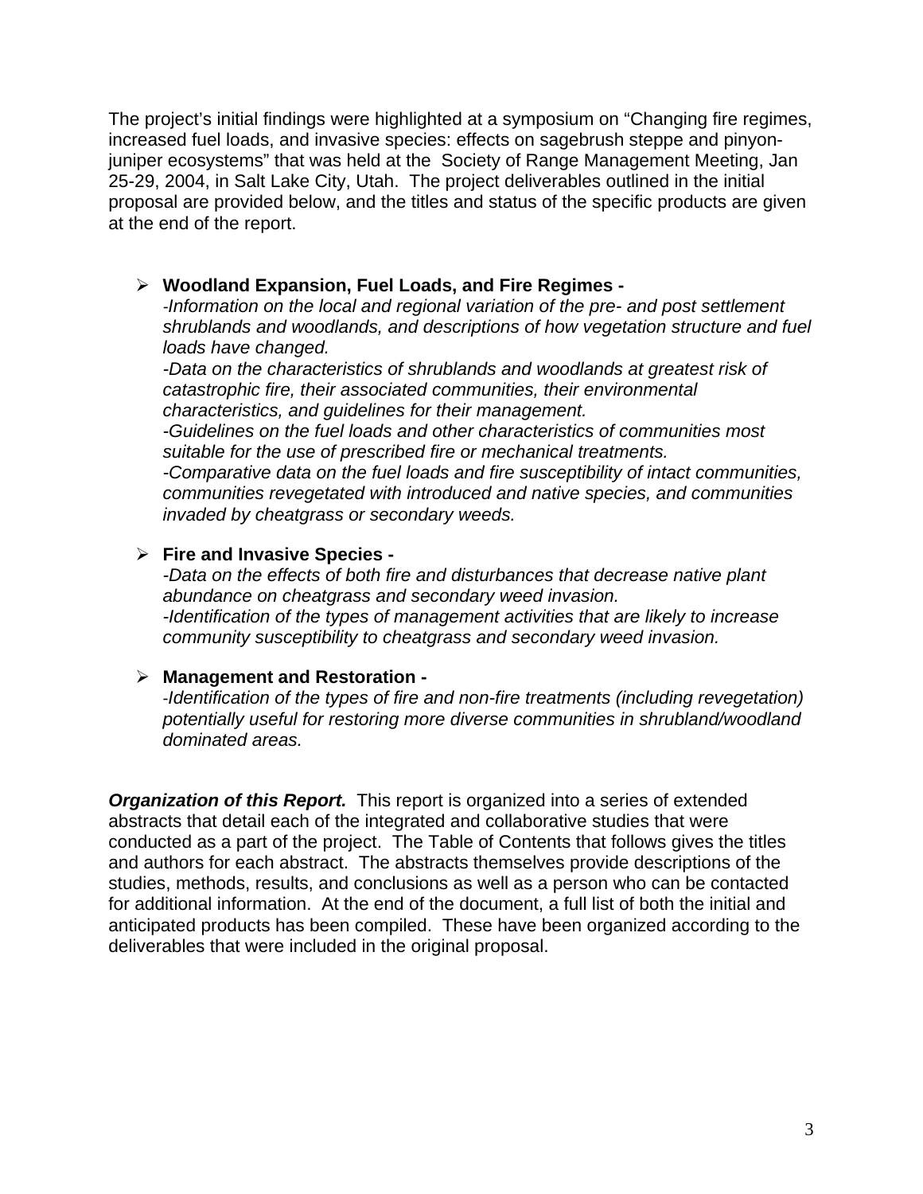The project's initial findings were highlighted at a symposium on "Changing fire regimes, increased fuel loads, and invasive species: effects on sagebrush steppe and pinyon-juniper ecosystems" that was held at the Society of Range Management Meeting, Jan 25-29, 2004, in Salt Lake City, Utah. The project deliverables outlined in the initial proposal are provided below, and the titles and status of the specific products are given at the end of the report.

- **Woodland Expansion, Fuel Loads, and Fire Regimes -**
  *-Information on the local and regional variation of the pre- and post settlement shrublands and woodlands, and descriptions of how vegetation structure and fuel loads have changed.*
  *-Data on the characteristics of shrublands and woodlands at greatest risk of catastrophic fire, their associated communities, their environmental characteristics, and guidelines for their management.*
  *-Guidelines on the fuel loads and other characteristics of communities most suitable for the use of prescribed fire or mechanical treatments.*
  *-Comparative data on the fuel loads and fire susceptibility of intact communities, communities revegetated with introduced and native species, and communities invaded by cheatgrass or secondary weeds.*

- **Fire and Invasive Species -**
  *-Data on the effects of both fire and disturbances that decrease native plant abundance on cheatgrass and secondary weed invasion.*
  *-Identification of the types of management activities that are likely to increase community susceptibility to cheatgrass and secondary weed invasion.*

- **Management and Restoration -**
  *-Identification of the types of fire and non-fire treatments (including revegetation) potentially useful for restoring more diverse communities in shrubland/woodland dominated areas.*

***Organization of this Report.*** This report is organized into a series of extended abstracts that detail each of the integrated and collaborative studies that were conducted as a part of the project. The Table of Contents that follows gives the titles and authors for each abstract. The abstracts themselves provide descriptions of the studies, methods, results, and conclusions as well as a person who can be contacted for additional information. At the end of the document, a full list of both the initial and anticipated products has been compiled. These have been organized according to the deliverables that were included in the original proposal.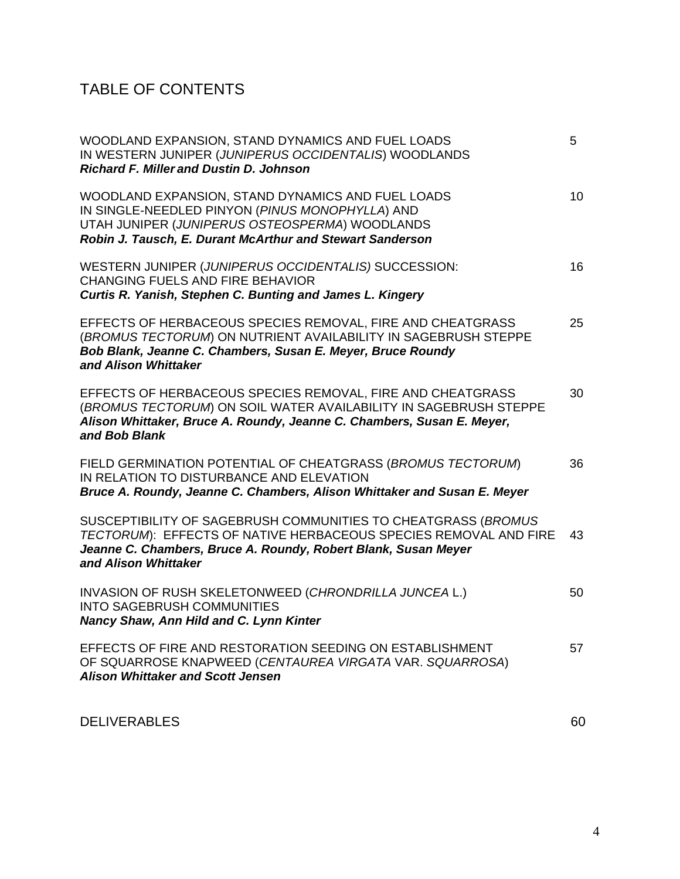# TABLE OF CONTENTS

WOODLAND EXPANSION, STAND DYNAMICS AND FUEL LOADS IN WESTERN JUNIPER (*JUNIPERUS OCCIDENTALIS*) WOODLANDS — 5
***Richard F. Miller and Dustin D. Johnson***

WOODLAND EXPANSION, STAND DYNAMICS AND FUEL LOADS IN SINGLE-NEEDLED PINYON (*PINUS MONOPHYLLA*) AND UTAH JUNIPER (*JUNIPERUS OSTEOSPERMA*) WOODLANDS — 10
***Robin J. Tausch, E. Durant McArthur and Stewart Sanderson***

WESTERN JUNIPER (*JUNIPERUS OCCIDENTALIS)* SUCCESSION: CHANGING FUELS AND FIRE BEHAVIOR — 16
***Curtis R. Yanish, Stephen C. Bunting and James L. Kingery***

EFFECTS OF HERBACEOUS SPECIES REMOVAL, FIRE AND CHEATGRASS (*BROMUS TECTORUM*) ON NUTRIENT AVAILABILITY IN SAGEBRUSH STEPPE — 25
***Bob Blank, Jeanne C. Chambers, Susan E. Meyer, Bruce Roundy and Alison Whittaker***

EFFECTS OF HERBACEOUS SPECIES REMOVAL, FIRE AND CHEATGRASS (*BROMUS TECTORUM*) ON SOIL WATER AVAILABILITY IN SAGEBRUSH STEPPE — 30
***Alison Whittaker, Bruce A. Roundy, Jeanne C. Chambers, Susan E. Meyer, and Bob Blank***

FIELD GERMINATION POTENTIAL OF CHEATGRASS (*BROMUS TECTORUM*) IN RELATION TO DISTURBANCE AND ELEVATION — 36
***Bruce A. Roundy, Jeanne C. Chambers, Alison Whittaker and Susan E. Meyer***

SUSCEPTIBILITY OF SAGEBRUSH COMMUNITIES TO CHEATGRASS (*BROMUS TECTORUM*): EFFECTS OF NATIVE HERBACEOUS SPECIES REMOVAL AND FIRE — 43
***Jeanne C. Chambers, Bruce A. Roundy, Robert Blank, Susan Meyer and Alison Whittaker***

INVASION OF RUSH SKELETONWEED (*CHRONDRILLA JUNCEA* L.) INTO SAGEBRUSH COMMUNITIES — 50
***Nancy Shaw, Ann Hild and C. Lynn Kinter***

EFFECTS OF FIRE AND RESTORATION SEEDING ON ESTABLISHMENT OF SQUARROSE KNAPWEED (*CENTAUREA VIRGATA* VAR. *SQUARROSA*) — 57
***Alison Whittaker and Scott Jensen***

DELIVERABLES — 60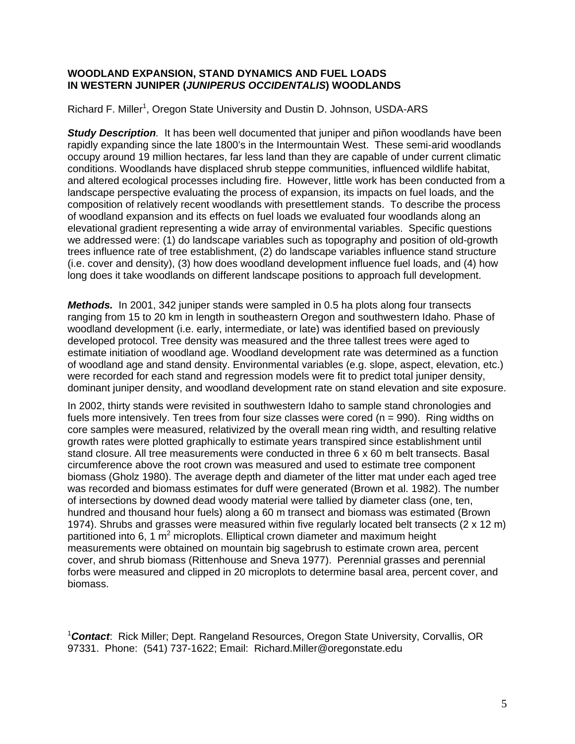## WOODLAND EXPANSION, STAND DYNAMICS AND FUEL LOADS IN WESTERN JUNIPER (*JUNIPERUS OCCIDENTALIS*) WOODLANDS

Richard F. Miller[1], Oregon State University and Dustin D. Johnson, USDA-ARS

***Study Description***. It has been well documented that juniper and piñon woodlands have been rapidly expanding since the late 1800's in the Intermountain West. These semi-arid woodlands occupy around 19 million hectares, far less land than they are capable of under current climatic conditions. Woodlands have displaced shrub steppe communities, influenced wildlife habitat, and altered ecological processes including fire. However, little work has been conducted from a landscape perspective evaluating the process of expansion, its impacts on fuel loads, and the composition of relatively recent woodlands with presettlement stands. To describe the process of woodland expansion and its effects on fuel loads we evaluated four woodlands along an elevational gradient representing a wide array of environmental variables. Specific questions we addressed were: (1) do landscape variables such as topography and position of old-growth trees influence rate of tree establishment, (2) do landscape variables influence stand structure (i.e. cover and density), (3) how does woodland development influence fuel loads, and (4) how long does it take woodlands on different landscape positions to approach full development.

***Methods.*** In 2001, 342 juniper stands were sampled in 0.5 ha plots along four transects ranging from 15 to 20 km in length in southeastern Oregon and southwestern Idaho. Phase of woodland development (i.e. early, intermediate, or late) was identified based on previously developed protocol. Tree density was measured and the three tallest trees were aged to estimate initiation of woodland age. Woodland development rate was determined as a function of woodland age and stand density. Environmental variables (e.g. slope, aspect, elevation, etc.) were recorded for each stand and regression models were fit to predict total juniper density, dominant juniper density, and woodland development rate on stand elevation and site exposure.

In 2002, thirty stands were revisited in southwestern Idaho to sample stand chronologies and fuels more intensively. Ten trees from four size classes were cored (n = 990). Ring widths on core samples were measured, relativized by the overall mean ring width, and resulting relative growth rates were plotted graphically to estimate years transpired since establishment until stand closure. All tree measurements were conducted in three 6 x 60 m belt transects. Basal circumference above the root crown was measured and used to estimate tree component biomass (Gholz 1980). The average depth and diameter of the litter mat under each aged tree was recorded and biomass estimates for duff were generated (Brown et al. 1982). The number of intersections by downed dead woody material were tallied by diameter class (one, ten, hundred and thousand hour fuels) along a 60 m transect and biomass was estimated (Brown 1974). Shrubs and grasses were measured within five regularly located belt transects (2 x 12 m) partitioned into 6, 1 $m^2$ microplots. Elliptical crown diameter and maximum height measurements were obtained on mountain big sagebrush to estimate crown area, percent cover, and shrub biomass (Rittenhouse and Sneva 1977). Perennial grasses and perennial forbs were measured and clipped in 20 microplots to determine basal area, percent cover, and biomass.

[1]***Contact***: Rick Miller; Dept. Rangeland Resources, Oregon State University, Corvallis, OR 97331. Phone: (541) 737-1622; Email: Richard.Miller@oregonstate.edu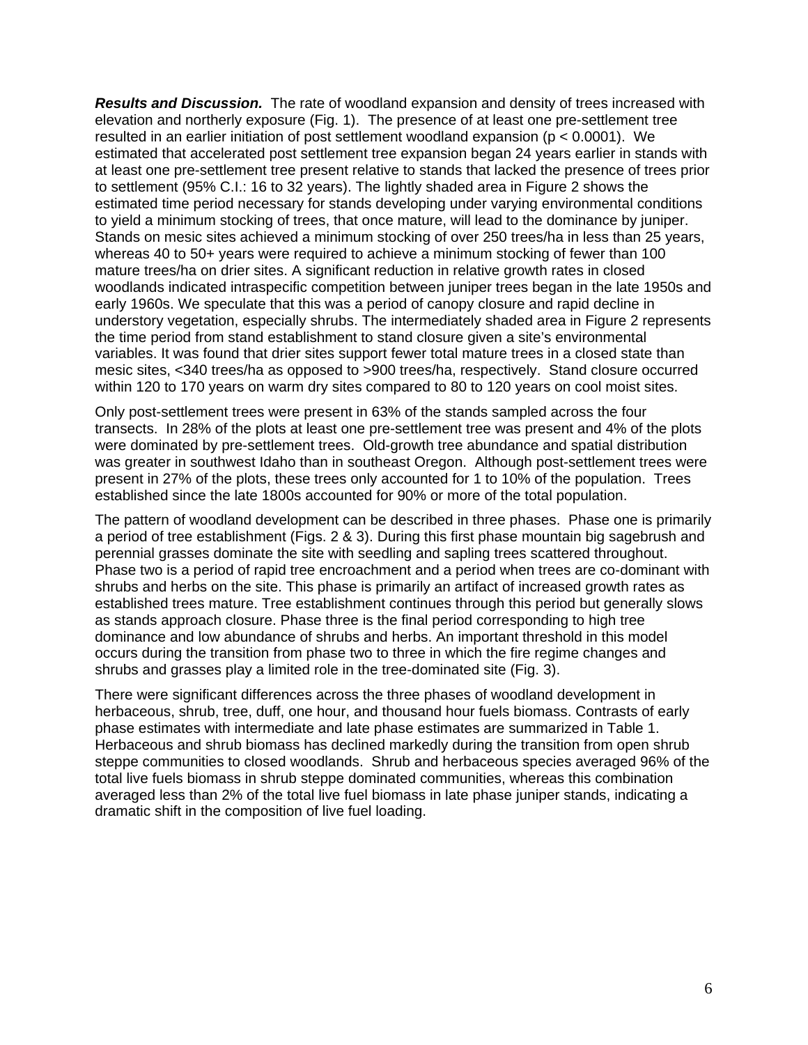***Results and Discussion.*** The rate of woodland expansion and density of trees increased with elevation and northerly exposure (Fig. 1). The presence of at least one pre-settlement tree resulted in an earlier initiation of post settlement woodland expansion ($p < 0.0001$). We estimated that accelerated post settlement tree expansion began 24 years earlier in stands with at least one pre-settlement tree present relative to stands that lacked the presence of trees prior to settlement (95% C.I.: 16 to 32 years). The lightly shaded area in Figure 2 shows the estimated time period necessary for stands developing under varying environmental conditions to yield a minimum stocking of trees, that once mature, will lead to the dominance by juniper. Stands on mesic sites achieved a minimum stocking of over 250 trees/ha in less than 25 years, whereas 40 to 50+ years were required to achieve a minimum stocking of fewer than 100 mature trees/ha on drier sites. A significant reduction in relative growth rates in closed woodlands indicated intraspecific competition between juniper trees began in the late 1950s and early 1960s. We speculate that this was a period of canopy closure and rapid decline in understory vegetation, especially shrubs. The intermediately shaded area in Figure 2 represents the time period from stand establishment to stand closure given a site's environmental variables. It was found that drier sites support fewer total mature trees in a closed state than mesic sites, <340 trees/ha as opposed to >900 trees/ha, respectively. Stand closure occurred within 120 to 170 years on warm dry sites compared to 80 to 120 years on cool moist sites.

Only post-settlement trees were present in 63% of the stands sampled across the four transects. In 28% of the plots at least one pre-settlement tree was present and 4% of the plots were dominated by pre-settlement trees. Old-growth tree abundance and spatial distribution was greater in southwest Idaho than in southeast Oregon. Although post-settlement trees were present in 27% of the plots, these trees only accounted for 1 to 10% of the population. Trees established since the late 1800s accounted for 90% or more of the total population.

The pattern of woodland development can be described in three phases. Phase one is primarily a period of tree establishment (Figs. 2 & 3). During this first phase mountain big sagebrush and perennial grasses dominate the site with seedling and sapling trees scattered throughout. Phase two is a period of rapid tree encroachment and a period when trees are co-dominant with shrubs and herbs on the site. This phase is primarily an artifact of increased growth rates as established trees mature. Tree establishment continues through this period but generally slows as stands approach closure. Phase three is the final period corresponding to high tree dominance and low abundance of shrubs and herbs. An important threshold in this model occurs during the transition from phase two to three in which the fire regime changes and shrubs and grasses play a limited role in the tree-dominated site (Fig. 3).

There were significant differences across the three phases of woodland development in herbaceous, shrub, tree, duff, one hour, and thousand hour fuels biomass. Contrasts of early phase estimates with intermediate and late phase estimates are summarized in Table 1. Herbaceous and shrub biomass has declined markedly during the transition from open shrub steppe communities to closed woodlands. Shrub and herbaceous species averaged 96% of the total live fuels biomass in shrub steppe dominated communities, whereas this combination averaged less than 2% of the total live fuel biomass in late phase juniper stands, indicating a dramatic shift in the composition of live fuel loading.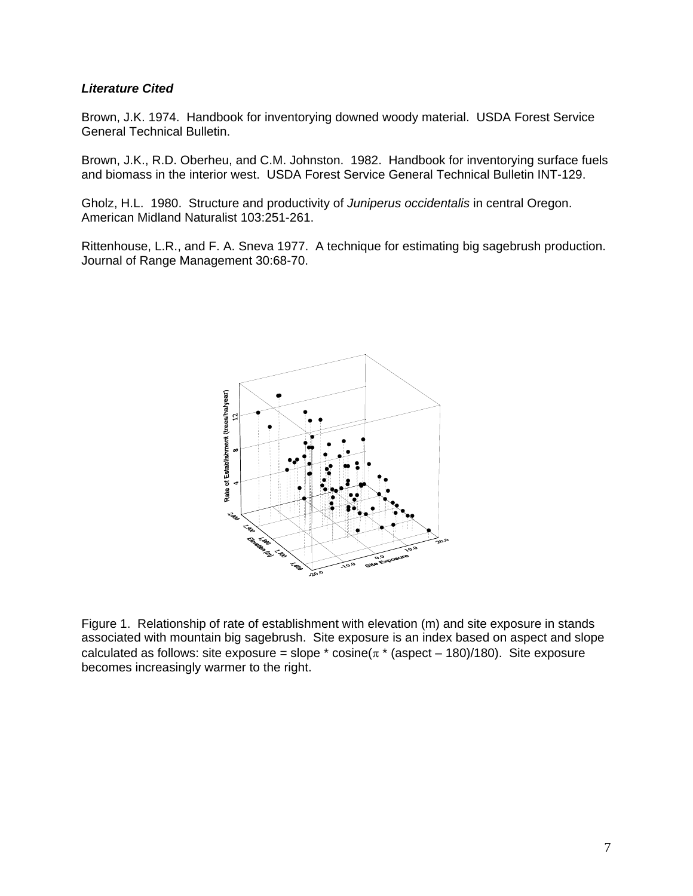***Literature Cited***

Brown, J.K. 1974. Handbook for inventorying downed woody material. USDA Forest Service General Technical Bulletin.

Brown, J.K., R.D. Oberheu, and C.M. Johnston. 1982. Handbook for inventorying surface fuels and biomass in the interior west. USDA Forest Service General Technical Bulletin INT-129.

Gholz, H.L. 1980. Structure and productivity of *Juniperus occidentalis* in central Oregon. American Midland Naturalist 103:251-261.

Rittenhouse, L.R., and F. A. Sneva 1977. A technique for estimating big sagebrush production. Journal of Range Management 30:68-70.

Figure 1. Relationship of rate of establishment with elevation (m) and site exposure in stands associated with mountain big sagebrush. Site exposure is an index based on aspect and slope calculated as follows: site exposure = slope * cosine($\pi$ * (aspect – 180)/180). Site exposure becomes increasingly warmer to the right.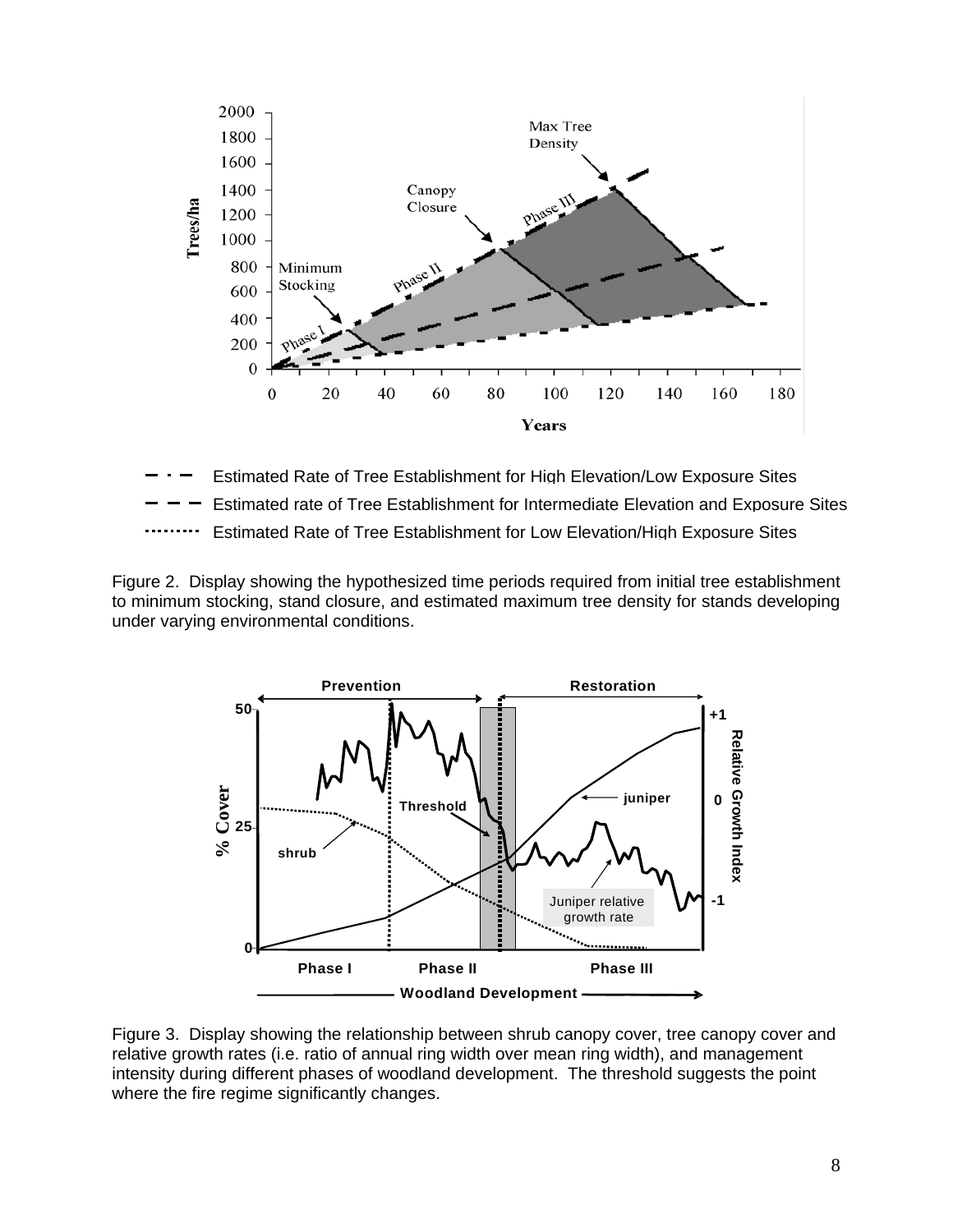Estimated Rate of Tree Establishment for High Elevation/Low Exposure Sites

Estimated rate of Tree Establishment for Intermediate Elevation and Exposure Sites

Estimated Rate of Tree Establishment for Low Elevation/High Exposure Sites

Figure 2. Display showing the hypothesized time periods required from initial tree establishment to minimum stocking, stand closure, and estimated maximum tree density for stands developing under varying environmental conditions.

Figure 3. Display showing the relationship between shrub canopy cover, tree canopy cover and relative growth rates (i.e. ratio of annual ring width over mean ring width), and management intensity during different phases of woodland development. The threshold suggests the point where the fire regime significantly changes.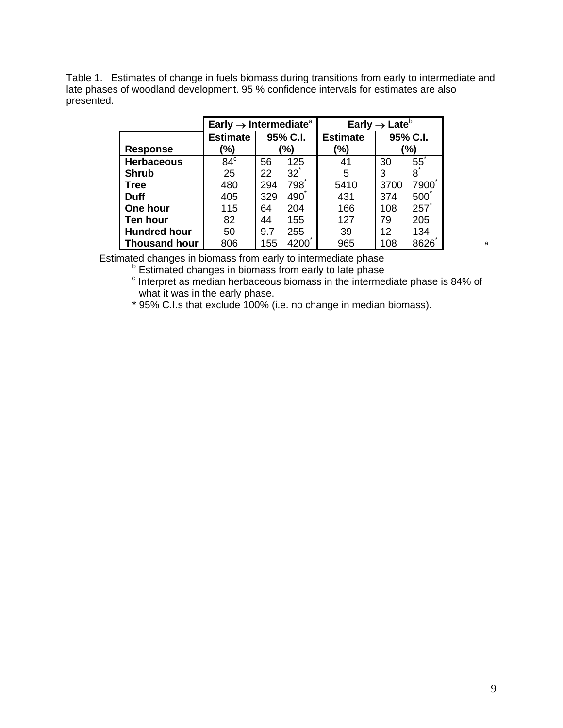Table 1. Estimates of change in fuels biomass during transitions from early to intermediate and late phases of woodland development. 95 % confidence intervals for estimates are also presented.

| | Early → Intermediate[a] | | | Early → Late[b] | | |
|---|---|---|---|---|---|---|
| **Response** | **Estimate (%)** | **95% C.I. (%)** | | **Estimate (%)** | **95% C.I. (%)** | |
| **Herbaceous** | 84[c] | 56 | 125 | 41 | 30 | 55* |
| **Shrub** | 25 | 22 | 32* | 5 | 3 | 8* |
| **Tree** | 480 | 294 | 798* | 5410 | 3700 | 7900* |
| **Duff** | 405 | 329 | 490* | 431 | 374 | 500* |
| **One hour** | 115 | 64 | 204 | 166 | 108 | 257* |
| **Ten hour** | 82 | 44 | 155 | 127 | 79 | 205 |
| **Hundred hour** | 50 | 9.7 | 255 | 39 | 12 | 134 |
| **Thousand hour** | 806 | 155 | 4200* | 965 | 108 | 8626* |

[a] Estimated changes in biomass from early to intermediate phase

[b] Estimated changes in biomass from early to late phase

[c] Interpret as median herbaceous biomass in the intermediate phase is 84% of what it was in the early phase.

\* 95% C.I.s that exclude 100% (i.e. no change in median biomass).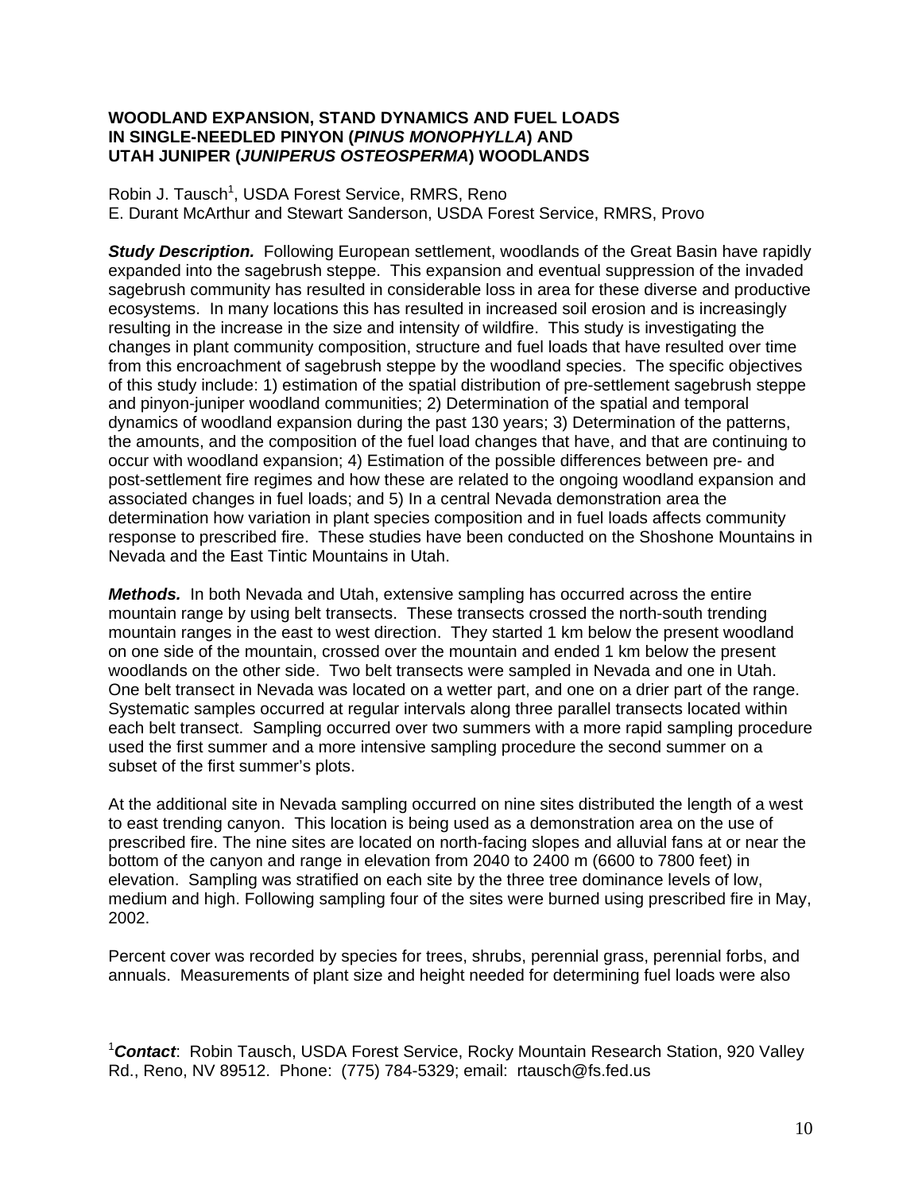**WOODLAND EXPANSION, STAND DYNAMICS AND FUEL LOADS IN SINGLE-NEEDLED PINYON (*PINUS MONOPHYLLA*) AND UTAH JUNIPER (*JUNIPERUS OSTEOSPERMA*) WOODLANDS**

Robin J. Tausch[1], USDA Forest Service, RMRS, Reno
E. Durant McArthur and Stewart Sanderson, USDA Forest Service, RMRS, Provo

***Study Description.*** Following European settlement, woodlands of the Great Basin have rapidly expanded into the sagebrush steppe. This expansion and eventual suppression of the invaded sagebrush community has resulted in considerable loss in area for these diverse and productive ecosystems. In many locations this has resulted in increased soil erosion and is increasingly resulting in the increase in the size and intensity of wildfire. This study is investigating the changes in plant community composition, structure and fuel loads that have resulted over time from this encroachment of sagebrush steppe by the woodland species. The specific objectives of this study include: 1) estimation of the spatial distribution of pre-settlement sagebrush steppe and pinyon-juniper woodland communities; 2) Determination of the spatial and temporal dynamics of woodland expansion during the past 130 years; 3) Determination of the patterns, the amounts, and the composition of the fuel load changes that have, and that are continuing to occur with woodland expansion; 4) Estimation of the possible differences between pre- and post-settlement fire regimes and how these are related to the ongoing woodland expansion and associated changes in fuel loads; and 5) In a central Nevada demonstration area the determination how variation in plant species composition and in fuel loads affects community response to prescribed fire. These studies have been conducted on the Shoshone Mountains in Nevada and the East Tintic Mountains in Utah.

***Methods.*** In both Nevada and Utah, extensive sampling has occurred across the entire mountain range by using belt transects. These transects crossed the north-south trending mountain ranges in the east to west direction. They started 1 km below the present woodland on one side of the mountain, crossed over the mountain and ended 1 km below the present woodlands on the other side. Two belt transects were sampled in Nevada and one in Utah. One belt transect in Nevada was located on a wetter part, and one on a drier part of the range. Systematic samples occurred at regular intervals along three parallel transects located within each belt transect. Sampling occurred over two summers with a more rapid sampling procedure used the first summer and a more intensive sampling procedure the second summer on a subset of the first summer's plots.

At the additional site in Nevada sampling occurred on nine sites distributed the length of a west to east trending canyon. This location is being used as a demonstration area on the use of prescribed fire. The nine sites are located on north-facing slopes and alluvial fans at or near the bottom of the canyon and range in elevation from 2040 to 2400 m (6600 to 7800 feet) in elevation. Sampling was stratified on each site by the three tree dominance levels of low, medium and high. Following sampling four of the sites were burned using prescribed fire in May, 2002.

Percent cover was recorded by species for trees, shrubs, perennial grass, perennial forbs, and annuals. Measurements of plant size and height needed for determining fuel loads were also

[1]***Contact***: Robin Tausch, USDA Forest Service, Rocky Mountain Research Station, 920 Valley Rd., Reno, NV 89512. Phone: (775) 784-5329; email: rtausch@fs.fed.us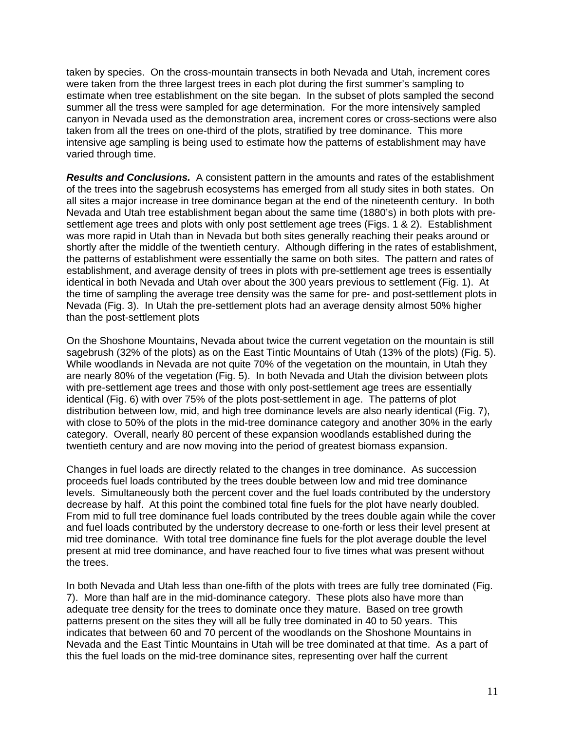taken by species. On the cross-mountain transects in both Nevada and Utah, increment cores were taken from the three largest trees in each plot during the first summer's sampling to estimate when tree establishment on the site began. In the subset of plots sampled the second summer all the tress were sampled for age determination. For the more intensively sampled canyon in Nevada used as the demonstration area, increment cores or cross-sections were also taken from all the trees on one-third of the plots, stratified by tree dominance. This more intensive age sampling is being used to estimate how the patterns of establishment may have varied through time.

***Results and Conclusions.*** A consistent pattern in the amounts and rates of the establishment of the trees into the sagebrush ecosystems has emerged from all study sites in both states. On all sites a major increase in tree dominance began at the end of the nineteenth century. In both Nevada and Utah tree establishment began about the same time (1880's) in both plots with pre-settlement age trees and plots with only post settlement age trees (Figs. 1 & 2). Establishment was more rapid in Utah than in Nevada but both sites generally reaching their peaks around or shortly after the middle of the twentieth century. Although differing in the rates of establishment, the patterns of establishment were essentially the same on both sites. The pattern and rates of establishment, and average density of trees in plots with pre-settlement age trees is essentially identical in both Nevada and Utah over about the 300 years previous to settlement (Fig. 1). At the time of sampling the average tree density was the same for pre- and post-settlement plots in Nevada (Fig. 3). In Utah the pre-settlement plots had an average density almost 50% higher than the post-settlement plots

On the Shoshone Mountains, Nevada about twice the current vegetation on the mountain is still sagebrush (32% of the plots) as on the East Tintic Mountains of Utah (13% of the plots) (Fig. 5). While woodlands in Nevada are not quite 70% of the vegetation on the mountain, in Utah they are nearly 80% of the vegetation (Fig. 5). In both Nevada and Utah the division between plots with pre-settlement age trees and those with only post-settlement age trees are essentially identical (Fig. 6) with over 75% of the plots post-settlement in age. The patterns of plot distribution between low, mid, and high tree dominance levels are also nearly identical (Fig. 7), with close to 50% of the plots in the mid-tree dominance category and another 30% in the early category. Overall, nearly 80 percent of these expansion woodlands established during the twentieth century and are now moving into the period of greatest biomass expansion.

Changes in fuel loads are directly related to the changes in tree dominance. As succession proceeds fuel loads contributed by the trees double between low and mid tree dominance levels. Simultaneously both the percent cover and the fuel loads contributed by the understory decrease by half. At this point the combined total fine fuels for the plot have nearly doubled. From mid to full tree dominance fuel loads contributed by the trees double again while the cover and fuel loads contributed by the understory decrease to one-forth or less their level present at mid tree dominance. With total tree dominance fine fuels for the plot average double the level present at mid tree dominance, and have reached four to five times what was present without the trees.

In both Nevada and Utah less than one-fifth of the plots with trees are fully tree dominated (Fig. 7). More than half are in the mid-dominance category. These plots also have more than adequate tree density for the trees to dominate once they mature. Based on tree growth patterns present on the sites they will all be fully tree dominated in 40 to 50 years. This indicates that between 60 and 70 percent of the woodlands on the Shoshone Mountains in Nevada and the East Tintic Mountains in Utah will be tree dominated at that time. As a part of this the fuel loads on the mid-tree dominance sites, representing over half the current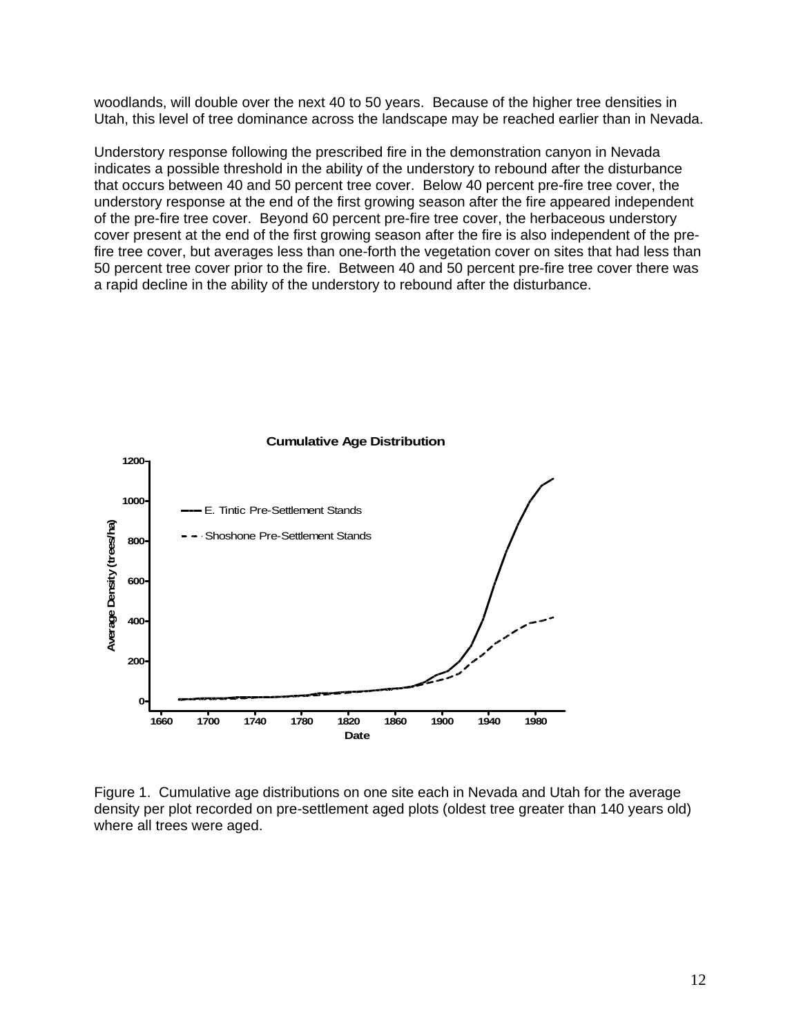woodlands, will double over the next 40 to 50 years. Because of the higher tree densities in Utah, this level of tree dominance across the landscape may be reached earlier than in Nevada.

Understory response following the prescribed fire in the demonstration canyon in Nevada indicates a possible threshold in the ability of the understory to rebound after the disturbance that occurs between 40 and 50 percent tree cover. Below 40 percent pre-fire tree cover, the understory response at the end of the first growing season after the fire appeared independent of the pre-fire tree cover. Beyond 60 percent pre-fire tree cover, the herbaceous understory cover present at the end of the first growing season after the fire is also independent of the pre-fire tree cover, but averages less than one-forth the vegetation cover on sites that had less than 50 percent tree cover prior to the fire. Between 40 and 50 percent pre-fire tree cover there was a rapid decline in the ability of the understory to rebound after the disturbance.

Figure 1. Cumulative age distributions on one site each in Nevada and Utah for the average density per plot recorded on pre-settlement aged plots (oldest tree greater than 140 years old) where all trees were aged.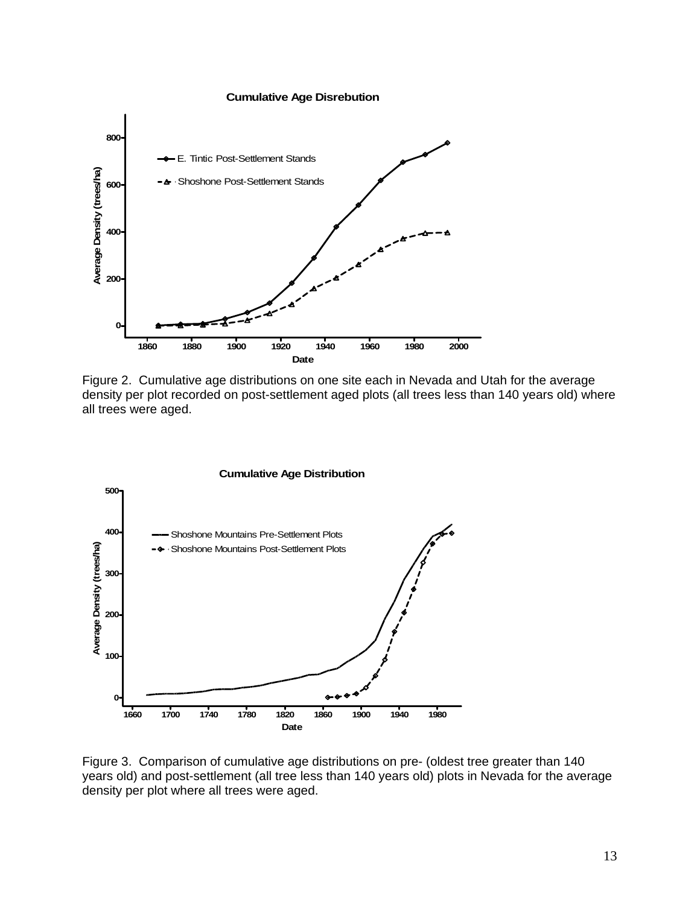Figure 2. Cumulative age distributions on one site each in Nevada and Utah for the average density per plot recorded on post-settlement aged plots (all trees less than 140 years old) where all trees were aged.

Figure 3. Comparison of cumulative age distributions on pre- (oldest tree greater than 140 years old) and post-settlement (all tree less than 140 years old) plots in Nevada for the average density per plot where all trees were aged.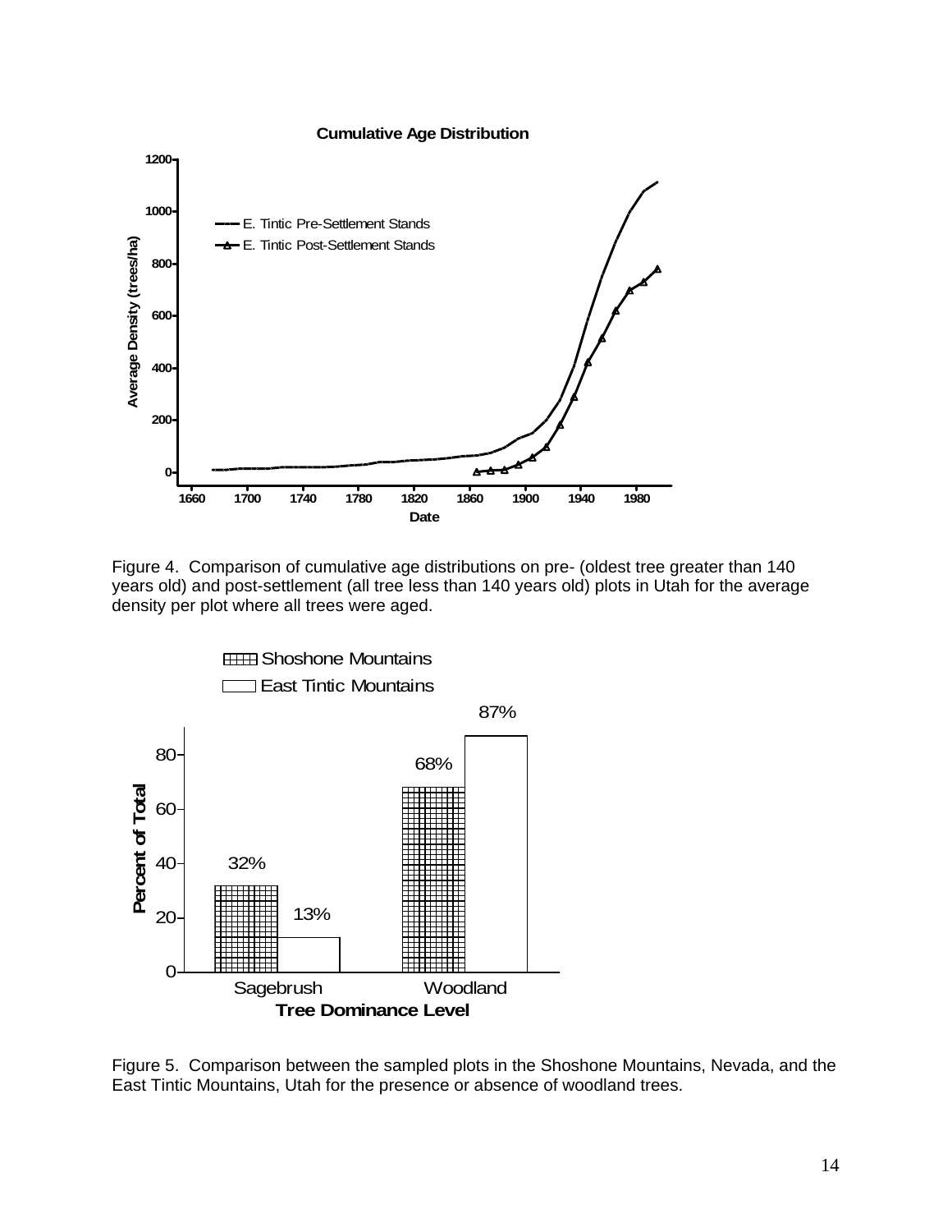Figure 4. Comparison of cumulative age distributions on pre- (oldest tree greater than 140 years old) and post-settlement (all tree less than 140 years old) plots in Utah for the average density per plot where all trees were aged.

Figure 5. Comparison between the sampled plots in the Shoshone Mountains, Nevada, and the East Tintic Mountains, Utah for the presence or absence of woodland trees.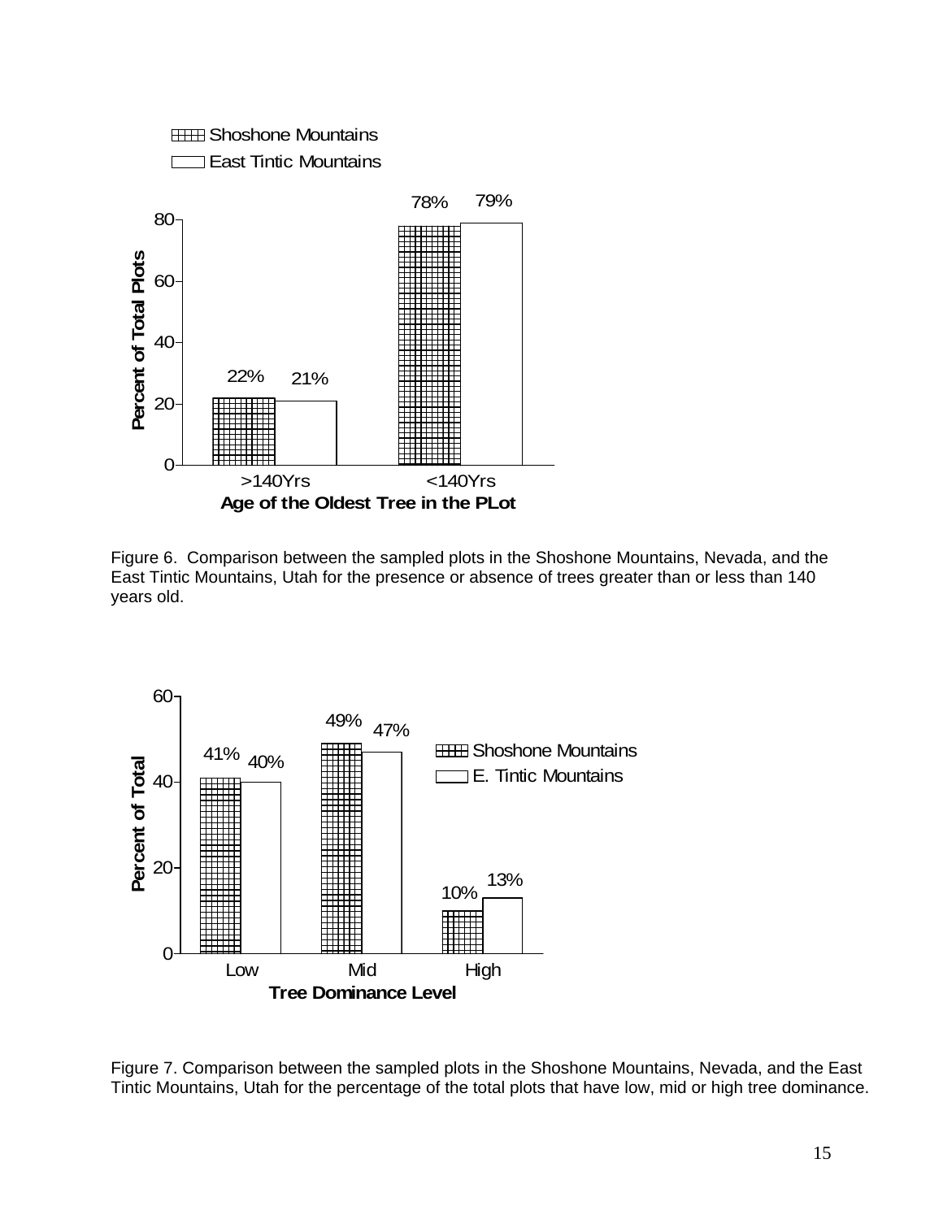Figure 6. Comparison between the sampled plots in the Shoshone Mountains, Nevada, and the East Tintic Mountains, Utah for the presence or absence of trees greater than or less than 140 years old.

Figure 7. Comparison between the sampled plots in the Shoshone Mountains, Nevada, and the East Tintic Mountains, Utah for the percentage of the total plots that have low, mid or high tree dominance.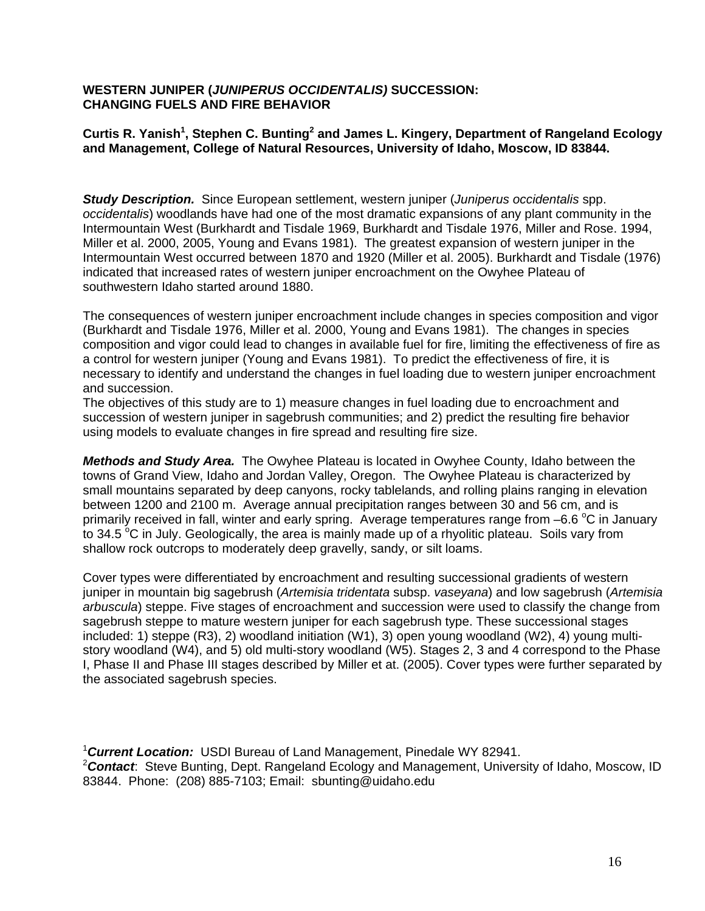# WESTERN JUNIPER (*JUNIPERUS OCCIDENTALIS)* SUCCESSION: CHANGING FUELS AND FIRE BEHAVIOR

**Curtis R. Yanish[1], Stephen C. Bunting[2] and James L. Kingery, Department of Rangeland Ecology and Management, College of Natural Resources, University of Idaho, Moscow, ID 83844.**

***Study Description.*** Since European settlement, western juniper (*Juniperus occidentalis* spp. *occidentalis*) woodlands have had one of the most dramatic expansions of any plant community in the Intermountain West (Burkhardt and Tisdale 1969, Burkhardt and Tisdale 1976, Miller and Rose. 1994, Miller et al. 2000, 2005, Young and Evans 1981). The greatest expansion of western juniper in the Intermountain West occurred between 1870 and 1920 (Miller et al. 2005). Burkhardt and Tisdale (1976) indicated that increased rates of western juniper encroachment on the Owyhee Plateau of southwestern Idaho started around 1880.

The consequences of western juniper encroachment include changes in species composition and vigor (Burkhardt and Tisdale 1976, Miller et al. 2000, Young and Evans 1981). The changes in species composition and vigor could lead to changes in available fuel for fire, limiting the effectiveness of fire as a control for western juniper (Young and Evans 1981). To predict the effectiveness of fire, it is necessary to identify and understand the changes in fuel loading due to western juniper encroachment and succession.

The objectives of this study are to 1) measure changes in fuel loading due to encroachment and succession of western juniper in sagebrush communities; and 2) predict the resulting fire behavior using models to evaluate changes in fire spread and resulting fire size.

***Methods and Study Area.*** The Owyhee Plateau is located in Owyhee County, Idaho between the towns of Grand View, Idaho and Jordan Valley, Oregon. The Owyhee Plateau is characterized by small mountains separated by deep canyons, rocky tablelands, and rolling plains ranging in elevation between 1200 and 2100 m. Average annual precipitation ranges between 30 and 56 cm, and is primarily received in fall, winter and early spring. Average temperatures range from –6.6 °C in January to 34.5 °C in July. Geologically, the area is mainly made up of a rhyolitic plateau. Soils vary from shallow rock outcrops to moderately deep gravelly, sandy, or silt loams.

Cover types were differentiated by encroachment and resulting successional gradients of western juniper in mountain big sagebrush (*Artemisia tridentata* subsp. *vaseyana*) and low sagebrush (*Artemisia arbuscula*) steppe. Five stages of encroachment and succession were used to classify the change from sagebrush steppe to mature western juniper for each sagebrush type. These successional stages included: 1) steppe (R3), 2) woodland initiation (W1), 3) open young woodland (W2), 4) young multi-story woodland (W4), and 5) old multi-story woodland (W5). Stages 2, 3 and 4 correspond to the Phase I, Phase II and Phase III stages described by Miller et at. (2005). Cover types were further separated by the associated sagebrush species.

[1]***Current Location:*** USDI Bureau of Land Management, Pinedale WY 82941.
[2]***Contact***: Steve Bunting, Dept. Rangeland Ecology and Management, University of Idaho, Moscow, ID 83844. Phone: (208) 885-7103; Email: sbunting@uidaho.edu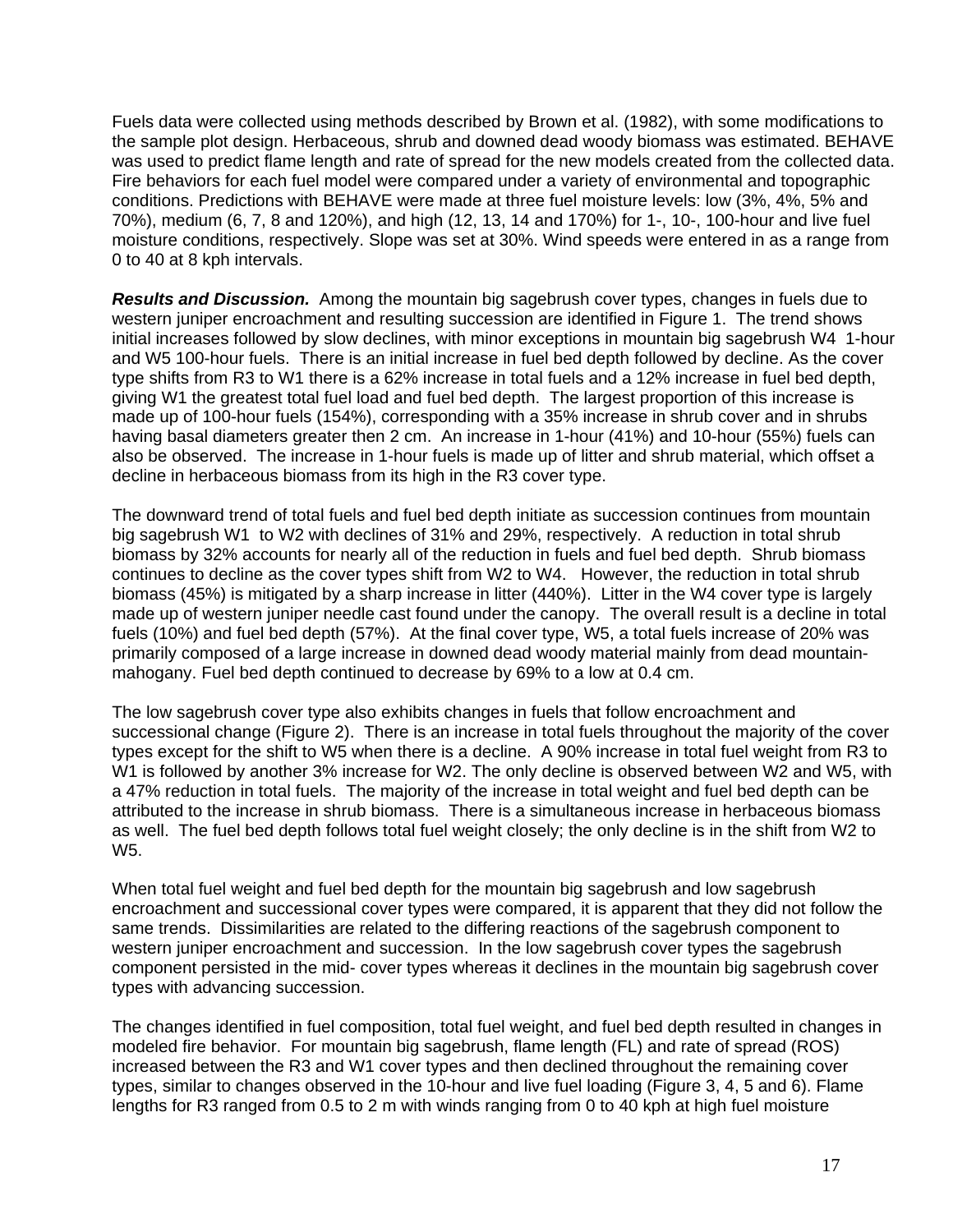Fuels data were collected using methods described by Brown et al. (1982), with some modifications to the sample plot design. Herbaceous, shrub and downed dead woody biomass was estimated. BEHAVE was used to predict flame length and rate of spread for the new models created from the collected data. Fire behaviors for each fuel model were compared under a variety of environmental and topographic conditions. Predictions with BEHAVE were made at three fuel moisture levels: low (3%, 4%, 5% and 70%), medium (6, 7, 8 and 120%), and high (12, 13, 14 and 170%) for 1-, 10-, 100-hour and live fuel moisture conditions, respectively. Slope was set at 30%. Wind speeds were entered in as a range from 0 to 40 at 8 kph intervals.

***Results and Discussion.*** Among the mountain big sagebrush cover types, changes in fuels due to western juniper encroachment and resulting succession are identified in Figure 1. The trend shows initial increases followed by slow declines, with minor exceptions in mountain big sagebrush W4 1-hour and W5 100-hour fuels. There is an initial increase in fuel bed depth followed by decline. As the cover type shifts from R3 to W1 there is a 62% increase in total fuels and a 12% increase in fuel bed depth, giving W1 the greatest total fuel load and fuel bed depth. The largest proportion of this increase is made up of 100-hour fuels (154%), corresponding with a 35% increase in shrub cover and in shrubs having basal diameters greater then 2 cm. An increase in 1-hour (41%) and 10-hour (55%) fuels can also be observed. The increase in 1-hour fuels is made up of litter and shrub material, which offset a decline in herbaceous biomass from its high in the R3 cover type.

The downward trend of total fuels and fuel bed depth initiate as succession continues from mountain big sagebrush W1 to W2 with declines of 31% and 29%, respectively. A reduction in total shrub biomass by 32% accounts for nearly all of the reduction in fuels and fuel bed depth. Shrub biomass continues to decline as the cover types shift from W2 to W4. However, the reduction in total shrub biomass (45%) is mitigated by a sharp increase in litter (440%). Litter in the W4 cover type is largely made up of western juniper needle cast found under the canopy. The overall result is a decline in total fuels (10%) and fuel bed depth (57%). At the final cover type, W5, a total fuels increase of 20% was primarily composed of a large increase in downed dead woody material mainly from dead mountain-mahogany. Fuel bed depth continued to decrease by 69% to a low at 0.4 cm.

The low sagebrush cover type also exhibits changes in fuels that follow encroachment and successional change (Figure 2). There is an increase in total fuels throughout the majority of the cover types except for the shift to W5 when there is a decline. A 90% increase in total fuel weight from R3 to W1 is followed by another 3% increase for W2. The only decline is observed between W2 and W5, with a 47% reduction in total fuels. The majority of the increase in total weight and fuel bed depth can be attributed to the increase in shrub biomass. There is a simultaneous increase in herbaceous biomass as well. The fuel bed depth follows total fuel weight closely; the only decline is in the shift from W2 to W5.

When total fuel weight and fuel bed depth for the mountain big sagebrush and low sagebrush encroachment and successional cover types were compared, it is apparent that they did not follow the same trends. Dissimilarities are related to the differing reactions of the sagebrush component to western juniper encroachment and succession. In the low sagebrush cover types the sagebrush component persisted in the mid- cover types whereas it declines in the mountain big sagebrush cover types with advancing succession.

The changes identified in fuel composition, total fuel weight, and fuel bed depth resulted in changes in modeled fire behavior. For mountain big sagebrush, flame length (FL) and rate of spread (ROS) increased between the R3 and W1 cover types and then declined throughout the remaining cover types, similar to changes observed in the 10-hour and live fuel loading (Figure 3, 4, 5 and 6). Flame lengths for R3 ranged from 0.5 to 2 m with winds ranging from 0 to 40 kph at high fuel moisture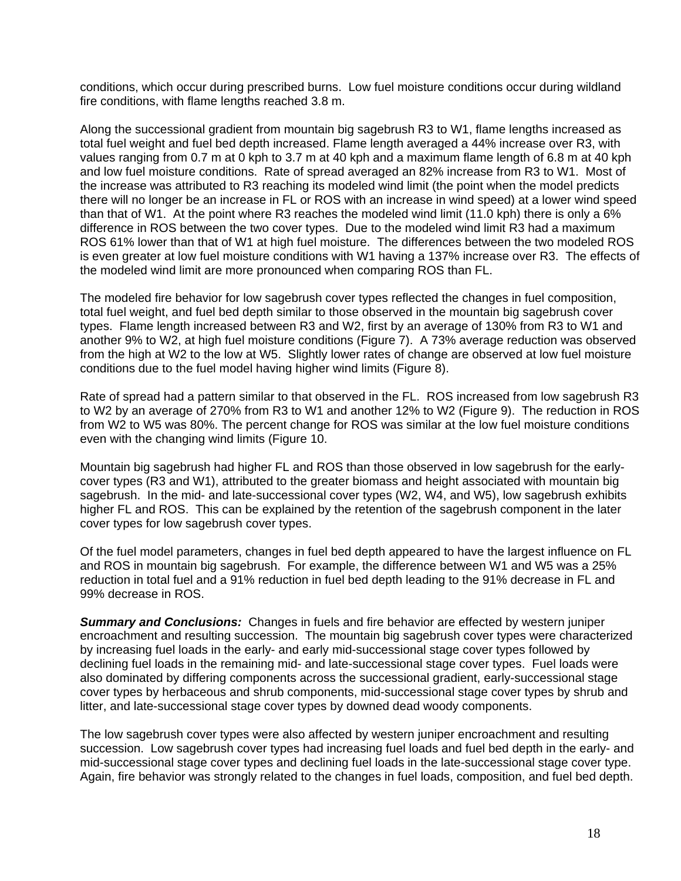conditions, which occur during prescribed burns. Low fuel moisture conditions occur during wildland fire conditions, with flame lengths reached 3.8 m.

Along the successional gradient from mountain big sagebrush R3 to W1, flame lengths increased as total fuel weight and fuel bed depth increased. Flame length averaged a 44% increase over R3, with values ranging from 0.7 m at 0 kph to 3.7 m at 40 kph and a maximum flame length of 6.8 m at 40 kph and low fuel moisture conditions. Rate of spread averaged an 82% increase from R3 to W1. Most of the increase was attributed to R3 reaching its modeled wind limit (the point when the model predicts there will no longer be an increase in FL or ROS with an increase in wind speed) at a lower wind speed than that of W1. At the point where R3 reaches the modeled wind limit (11.0 kph) there is only a 6% difference in ROS between the two cover types. Due to the modeled wind limit R3 had a maximum ROS 61% lower than that of W1 at high fuel moisture. The differences between the two modeled ROS is even greater at low fuel moisture conditions with W1 having a 137% increase over R3. The effects of the modeled wind limit are more pronounced when comparing ROS than FL.

The modeled fire behavior for low sagebrush cover types reflected the changes in fuel composition, total fuel weight, and fuel bed depth similar to those observed in the mountain big sagebrush cover types. Flame length increased between R3 and W2, first by an average of 130% from R3 to W1 and another 9% to W2, at high fuel moisture conditions (Figure 7). A 73% average reduction was observed from the high at W2 to the low at W5. Slightly lower rates of change are observed at low fuel moisture conditions due to the fuel model having higher wind limits (Figure 8).

Rate of spread had a pattern similar to that observed in the FL. ROS increased from low sagebrush R3 to W2 by an average of 270% from R3 to W1 and another 12% to W2 (Figure 9). The reduction in ROS from W2 to W5 was 80%. The percent change for ROS was similar at the low fuel moisture conditions even with the changing wind limits (Figure 10.

Mountain big sagebrush had higher FL and ROS than those observed in low sagebrush for the early-cover types (R3 and W1), attributed to the greater biomass and height associated with mountain big sagebrush. In the mid- and late-successional cover types (W2, W4, and W5), low sagebrush exhibits higher FL and ROS. This can be explained by the retention of the sagebrush component in the later cover types for low sagebrush cover types.

Of the fuel model parameters, changes in fuel bed depth appeared to have the largest influence on FL and ROS in mountain big sagebrush. For example, the difference between W1 and W5 was a 25% reduction in total fuel and a 91% reduction in fuel bed depth leading to the 91% decrease in FL and 99% decrease in ROS.

***Summary and Conclusions:*** Changes in fuels and fire behavior are effected by western juniper encroachment and resulting succession. The mountain big sagebrush cover types were characterized by increasing fuel loads in the early- and early mid-successional stage cover types followed by declining fuel loads in the remaining mid- and late-successional stage cover types. Fuel loads were also dominated by differing components across the successional gradient, early-successional stage cover types by herbaceous and shrub components, mid-successional stage cover types by shrub and litter, and late-successional stage cover types by downed dead woody components.

The low sagebrush cover types were also affected by western juniper encroachment and resulting succession. Low sagebrush cover types had increasing fuel loads and fuel bed depth in the early- and mid-successional stage cover types and declining fuel loads in the late-successional stage cover type. Again, fire behavior was strongly related to the changes in fuel loads, composition, and fuel bed depth.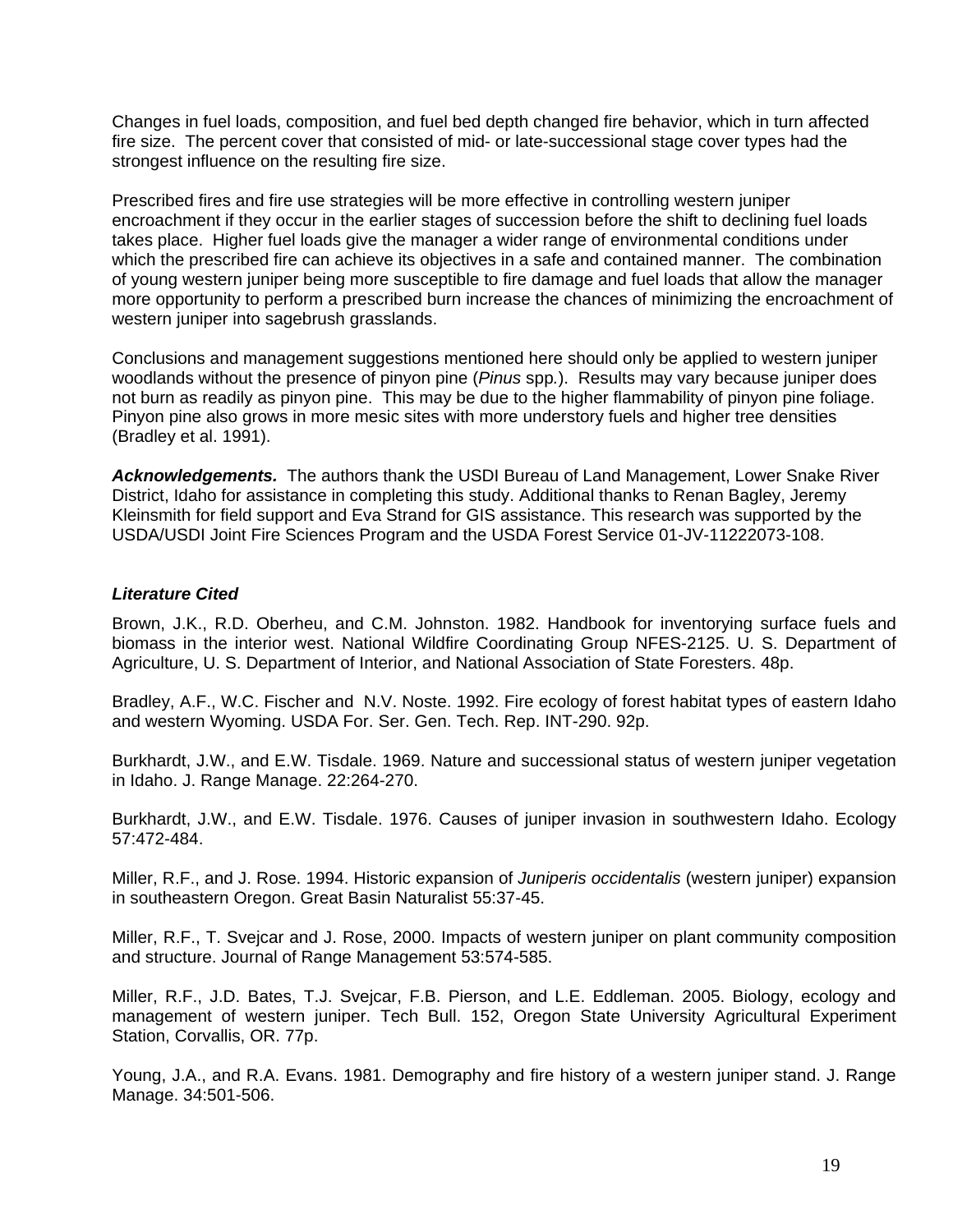Changes in fuel loads, composition, and fuel bed depth changed fire behavior, which in turn affected fire size. The percent cover that consisted of mid- or late-successional stage cover types had the strongest influence on the resulting fire size.

Prescribed fires and fire use strategies will be more effective in controlling western juniper encroachment if they occur in the earlier stages of succession before the shift to declining fuel loads takes place. Higher fuel loads give the manager a wider range of environmental conditions under which the prescribed fire can achieve its objectives in a safe and contained manner. The combination of young western juniper being more susceptible to fire damage and fuel loads that allow the manager more opportunity to perform a prescribed burn increase the chances of minimizing the encroachment of western juniper into sagebrush grasslands.

Conclusions and management suggestions mentioned here should only be applied to western juniper woodlands without the presence of pinyon pine (*Pinus* spp.). Results may vary because juniper does not burn as readily as pinyon pine. This may be due to the higher flammability of pinyon pine foliage. Pinyon pine also grows in more mesic sites with more understory fuels and higher tree densities (Bradley et al. 1991).

***Acknowledgements.*** The authors thank the USDI Bureau of Land Management, Lower Snake River District, Idaho for assistance in completing this study. Additional thanks to Renan Bagley, Jeremy Kleinsmith for field support and Eva Strand for GIS assistance. This research was supported by the USDA/USDI Joint Fire Sciences Program and the USDA Forest Service 01-JV-11222073-108.

### *Literature Cited*

Brown, J.K., R.D. Oberheu, and C.M. Johnston. 1982. Handbook for inventorying surface fuels and biomass in the interior west. National Wildfire Coordinating Group NFES-2125. U. S. Department of Agriculture, U. S. Department of Interior, and National Association of State Foresters. 48p.

Bradley, A.F., W.C. Fischer and N.V. Noste. 1992. Fire ecology of forest habitat types of eastern Idaho and western Wyoming. USDA For. Ser. Gen. Tech. Rep. INT-290. 92p.

Burkhardt, J.W., and E.W. Tisdale. 1969. Nature and successional status of western juniper vegetation in Idaho. J. Range Manage. 22:264-270.

Burkhardt, J.W., and E.W. Tisdale. 1976. Causes of juniper invasion in southwestern Idaho. Ecology 57:472-484.

Miller, R.F., and J. Rose. 1994. Historic expansion of *Juniperis occidentalis* (western juniper) expansion in southeastern Oregon. Great Basin Naturalist 55:37-45.

Miller, R.F., T. Svejcar and J. Rose, 2000. Impacts of western juniper on plant community composition and structure. Journal of Range Management 53:574-585.

Miller, R.F., J.D. Bates, T.J. Svejcar, F.B. Pierson, and L.E. Eddleman. 2005. Biology, ecology and management of western juniper. Tech Bull. 152, Oregon State University Agricultural Experiment Station, Corvallis, OR. 77p.

Young, J.A., and R.A. Evans. 1981. Demography and fire history of a western juniper stand. J. Range Manage. 34:501-506.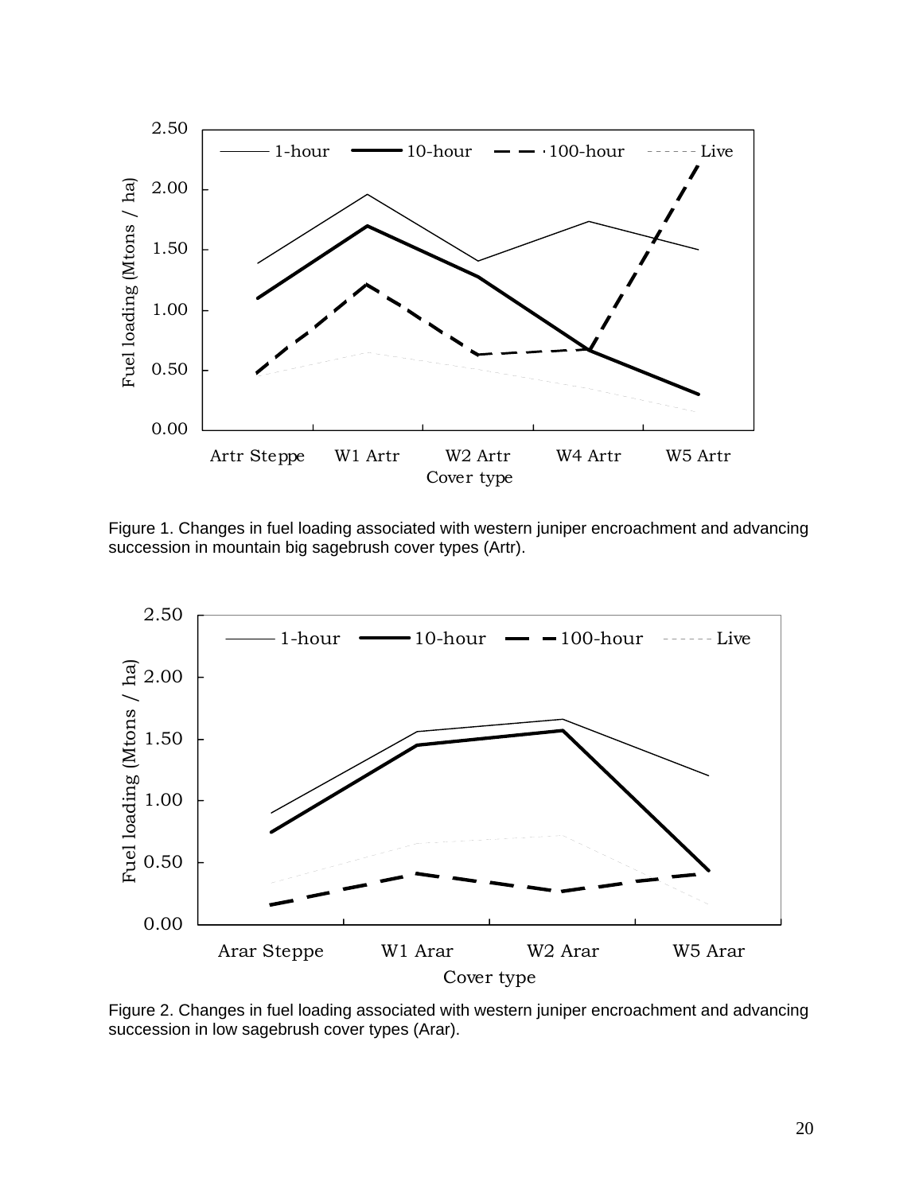Figure 1. Changes in fuel loading associated with western juniper encroachment and advancing succession in mountain big sagebrush cover types (Artr).

Figure 2. Changes in fuel loading associated with western juniper encroachment and advancing succession in low sagebrush cover types (Arar).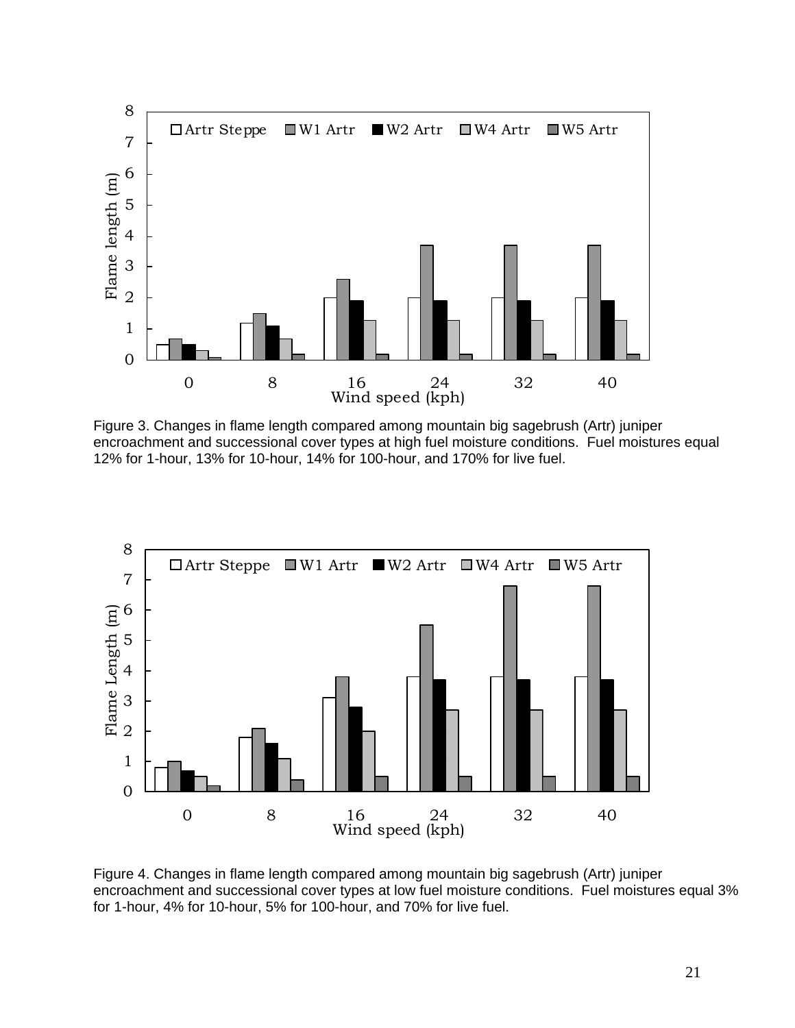Figure 3. Changes in flame length compared among mountain big sagebrush (Artr) juniper encroachment and successional cover types at high fuel moisture conditions. Fuel moistures equal 12% for 1-hour, 13% for 10-hour, 14% for 100-hour, and 170% for live fuel.

Figure 4. Changes in flame length compared among mountain big sagebrush (Artr) juniper encroachment and successional cover types at low fuel moisture conditions. Fuel moistures equal 3% for 1-hour, 4% for 10-hour, 5% for 100-hour, and 70% for live fuel.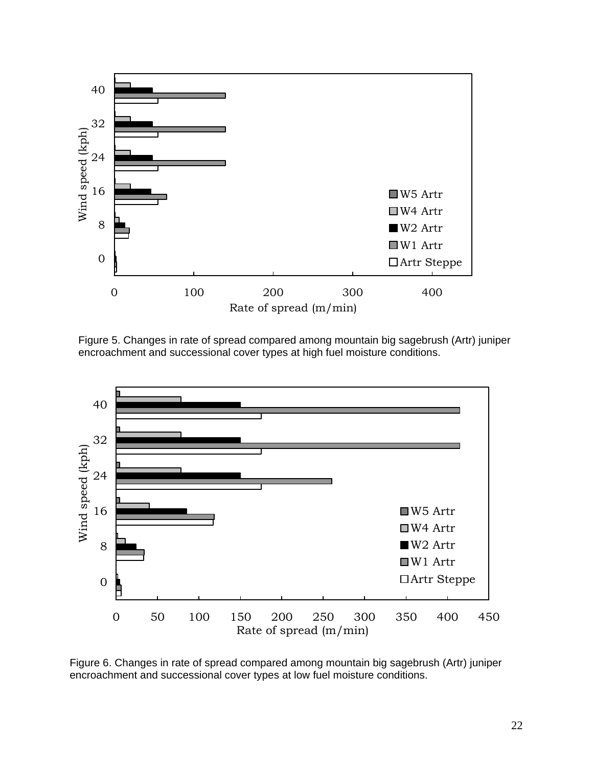Figure 5. Changes in rate of spread compared among mountain big sagebrush (Artr) juniper encroachment and successional cover types at high fuel moisture conditions.

Figure 6. Changes in rate of spread compared among mountain big sagebrush (Artr) juniper encroachment and successional cover types at low fuel moisture conditions.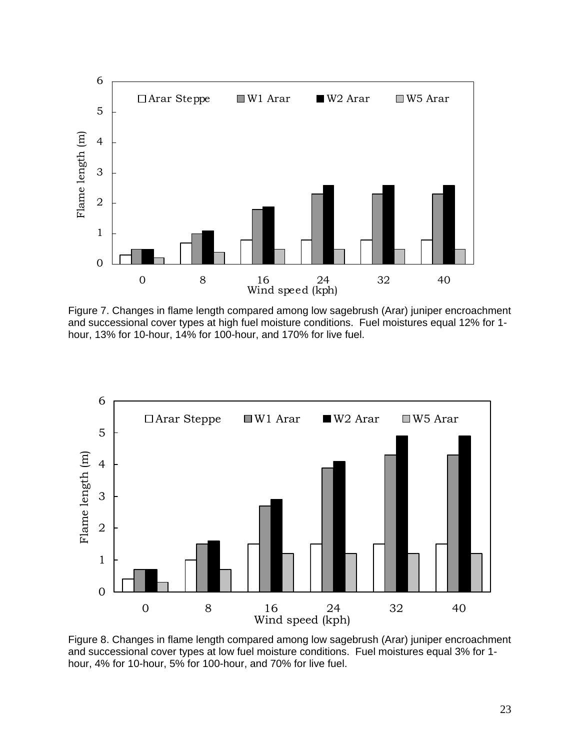Figure 7. Changes in flame length compared among low sagebrush (Arar) juniper encroachment and successional cover types at high fuel moisture conditions. Fuel moistures equal 12% for 1-hour, 13% for 10-hour, 14% for 100-hour, and 170% for live fuel.

Figure 8. Changes in flame length compared among low sagebrush (Arar) juniper encroachment and successional cover types at low fuel moisture conditions. Fuel moistures equal 3% for 1-hour, 4% for 10-hour, 5% for 100-hour, and 70% for live fuel.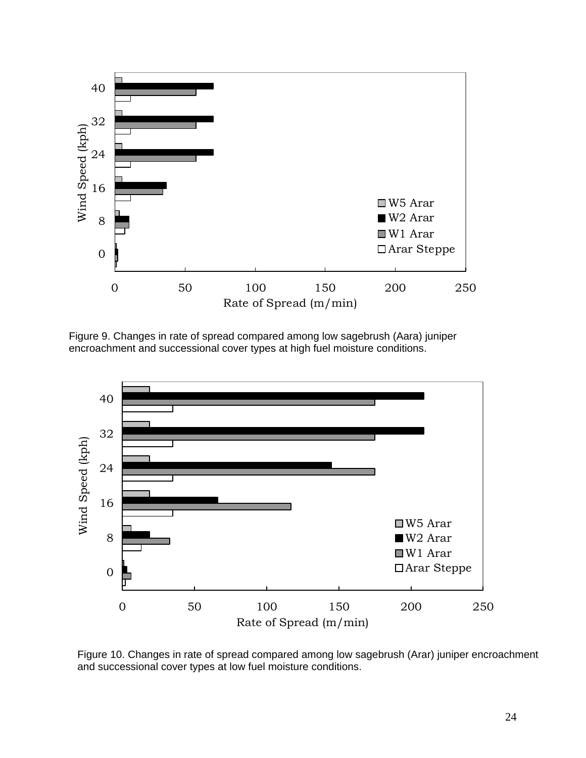Figure 9. Changes in rate of spread compared among low sagebrush (Aara) juniper encroachment and successional cover types at high fuel moisture conditions.

Figure 10. Changes in rate of spread compared among low sagebrush (Arar) juniper encroachment and successional cover types at low fuel moisture conditions.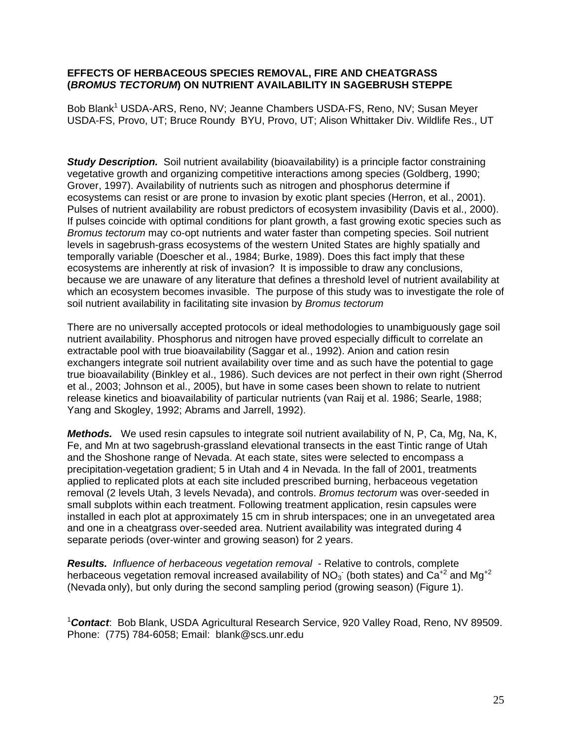# EFFECTS OF HERBACEOUS SPECIES REMOVAL, FIRE AND CHEATGRASS (*BROMUS TECTORUM*) ON NUTRIENT AVAILABILITY IN SAGEBRUSH STEPPE

Bob Blank[1] USDA-ARS, Reno, NV; Jeanne Chambers USDA-FS, Reno, NV; Susan Meyer USDA-FS, Provo, UT; Bruce Roundy BYU, Provo, UT; Alison Whittaker Div. Wildlife Res., UT

***Study Description.*** Soil nutrient availability (bioavailability) is a principle factor constraining vegetative growth and organizing competitive interactions among species (Goldberg, 1990; Grover, 1997). Availability of nutrients such as nitrogen and phosphorus determine if ecosystems can resist or are prone to invasion by exotic plant species (Herron, et al., 2001). Pulses of nutrient availability are robust predictors of ecosystem invasibility (Davis et al., 2000). If pulses coincide with optimal conditions for plant growth, a fast growing exotic species such as *Bromus tectorum* may co-opt nutrients and water faster than competing species. Soil nutrient levels in sagebrush-grass ecosystems of the western United States are highly spatially and temporally variable (Doescher et al., 1984; Burke, 1989). Does this fact imply that these ecosystems are inherently at risk of invasion? It is impossible to draw any conclusions, because we are unaware of any literature that defines a threshold level of nutrient availability at which an ecosystem becomes invasible. The purpose of this study was to investigate the role of soil nutrient availability in facilitating site invasion by *Bromus tectorum*

There are no universally accepted protocols or ideal methodologies to unambiguously gage soil nutrient availability. Phosphorus and nitrogen have proved especially difficult to correlate an extractable pool with true bioavailability (Saggar et al., 1992). Anion and cation resin exchangers integrate soil nutrient availability over time and as such have the potential to gage true bioavailability (Binkley et al., 1986). Such devices are not perfect in their own right (Sherrod et al., 2003; Johnson et al., 2005), but have in some cases been shown to relate to nutrient release kinetics and bioavailability of particular nutrients (van Raij et al. 1986; Searle, 1988; Yang and Skogley, 1992; Abrams and Jarrell, 1992).

***Methods.*** We used resin capsules to integrate soil nutrient availability of N, P, Ca, Mg, Na, K, Fe, and Mn at two sagebrush-grassland elevational transects in the east Tintic range of Utah and the Shoshone range of Nevada. At each state, sites were selected to encompass a precipitation-vegetation gradient; 5 in Utah and 4 in Nevada. In the fall of 2001, treatments applied to replicated plots at each site included prescribed burning, herbaceous vegetation removal (2 levels Utah, 3 levels Nevada), and controls. *Bromus tectorum* was over-seeded in small subplots within each treatment. Following treatment application, resin capsules were installed in each plot at approximately 15 cm in shrub interspaces; one in an unvegetated area and one in a cheatgrass over-seeded area. Nutrient availability was integrated during 4 separate periods (over-winter and growing season) for 2 years.

***Results.*** *Influence of herbaceous vegetation removal* - Relative to controls, complete herbaceous vegetation removal increased availability of $NO_3^-$ (both states) and $Ca^{+2}$ and $Mg^{+2}$ (Nevada only), but only during the second sampling period (growing season) (Figure 1).

[1]***Contact***: Bob Blank, USDA Agricultural Research Service, 920 Valley Road, Reno, NV 89509. Phone: (775) 784-6058; Email: blank@scs.unr.edu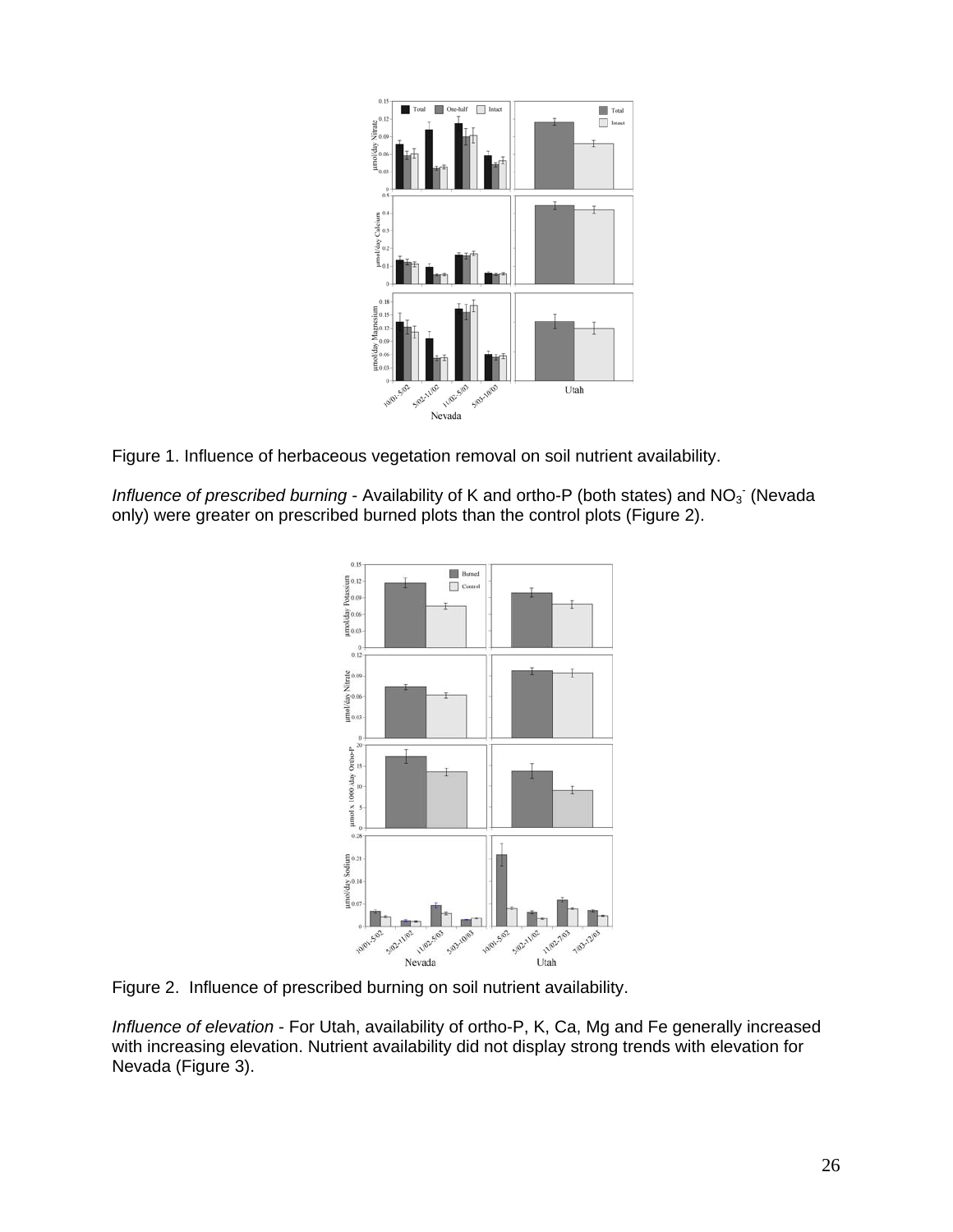Figure 1. Influence of herbaceous vegetation removal on soil nutrient availability.

*Influence of prescribed burning* - Availability of K and ortho-P (both states) and $NO_3^-$ (Nevada only) were greater on prescribed burned plots than the control plots (Figure 2).

Figure 2. Influence of prescribed burning on soil nutrient availability.

*Influence of elevation* - For Utah, availability of ortho-P, K, Ca, Mg and Fe generally increased with increasing elevation. Nutrient availability did not display strong trends with elevation for Nevada (Figure 3).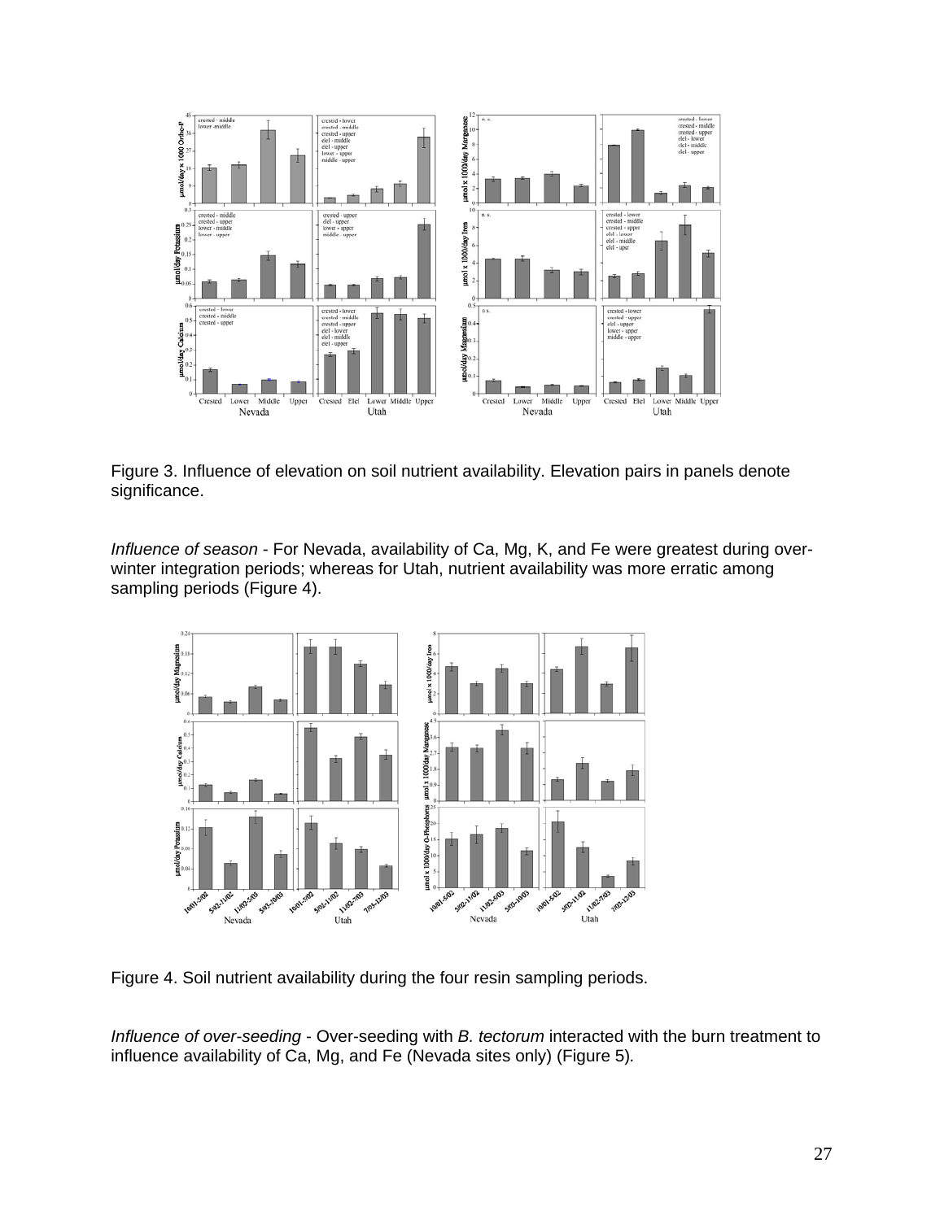Figure 3. Influence of elevation on soil nutrient availability. Elevation pairs in panels denote significance.

*Influence of season* - For Nevada, availability of Ca, Mg, K, and Fe were greatest during over-winter integration periods; whereas for Utah, nutrient availability was more erratic among sampling periods (Figure 4).

Figure 4. Soil nutrient availability during the four resin sampling periods.

*Influence of over-seeding* - Over-seeding with *B. tectorum* interacted with the burn treatment to influence availability of Ca, Mg, and Fe (Nevada sites only) (Figure 5).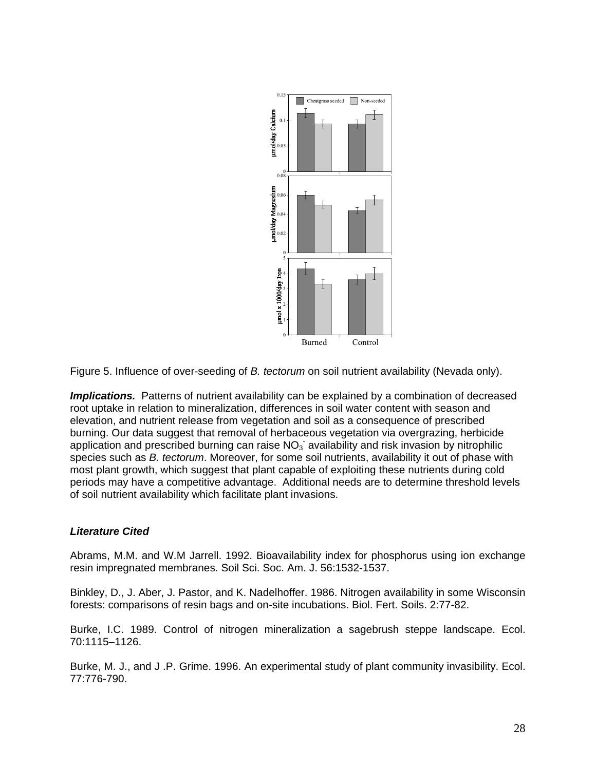Figure 5. Influence of over-seeding of *B. tectorum* on soil nutrient availability (Nevada only).

***Implications.*** Patterns of nutrient availability can be explained by a combination of decreased root uptake in relation to mineralization, differences in soil water content with season and elevation, and nutrient release from vegetation and soil as a consequence of prescribed burning. Our data suggest that removal of herbaceous vegetation via overgrazing, herbicide application and prescribed burning can raise $NO_3^-$ availability and risk invasion by nitrophilic species such as *B. tectorum*. Moreover, for some soil nutrients, availability it out of phase with most plant growth, which suggest that plant capable of exploiting these nutrients during cold periods may have a competitive advantage. Additional needs are to determine threshold levels of soil nutrient availability which facilitate plant invasions.

## *Literature Cited*

Abrams, M.M. and W.M Jarrell. 1992. Bioavailability index for phosphorus using ion exchange resin impregnated membranes. Soil Sci. Soc. Am. J. 56:1532-1537.

Binkley, D., J. Aber, J. Pastor, and K. Nadelhoffer. 1986. Nitrogen availability in some Wisconsin forests: comparisons of resin bags and on-site incubations. Biol. Fert. Soils. 2:77-82.

Burke, I.C. 1989. Control of nitrogen mineralization a sagebrush steppe landscape. Ecol. 70:1115–1126.

Burke, M. J., and J .P. Grime. 1996. An experimental study of plant community invasibility. Ecol. 77:776-790.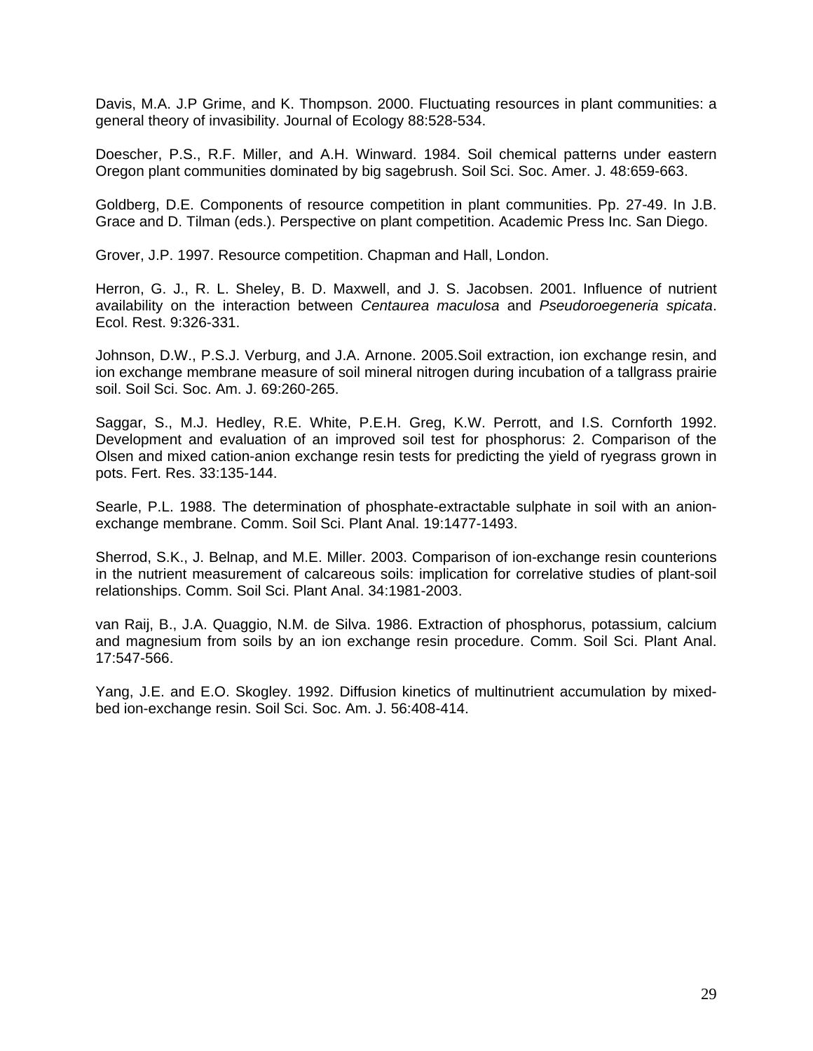Davis, M.A. J.P Grime, and K. Thompson. 2000. Fluctuating resources in plant communities: a general theory of invasibility. Journal of Ecology 88:528-534.

Doescher, P.S., R.F. Miller, and A.H. Winward. 1984. Soil chemical patterns under eastern Oregon plant communities dominated by big sagebrush. Soil Sci. Soc. Amer. J. 48:659-663.

Goldberg, D.E. Components of resource competition in plant communities. Pp. 27-49. In J.B. Grace and D. Tilman (eds.). Perspective on plant competition. Academic Press Inc. San Diego.

Grover, J.P. 1997. Resource competition. Chapman and Hall, London.

Herron, G. J., R. L. Sheley, B. D. Maxwell, and J. S. Jacobsen. 2001. Influence of nutrient availability on the interaction between *Centaurea maculosa* and *Pseudoroegeneria spicata*. Ecol. Rest. 9:326-331.

Johnson, D.W., P.S.J. Verburg, and J.A. Arnone. 2005.Soil extraction, ion exchange resin, and ion exchange membrane measure of soil mineral nitrogen during incubation of a tallgrass prairie soil. Soil Sci. Soc. Am. J. 69:260-265.

Saggar, S., M.J. Hedley, R.E. White, P.E.H. Greg, K.W. Perrott, and I.S. Cornforth 1992. Development and evaluation of an improved soil test for phosphorus: 2. Comparison of the Olsen and mixed cation-anion exchange resin tests for predicting the yield of ryegrass grown in pots. Fert. Res. 33:135-144.

Searle, P.L. 1988. The determination of phosphate-extractable sulphate in soil with an anion-exchange membrane. Comm. Soil Sci. Plant Anal. 19:1477-1493.

Sherrod, S.K., J. Belnap, and M.E. Miller. 2003. Comparison of ion-exchange resin counterions in the nutrient measurement of calcareous soils: implication for correlative studies of plant-soil relationships. Comm. Soil Sci. Plant Anal. 34:1981-2003.

van Raij, B., J.A. Quaggio, N.M. de Silva. 1986. Extraction of phosphorus, potassium, calcium and magnesium from soils by an ion exchange resin procedure. Comm. Soil Sci. Plant Anal. 17:547-566.

Yang, J.E. and E.O. Skogley. 1992. Diffusion kinetics of multinutrient accumulation by mixed-bed ion-exchange resin. Soil Sci. Soc. Am. J. 56:408-414.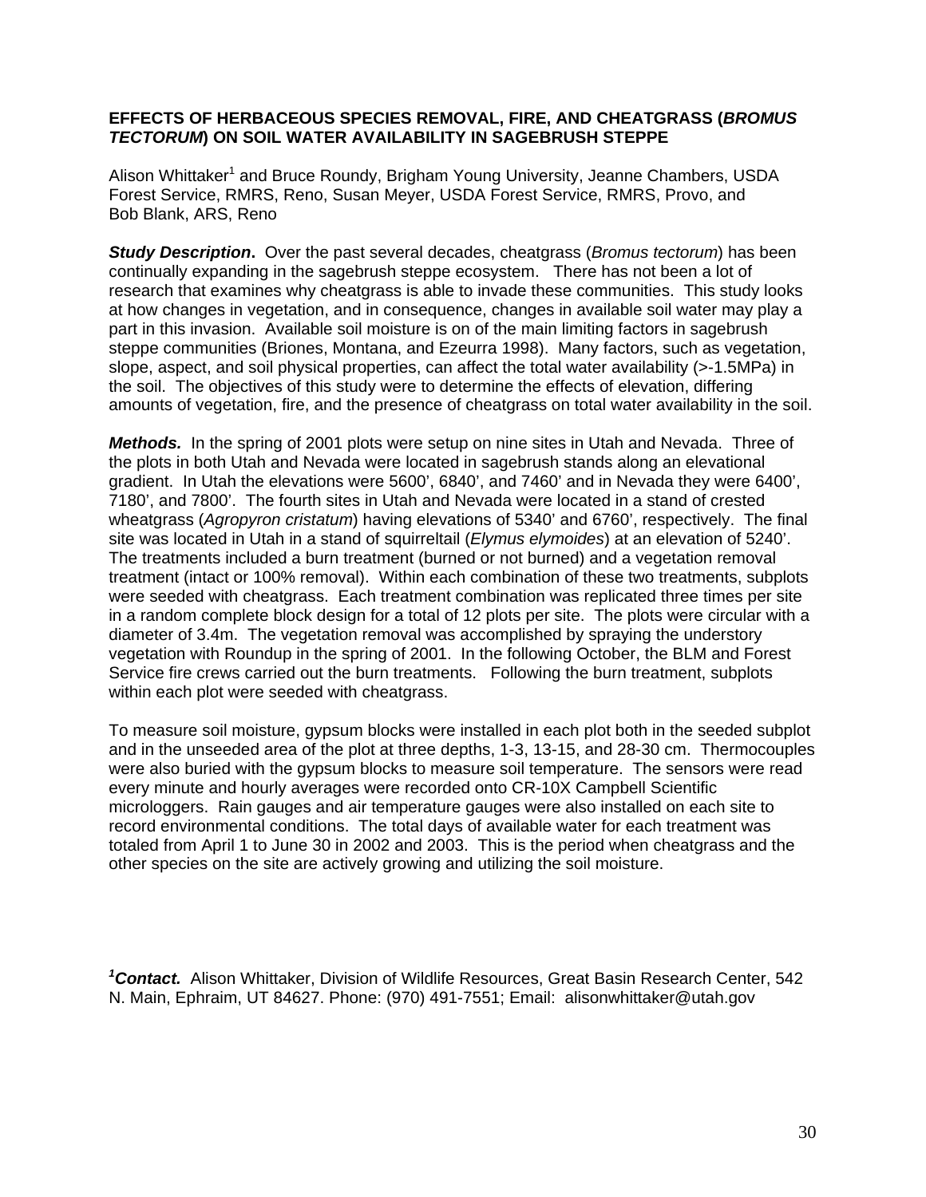### EFFECTS OF HERBACEOUS SPECIES REMOVAL, FIRE, AND CHEATGRASS (*BROMUS TECTORUM*) ON SOIL WATER AVAILABILITY IN SAGEBRUSH STEPPE

Alison Whittaker[1] and Bruce Roundy, Brigham Young University, Jeanne Chambers, USDA Forest Service, RMRS, Reno, Susan Meyer, USDA Forest Service, RMRS, Provo, and Bob Blank, ARS, Reno

***Study Description*.** Over the past several decades, cheatgrass (*Bromus tectorum*) has been continually expanding in the sagebrush steppe ecosystem. There has not been a lot of research that examines why cheatgrass is able to invade these communities. This study looks at how changes in vegetation, and in consequence, changes in available soil water may play a part in this invasion. Available soil moisture is on of the main limiting factors in sagebrush steppe communities (Briones, Montana, and Ezeurra 1998). Many factors, such as vegetation, slope, aspect, and soil physical properties, can affect the total water availability (>-1.5MPa) in the soil. The objectives of this study were to determine the effects of elevation, differing amounts of vegetation, fire, and the presence of cheatgrass on total water availability in the soil.

***Methods.*** In the spring of 2001 plots were setup on nine sites in Utah and Nevada. Three of the plots in both Utah and Nevada were located in sagebrush stands along an elevational gradient. In Utah the elevations were 5600', 6840', and 7460' and in Nevada they were 6400', 7180', and 7800'. The fourth sites in Utah and Nevada were located in a stand of crested wheatgrass (*Agropyron cristatum*) having elevations of 5340' and 6760', respectively. The final site was located in Utah in a stand of squirreltail (*Elymus elymoides*) at an elevation of 5240'. The treatments included a burn treatment (burned or not burned) and a vegetation removal treatment (intact or 100% removal). Within each combination of these two treatments, subplots were seeded with cheatgrass. Each treatment combination was replicated three times per site in a random complete block design for a total of 12 plots per site. The plots were circular with a diameter of 3.4m. The vegetation removal was accomplished by spraying the understory vegetation with Roundup in the spring of 2001. In the following October, the BLM and Forest Service fire crews carried out the burn treatments. Following the burn treatment, subplots within each plot were seeded with cheatgrass.

To measure soil moisture, gypsum blocks were installed in each plot both in the seeded subplot and in the unseeded area of the plot at three depths, 1-3, 13-15, and 28-30 cm. Thermocouples were also buried with the gypsum blocks to measure soil temperature. The sensors were read every minute and hourly averages were recorded onto CR-10X Campbell Scientific microloggers. Rain gauges and air temperature gauges were also installed on each site to record environmental conditions. The total days of available water for each treatment was totaled from April 1 to June 30 in 2002 and 2003. This is the period when cheatgrass and the other species on the site are actively growing and utilizing the soil moisture.

[1]***Contact.*** Alison Whittaker, Division of Wildlife Resources, Great Basin Research Center, 542 N. Main, Ephraim, UT 84627. Phone: (970) 491-7551; Email: alisonwhittaker@utah.gov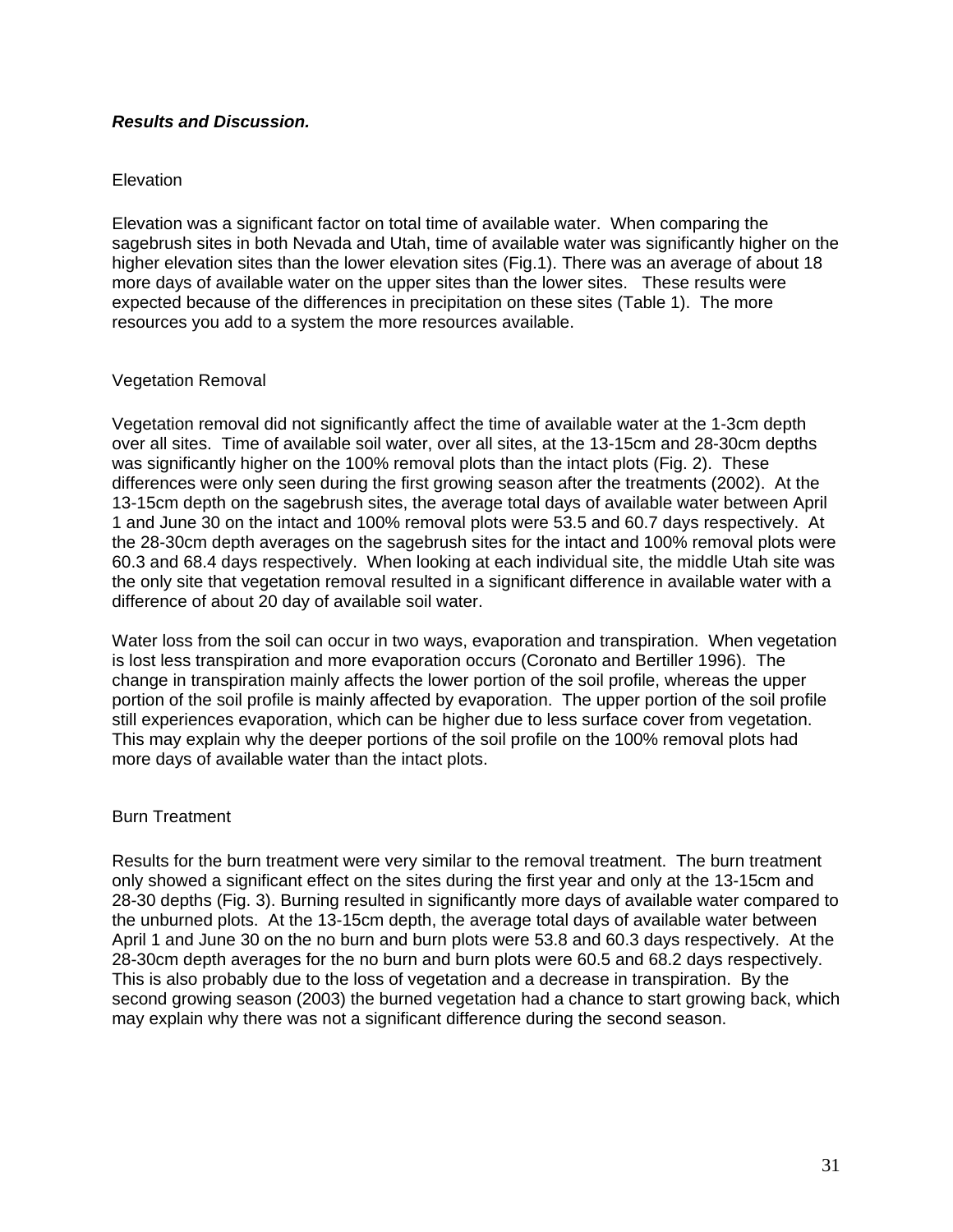***Results and Discussion.***

Elevation

Elevation was a significant factor on total time of available water. When comparing the sagebrush sites in both Nevada and Utah, time of available water was significantly higher on the higher elevation sites than the lower elevation sites (Fig.1). There was an average of about 18 more days of available water on the upper sites than the lower sites. These results were expected because of the differences in precipitation on these sites (Table 1). The more resources you add to a system the more resources available.

Vegetation Removal

Vegetation removal did not significantly affect the time of available water at the 1-3cm depth over all sites. Time of available soil water, over all sites, at the 13-15cm and 28-30cm depths was significantly higher on the 100% removal plots than the intact plots (Fig. 2). These differences were only seen during the first growing season after the treatments (2002). At the 13-15cm depth on the sagebrush sites, the average total days of available water between April 1 and June 30 on the intact and 100% removal plots were 53.5 and 60.7 days respectively. At the 28-30cm depth averages on the sagebrush sites for the intact and 100% removal plots were 60.3 and 68.4 days respectively. When looking at each individual site, the middle Utah site was the only site that vegetation removal resulted in a significant difference in available water with a difference of about 20 day of available soil water.

Water loss from the soil can occur in two ways, evaporation and transpiration. When vegetation is lost less transpiration and more evaporation occurs (Coronato and Bertiller 1996). The change in transpiration mainly affects the lower portion of the soil profile, whereas the upper portion of the soil profile is mainly affected by evaporation. The upper portion of the soil profile still experiences evaporation, which can be higher due to less surface cover from vegetation. This may explain why the deeper portions of the soil profile on the 100% removal plots had more days of available water than the intact plots.

Burn Treatment

Results for the burn treatment were very similar to the removal treatment. The burn treatment only showed a significant effect on the sites during the first year and only at the 13-15cm and 28-30 depths (Fig. 3). Burning resulted in significantly more days of available water compared to the unburned plots. At the 13-15cm depth, the average total days of available water between April 1 and June 30 on the no burn and burn plots were 53.8 and 60.3 days respectively. At the 28-30cm depth averages for the no burn and burn plots were 60.5 and 68.2 days respectively. This is also probably due to the loss of vegetation and a decrease in transpiration. By the second growing season (2003) the burned vegetation had a chance to start growing back, which may explain why there was not a significant difference during the second season.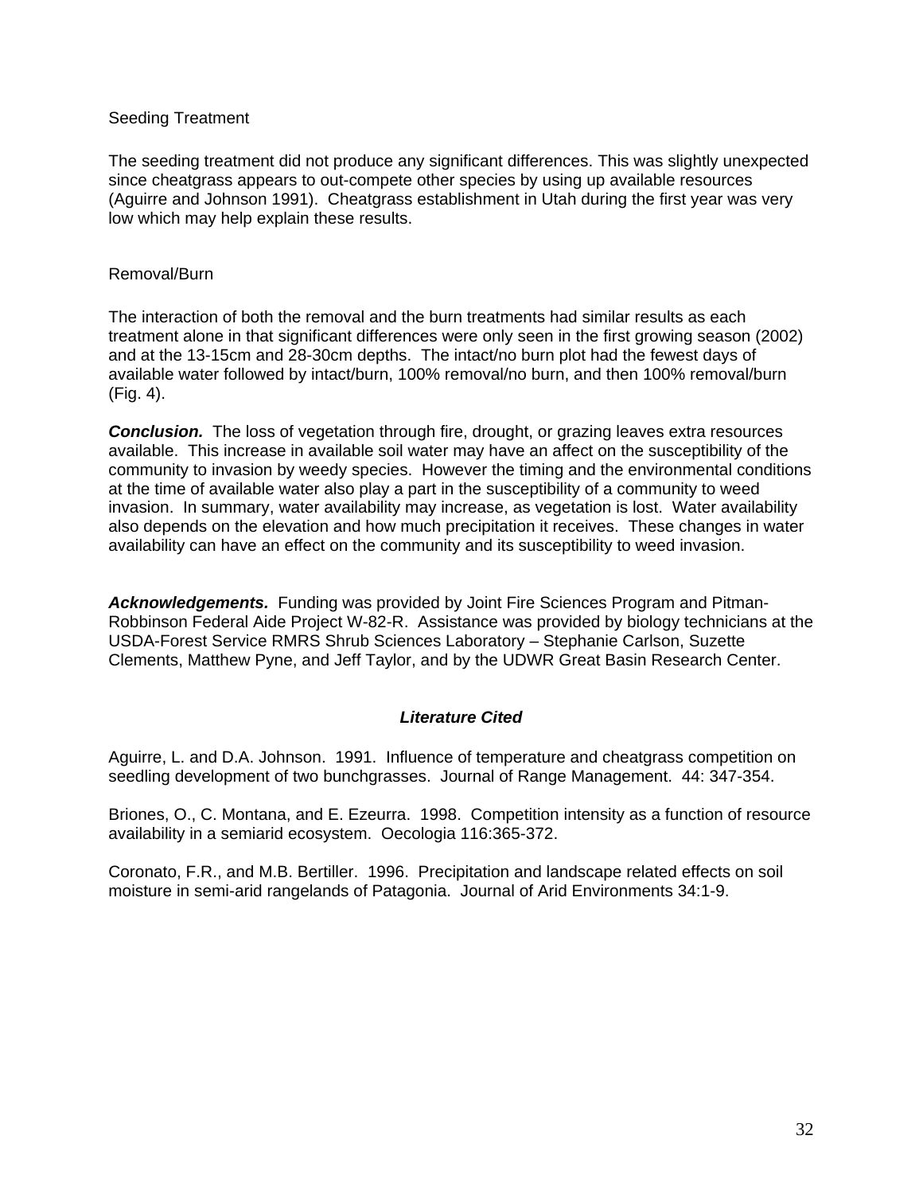Seeding Treatment

The seeding treatment did not produce any significant differences. This was slightly unexpected since cheatgrass appears to out-compete other species by using up available resources (Aguirre and Johnson 1991). Cheatgrass establishment in Utah during the first year was very low which may help explain these results.

Removal/Burn

The interaction of both the removal and the burn treatments had similar results as each treatment alone in that significant differences were only seen in the first growing season (2002) and at the 13-15cm and 28-30cm depths. The intact/no burn plot had the fewest days of available water followed by intact/burn, 100% removal/no burn, and then 100% removal/burn (Fig. 4).

***Conclusion.*** The loss of vegetation through fire, drought, or grazing leaves extra resources available. This increase in available soil water may have an affect on the susceptibility of the community to invasion by weedy species. However the timing and the environmental conditions at the time of available water also play a part in the susceptibility of a community to weed invasion. In summary, water availability may increase, as vegetation is lost. Water availability also depends on the elevation and how much precipitation it receives. These changes in water availability can have an effect on the community and its susceptibility to weed invasion.

***Acknowledgements.*** Funding was provided by Joint Fire Sciences Program and Pitman-Robbinson Federal Aide Project W-82-R. Assistance was provided by biology technicians at the USDA-Forest Service RMRS Shrub Sciences Laboratory – Stephanie Carlson, Suzette Clements, Matthew Pyne, and Jeff Taylor, and by the UDWR Great Basin Research Center.

### ***Literature Cited***

Aguirre, L. and D.A. Johnson. 1991. Influence of temperature and cheatgrass competition on seedling development of two bunchgrasses. Journal of Range Management. 44: 347-354.

Briones, O., C. Montana, and E. Ezeurra. 1998. Competition intensity as a function of resource availability in a semiarid ecosystem. Oecologia 116:365-372.

Coronato, F.R., and M.B. Bertiller. 1996. Precipitation and landscape related effects on soil moisture in semi-arid rangelands of Patagonia. Journal of Arid Environments 34:1-9.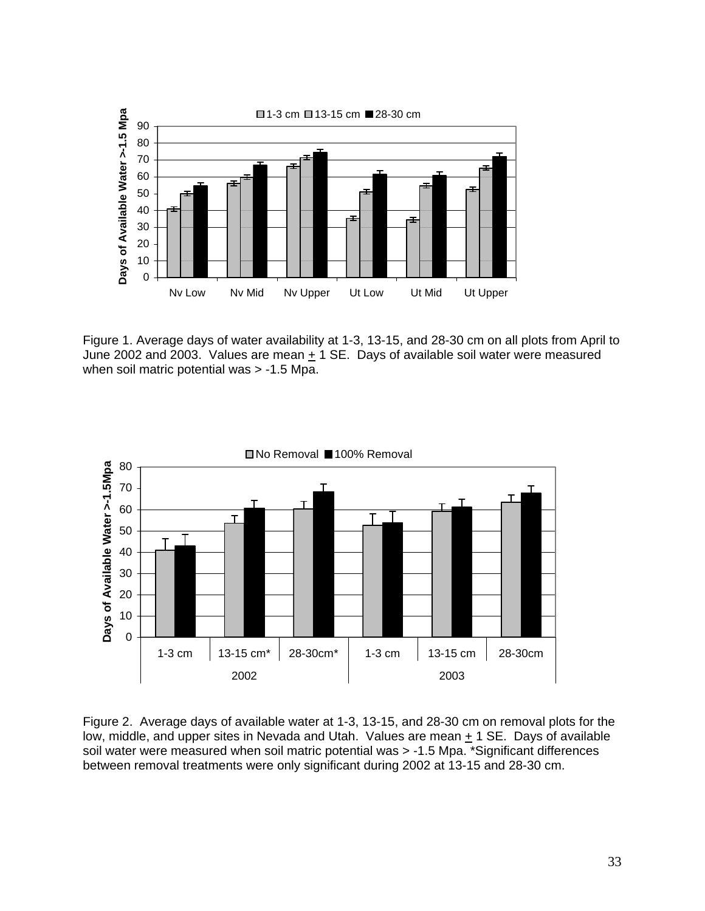Figure 1. Average days of water availability at 1-3, 13-15, and 28-30 cm on all plots from April to June 2002 and 2003. Values are mean ± 1 SE. Days of available soil water were measured when soil matric potential was > -1.5 Mpa.

Figure 2. Average days of available water at 1-3, 13-15, and 28-30 cm on removal plots for the low, middle, and upper sites in Nevada and Utah. Values are mean ± 1 SE. Days of available soil water were measured when soil matric potential was > -1.5 Mpa. *Significant differences between removal treatments were only significant during 2002 at 13-15 and 28-30 cm.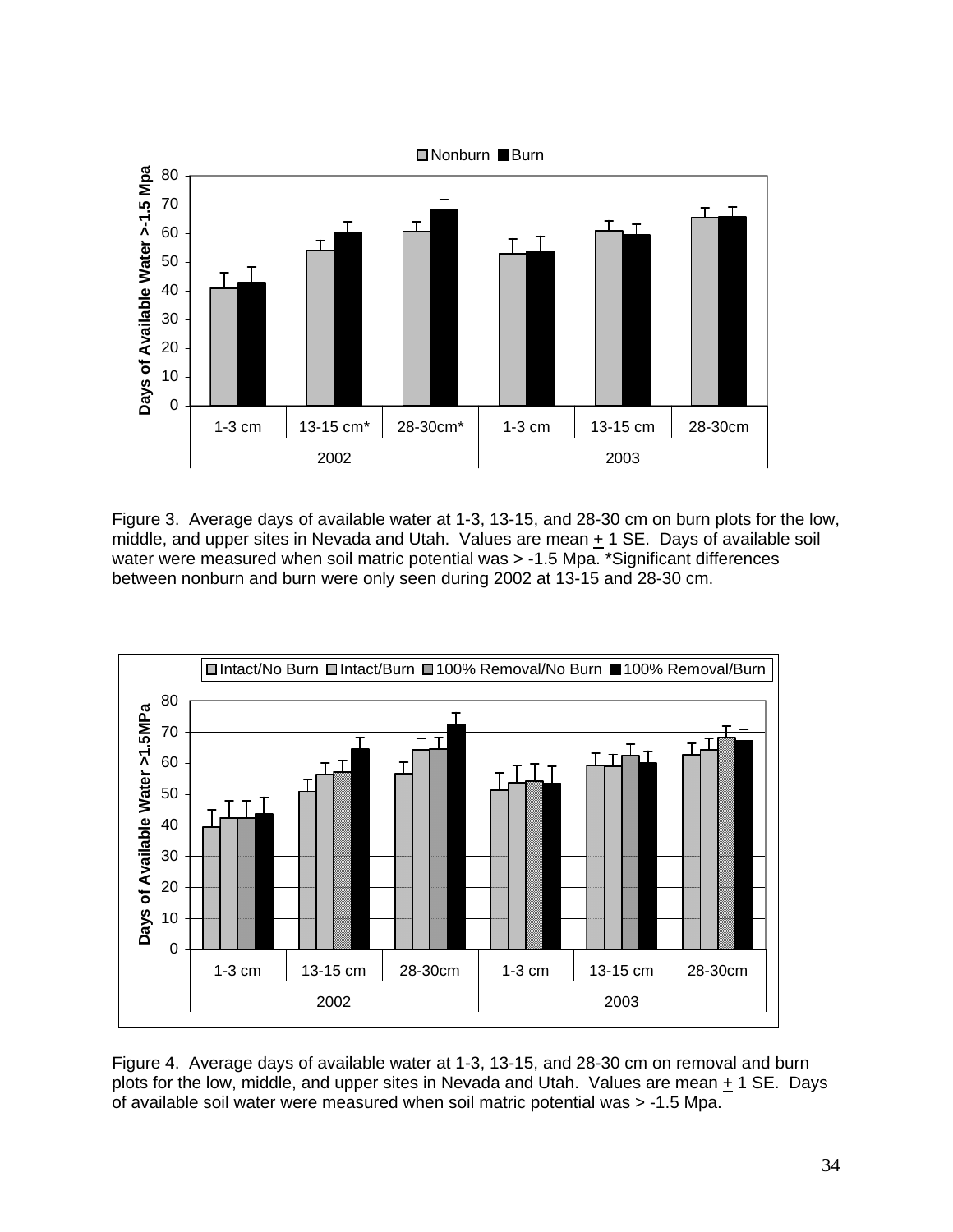Figure 3. Average days of available water at 1-3, 13-15, and 28-30 cm on burn plots for the low, middle, and upper sites in Nevada and Utah. Values are mean ± 1 SE. Days of available soil water were measured when soil matric potential was > -1.5 Mpa. *Significant differences between nonburn and burn were only seen during 2002 at 13-15 and 28-30 cm.

Figure 4. Average days of available water at 1-3, 13-15, and 28-30 cm on removal and burn plots for the low, middle, and upper sites in Nevada and Utah. Values are mean ± 1 SE. Days of available soil water were measured when soil matric potential was > -1.5 Mpa.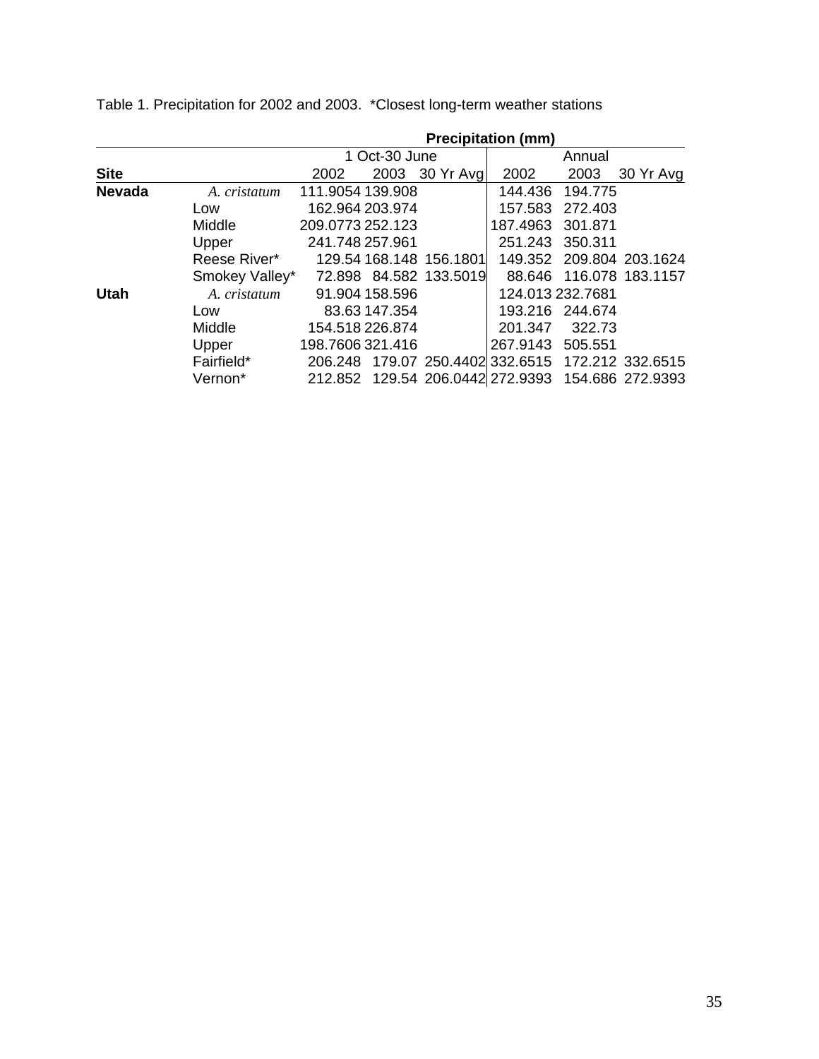Table 1. Precipitation for 2002 and 2003. *Closest long-term weather stations

| | | **Precipitation (mm)** | | | | | |
|---|---|---|---|---|---|---|---|
| | | 1 Oct-30 June | | | Annual | | |
| **Site** | | 2002 | 2003 | 30 Yr Avg | 2002 | 2003 | 30 Yr Avg |
| **Nevada** | *A. cristatum* | 111.9054 | 139.908 | | 144.436 | 194.775 | |
| | Low | 162.964 | 203.974 | | 157.583 | 272.403 | |
| | Middle | 209.0773 | 252.123 | | 187.4963 | 301.871 | |
| | Upper | 241.748 | 257.961 | | 251.243 | 350.311 | |
| | Reese River* | 129.54 | 168.148 | 156.1801 | 149.352 | 209.804 | 203.1624 |
| | Smokey Valley* | 72.898 | 84.582 | 133.5019 | 88.646 | 116.078 | 183.1157 |
| **Utah** | *A. cristatum* | 91.904 | 158.596 | | 124.013 | 232.7681 | |
| | Low | 83.63 | 147.354 | | 193.216 | 244.674 | |
| | Middle | 154.518 | 226.874 | | 201.347 | 322.73 | |
| | Upper | 198.7606 | 321.416 | | 267.9143 | 505.551 | |
| | Fairfield* | 206.248 | 179.07 | 250.4402 | 332.6515 | 172.212 | 332.6515 |
| | Vernon* | 212.852 | 129.54 | 206.0442 | 272.9393 | 154.686 | 272.9393 |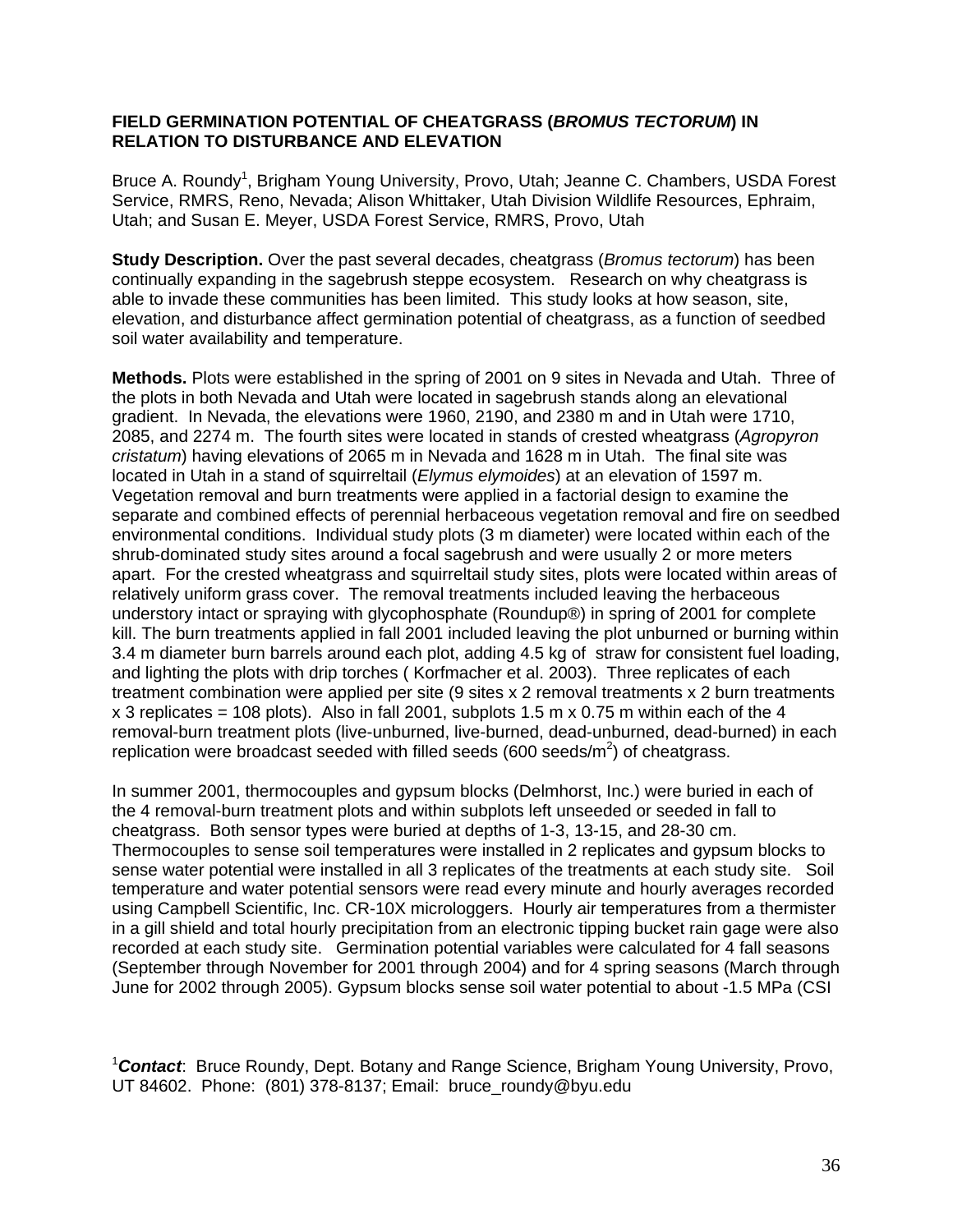**FIELD GERMINATION POTENTIAL OF CHEATGRASS (*BROMUS TECTORUM*) IN RELATION TO DISTURBANCE AND ELEVATION**

Bruce A. Roundy[1], Brigham Young University, Provo, Utah; Jeanne C. Chambers, USDA Forest Service, RMRS, Reno, Nevada; Alison Whittaker, Utah Division Wildlife Resources, Ephraim, Utah; and Susan E. Meyer, USDA Forest Service, RMRS, Provo, Utah

**Study Description.** Over the past several decades, cheatgrass (*Bromus tectorum*) has been continually expanding in the sagebrush steppe ecosystem. Research on why cheatgrass is able to invade these communities has been limited. This study looks at how season, site, elevation, and disturbance affect germination potential of cheatgrass, as a function of seedbed soil water availability and temperature.

**Methods.** Plots were established in the spring of 2001 on 9 sites in Nevada and Utah. Three of the plots in both Nevada and Utah were located in sagebrush stands along an elevational gradient. In Nevada, the elevations were 1960, 2190, and 2380 m and in Utah were 1710, 2085, and 2274 m. The fourth sites were located in stands of crested wheatgrass (*Agropyron cristatum*) having elevations of 2065 m in Nevada and 1628 m in Utah. The final site was located in Utah in a stand of squirreltail (*Elymus elymoides*) at an elevation of 1597 m. Vegetation removal and burn treatments were applied in a factorial design to examine the separate and combined effects of perennial herbaceous vegetation removal and fire on seedbed environmental conditions. Individual study plots (3 m diameter) were located within each of the shrub-dominated study sites around a focal sagebrush and were usually 2 or more meters apart. For the crested wheatgrass and squirreltail study sites, plots were located within areas of relatively uniform grass cover. The removal treatments included leaving the herbaceous understory intact or spraying with glycophosphate (Roundup®) in spring of 2001 for complete kill. The burn treatments applied in fall 2001 included leaving the plot unburned or burning within 3.4 m diameter burn barrels around each plot, adding 4.5 kg of straw for consistent fuel loading, and lighting the plots with drip torches ( Korfmacher et al. 2003). Three replicates of each treatment combination were applied per site (9 sites x 2 removal treatments x 2 burn treatments x 3 replicates = 108 plots). Also in fall 2001, subplots 1.5 m x 0.75 m within each of the 4 removal-burn treatment plots (live-unburned, live-burned, dead-unburned, dead-burned) in each replication were broadcast seeded with filled seeds (600 seeds/$m^2$) of cheatgrass.

In summer 2001, thermocouples and gypsum blocks (Delmhorst, Inc.) were buried in each of the 4 removal-burn treatment plots and within subplots left unseeded or seeded in fall to cheatgrass. Both sensor types were buried at depths of 1-3, 13-15, and 28-30 cm. Thermocouples to sense soil temperatures were installed in 2 replicates and gypsum blocks to sense water potential were installed in all 3 replicates of the treatments at each study site. Soil temperature and water potential sensors were read every minute and hourly averages recorded using Campbell Scientific, Inc. CR-10X microloggers. Hourly air temperatures from a thermister in a gill shield and total hourly precipitation from an electronic tipping bucket rain gage were also recorded at each study site. Germination potential variables were calculated for 4 fall seasons (September through November for 2001 through 2004) and for 4 spring seasons (March through June for 2002 through 2005). Gypsum blocks sense soil water potential to about -1.5 MPa (CSI

[1]***Contact***: Bruce Roundy, Dept. Botany and Range Science, Brigham Young University, Provo, UT 84602. Phone: (801) 378-8137; Email: bruce_roundy@byu.edu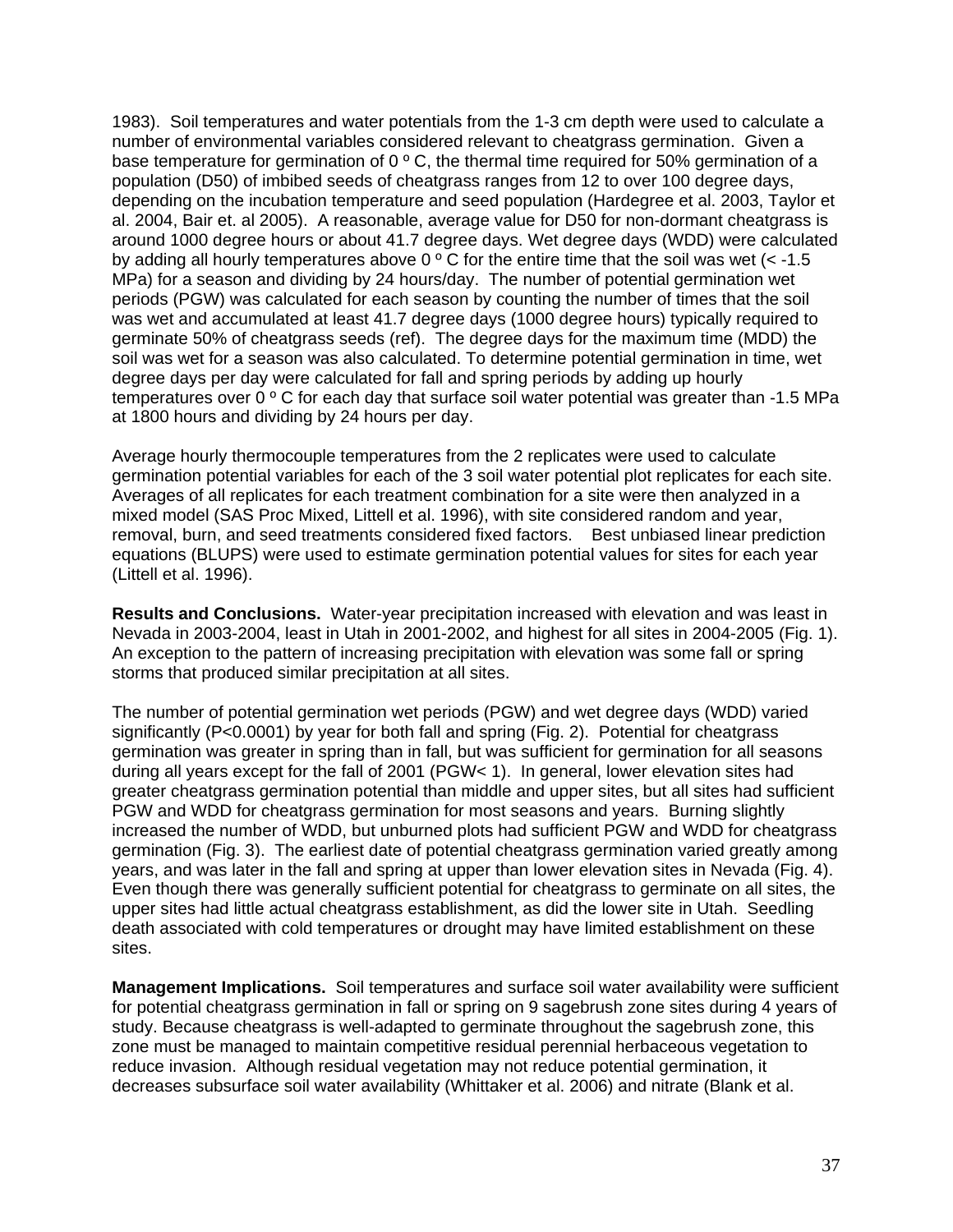1983). Soil temperatures and water potentials from the 1-3 cm depth were used to calculate a number of environmental variables considered relevant to cheatgrass germination. Given a base temperature for germination of 0 º C, the thermal time required for 50% germination of a population (D50) of imbibed seeds of cheatgrass ranges from 12 to over 100 degree days, depending on the incubation temperature and seed population (Hardegree et al. 2003, Taylor et al. 2004, Bair et. al 2005). A reasonable, average value for D50 for non-dormant cheatgrass is around 1000 degree hours or about 41.7 degree days. Wet degree days (WDD) were calculated by adding all hourly temperatures above 0 º C for the entire time that the soil was wet (< -1.5 MPa) for a season and dividing by 24 hours/day. The number of potential germination wet periods (PGW) was calculated for each season by counting the number of times that the soil was wet and accumulated at least 41.7 degree days (1000 degree hours) typically required to germinate 50% of cheatgrass seeds (ref). The degree days for the maximum time (MDD) the soil was wet for a season was also calculated. To determine potential germination in time, wet degree days per day were calculated for fall and spring periods by adding up hourly temperatures over 0 º C for each day that surface soil water potential was greater than -1.5 MPa at 1800 hours and dividing by 24 hours per day.

Average hourly thermocouple temperatures from the 2 replicates were used to calculate germination potential variables for each of the 3 soil water potential plot replicates for each site. Averages of all replicates for each treatment combination for a site were then analyzed in a mixed model (SAS Proc Mixed, Littell et al. 1996), with site considered random and year, removal, burn, and seed treatments considered fixed factors. Best unbiased linear prediction equations (BLUPS) were used to estimate germination potential values for sites for each year (Littell et al. 1996).

**Results and Conclusions.** Water-year precipitation increased with elevation and was least in Nevada in 2003-2004, least in Utah in 2001-2002, and highest for all sites in 2004-2005 (Fig. 1). An exception to the pattern of increasing precipitation with elevation was some fall or spring storms that produced similar precipitation at all sites.

The number of potential germination wet periods (PGW) and wet degree days (WDD) varied significantly ($P<0.0001$) by year for both fall and spring (Fig. 2). Potential for cheatgrass germination was greater in spring than in fall, but was sufficient for germination for all seasons during all years except for the fall of 2001 (PGW< 1). In general, lower elevation sites had greater cheatgrass germination potential than middle and upper sites, but all sites had sufficient PGW and WDD for cheatgrass germination for most seasons and years. Burning slightly increased the number of WDD, but unburned plots had sufficient PGW and WDD for cheatgrass germination (Fig. 3). The earliest date of potential cheatgrass germination varied greatly among years, and was later in the fall and spring at upper than lower elevation sites in Nevada (Fig. 4). Even though there was generally sufficient potential for cheatgrass to germinate on all sites, the upper sites had little actual cheatgrass establishment, as did the lower site in Utah. Seedling death associated with cold temperatures or drought may have limited establishment on these sites.

**Management Implications.** Soil temperatures and surface soil water availability were sufficient for potential cheatgrass germination in fall or spring on 9 sagebrush zone sites during 4 years of study. Because cheatgrass is well-adapted to germinate throughout the sagebrush zone, this zone must be managed to maintain competitive residual perennial herbaceous vegetation to reduce invasion. Although residual vegetation may not reduce potential germination, it decreases subsurface soil water availability (Whittaker et al. 2006) and nitrate (Blank et al.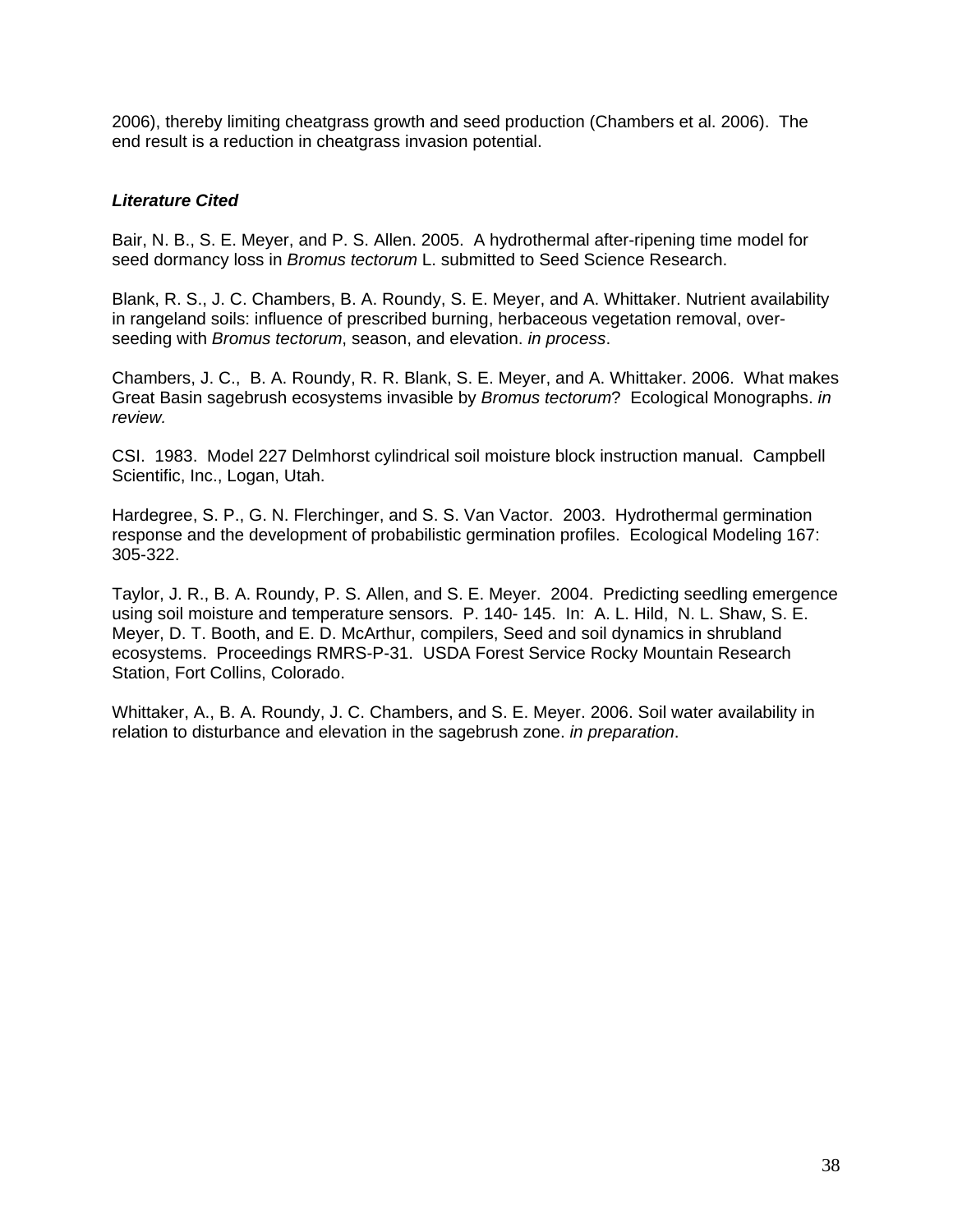2006), thereby limiting cheatgrass growth and seed production (Chambers et al. 2006). The end result is a reduction in cheatgrass invasion potential.

### ***Literature Cited***

Bair, N. B., S. E. Meyer, and P. S. Allen. 2005. A hydrothermal after-ripening time model for seed dormancy loss in *Bromus tectorum* L. submitted to Seed Science Research.

Blank, R. S., J. C. Chambers, B. A. Roundy, S. E. Meyer, and A. Whittaker. Nutrient availability in rangeland soils: influence of prescribed burning, herbaceous vegetation removal, over-seeding with *Bromus tectorum*, season, and elevation. *in process*.

Chambers, J. C., B. A. Roundy, R. R. Blank, S. E. Meyer, and A. Whittaker. 2006. What makes Great Basin sagebrush ecosystems invasible by *Bromus tectorum*? Ecological Monographs. *in review.*

CSI. 1983. Model 227 Delmhorst cylindrical soil moisture block instruction manual. Campbell Scientific, Inc., Logan, Utah.

Hardegree, S. P., G. N. Flerchinger, and S. S. Van Vactor. 2003. Hydrothermal germination response and the development of probabilistic germination profiles. Ecological Modeling 167: 305-322.

Taylor, J. R., B. A. Roundy, P. S. Allen, and S. E. Meyer. 2004. Predicting seedling emergence using soil moisture and temperature sensors. P. 140- 145. In: A. L. Hild, N. L. Shaw, S. E. Meyer, D. T. Booth, and E. D. McArthur, compilers, Seed and soil dynamics in shrubland ecosystems. Proceedings RMRS-P-31. USDA Forest Service Rocky Mountain Research Station, Fort Collins, Colorado.

Whittaker, A., B. A. Roundy, J. C. Chambers, and S. E. Meyer. 2006. Soil water availability in relation to disturbance and elevation in the sagebrush zone. *in preparation*.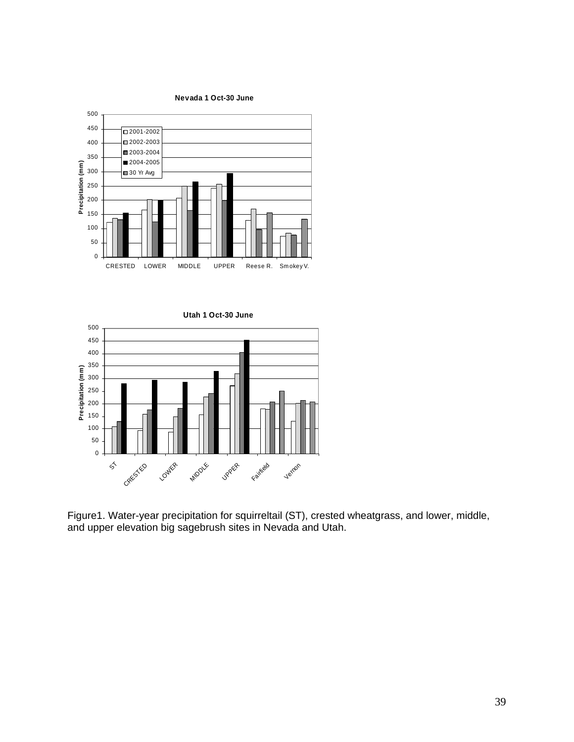Figure1. Water-year precipitation for squirreltail (ST), crested wheatgrass, and lower, middle, and upper elevation big sagebrush sites in Nevada and Utah.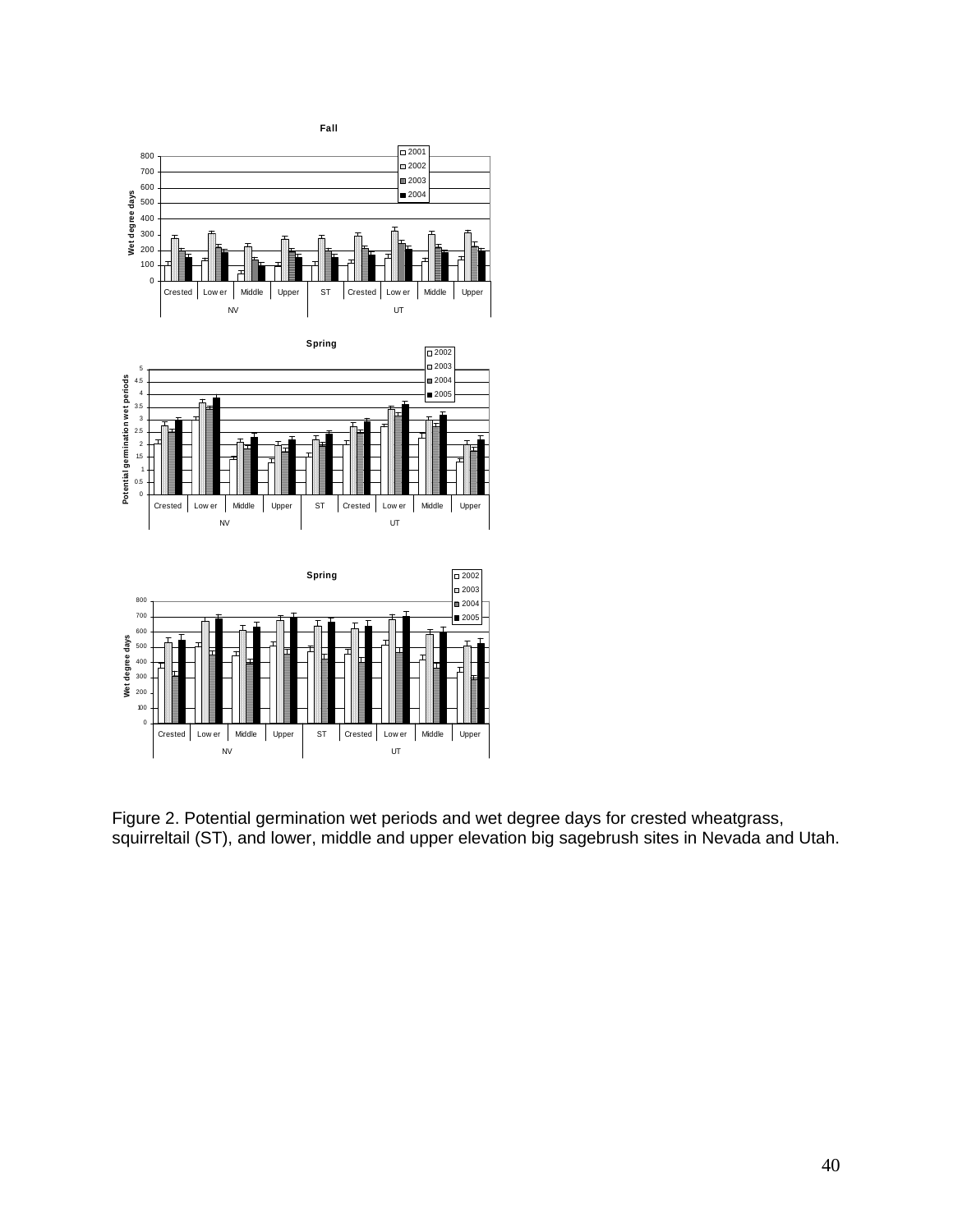Figure 2. Potential germination wet periods and wet degree days for crested wheatgrass, squirreltail (ST), and lower, middle and upper elevation big sagebrush sites in Nevada and Utah.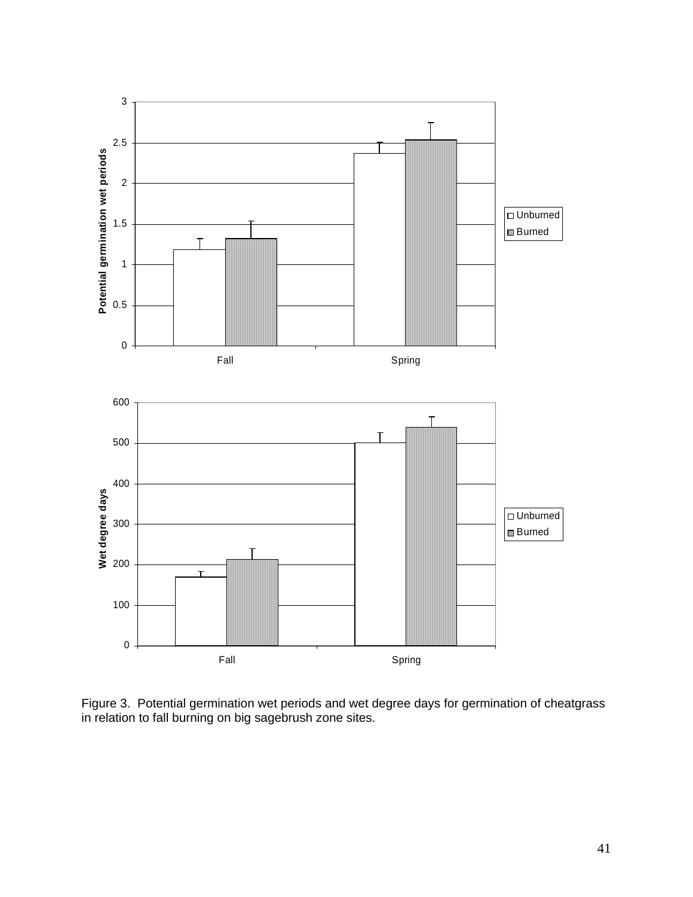Figure 3. Potential germination wet periods and wet degree days for germination of cheatgrass in relation to fall burning on big sagebrush zone sites.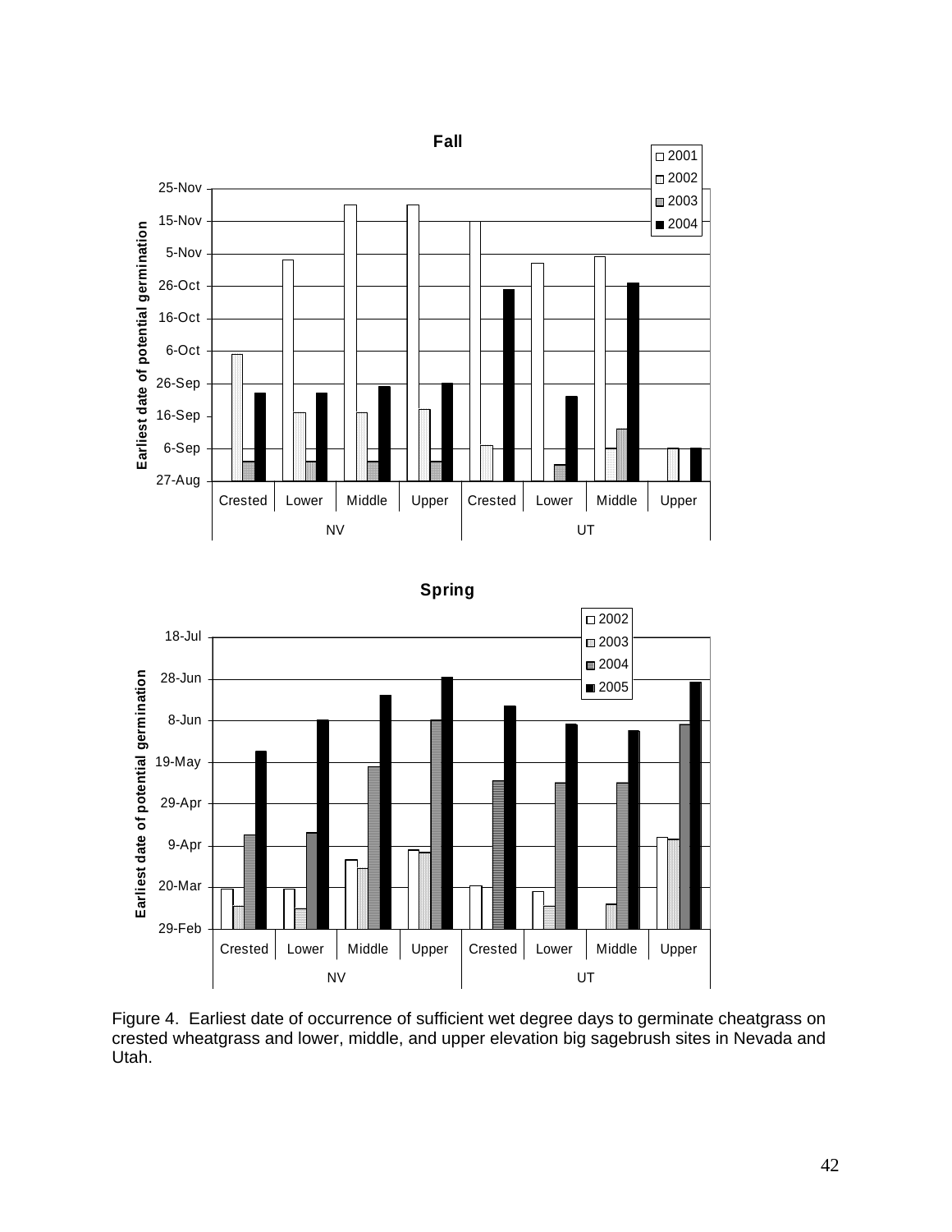Figure 4. Earliest date of occurrence of sufficient wet degree days to germinate cheatgrass on crested wheatgrass and lower, middle, and upper elevation big sagebrush sites in Nevada and Utah.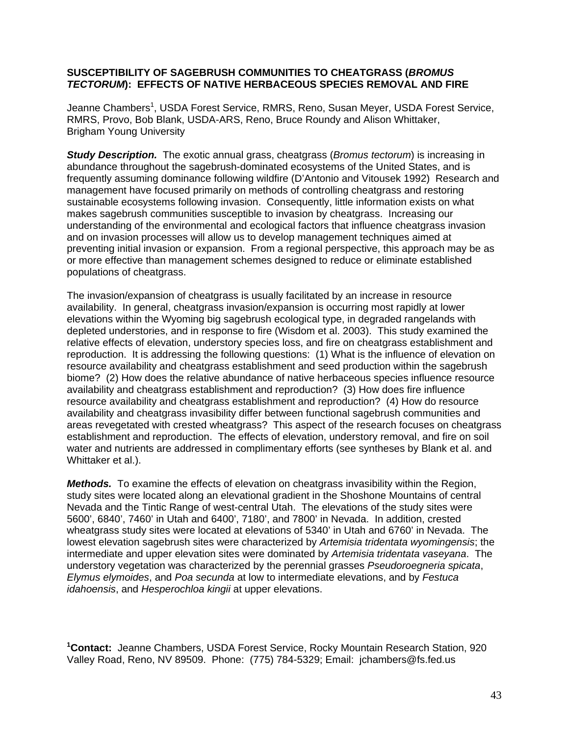## SUSCEPTIBILITY OF SAGEBRUSH COMMUNITIES TO CHEATGRASS (*BROMUS TECTORUM*): EFFECTS OF NATIVE HERBACEOUS SPECIES REMOVAL AND FIRE

Jeanne Chambers[1], USDA Forest Service, RMRS, Reno, Susan Meyer, USDA Forest Service, RMRS, Provo, Bob Blank, USDA-ARS, Reno, Bruce Roundy and Alison Whittaker, Brigham Young University

***Study Description.*** The exotic annual grass, cheatgrass (*Bromus tectorum*) is increasing in abundance throughout the sagebrush-dominated ecosystems of the United States, and is frequently assuming dominance following wildfire (D'Antonio and Vitousek 1992) Research and management have focused primarily on methods of controlling cheatgrass and restoring sustainable ecosystems following invasion. Consequently, little information exists on what makes sagebrush communities susceptible to invasion by cheatgrass. Increasing our understanding of the environmental and ecological factors that influence cheatgrass invasion and on invasion processes will allow us to develop management techniques aimed at preventing initial invasion or expansion. From a regional perspective, this approach may be as or more effective than management schemes designed to reduce or eliminate established populations of cheatgrass.

The invasion/expansion of cheatgrass is usually facilitated by an increase in resource availability. In general, cheatgrass invasion/expansion is occurring most rapidly at lower elevations within the Wyoming big sagebrush ecological type, in degraded rangelands with depleted understories, and in response to fire (Wisdom et al. 2003). This study examined the relative effects of elevation, understory species loss, and fire on cheatgrass establishment and reproduction. It is addressing the following questions: (1) What is the influence of elevation on resource availability and cheatgrass establishment and seed production within the sagebrush biome? (2) How does the relative abundance of native herbaceous species influence resource availability and cheatgrass establishment and reproduction? (3) How does fire influence resource availability and cheatgrass establishment and reproduction? (4) How do resource availability and cheatgrass invasibility differ between functional sagebrush communities and areas revegetated with crested wheatgrass? This aspect of the research focuses on cheatgrass establishment and reproduction. The effects of elevation, understory removal, and fire on soil water and nutrients are addressed in complimentary efforts (see syntheses by Blank et al. and Whittaker et al.).

***Methods.*** To examine the effects of elevation on cheatgrass invasibility within the Region, study sites were located along an elevational gradient in the Shoshone Mountains of central Nevada and the Tintic Range of west-central Utah. The elevations of the study sites were 5600', 6840', 7460' in Utah and 6400', 7180', and 7800' in Nevada. In addition, crested wheatgrass study sites were located at elevations of 5340' in Utah and 6760' in Nevada. The lowest elevation sagebrush sites were characterized by *Artemisia tridentata wyomingensis*; the intermediate and upper elevation sites were dominated by *Artemisia tridentata vaseyana*. The understory vegetation was characterized by the perennial grasses *Pseudoroegneria spicata*, *Elymus elymoides*, and *Poa secunda* at low to intermediate elevations, and by *Festuca idahoensis*, and *Hesperochloa kingii* at upper elevations.

[1]**Contact:** Jeanne Chambers, USDA Forest Service, Rocky Mountain Research Station, 920 Valley Road, Reno, NV 89509. Phone: (775) 784-5329; Email: jchambers@fs.fed.us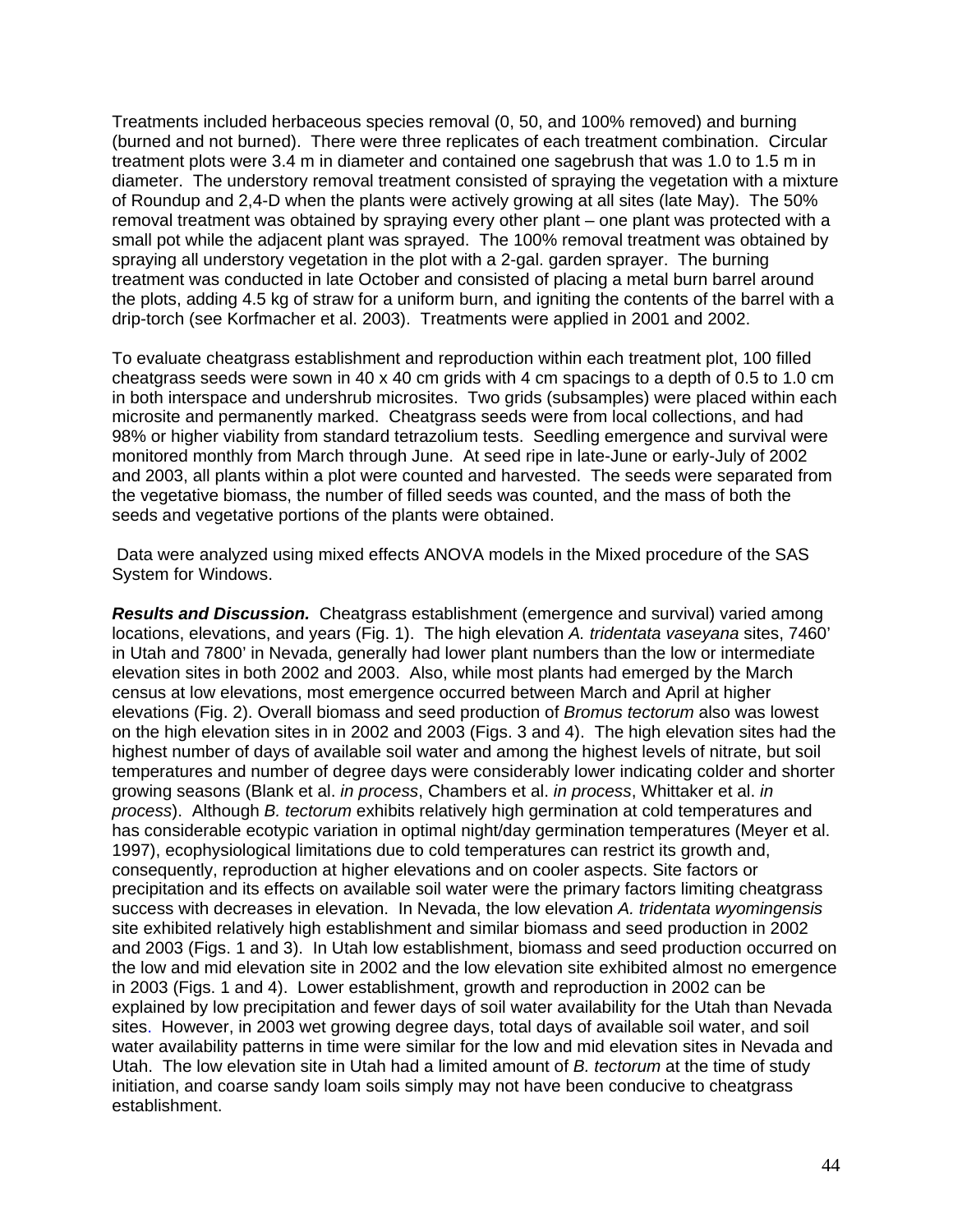Treatments included herbaceous species removal (0, 50, and 100% removed) and burning (burned and not burned). There were three replicates of each treatment combination. Circular treatment plots were 3.4 m in diameter and contained one sagebrush that was 1.0 to 1.5 m in diameter. The understory removal treatment consisted of spraying the vegetation with a mixture of Roundup and 2,4-D when the plants were actively growing at all sites (late May). The 50% removal treatment was obtained by spraying every other plant – one plant was protected with a small pot while the adjacent plant was sprayed. The 100% removal treatment was obtained by spraying all understory vegetation in the plot with a 2-gal. garden sprayer. The burning treatment was conducted in late October and consisted of placing a metal burn barrel around the plots, adding 4.5 kg of straw for a uniform burn, and igniting the contents of the barrel with a drip-torch (see Korfmacher et al. 2003). Treatments were applied in 2001 and 2002.

To evaluate cheatgrass establishment and reproduction within each treatment plot, 100 filled cheatgrass seeds were sown in 40 x 40 cm grids with 4 cm spacings to a depth of 0.5 to 1.0 cm in both interspace and undershrub microsites. Two grids (subsamples) were placed within each microsite and permanently marked. Cheatgrass seeds were from local collections, and had 98% or higher viability from standard tetrazolium tests. Seedling emergence and survival were monitored monthly from March through June. At seed ripe in late-June or early-July of 2002 and 2003, all plants within a plot were counted and harvested. The seeds were separated from the vegetative biomass, the number of filled seeds was counted, and the mass of both the seeds and vegetative portions of the plants were obtained.

Data were analyzed using mixed effects ANOVA models in the Mixed procedure of the SAS System for Windows.

***Results and Discussion.*** Cheatgrass establishment (emergence and survival) varied among locations, elevations, and years (Fig. 1). The high elevation *A. tridentata vaseyana* sites, 7460' in Utah and 7800' in Nevada, generally had lower plant numbers than the low or intermediate elevation sites in both 2002 and 2003. Also, while most plants had emerged by the March census at low elevations, most emergence occurred between March and April at higher elevations (Fig. 2). Overall biomass and seed production of *Bromus tectorum* also was lowest on the high elevation sites in in 2002 and 2003 (Figs. 3 and 4). The high elevation sites had the highest number of days of available soil water and among the highest levels of nitrate, but soil temperatures and number of degree days were considerably lower indicating colder and shorter growing seasons (Blank et al. *in process*, Chambers et al. *in process*, Whittaker et al. *in process*). Although *B. tectorum* exhibits relatively high germination at cold temperatures and has considerable ecotypic variation in optimal night/day germination temperatures (Meyer et al. 1997), ecophysiological limitations due to cold temperatures can restrict its growth and, consequently, reproduction at higher elevations and on cooler aspects. Site factors or precipitation and its effects on available soil water were the primary factors limiting cheatgrass success with decreases in elevation. In Nevada, the low elevation *A. tridentata wyomingensis* site exhibited relatively high establishment and similar biomass and seed production in 2002 and 2003 (Figs. 1 and 3). In Utah low establishment, biomass and seed production occurred on the low and mid elevation site in 2002 and the low elevation site exhibited almost no emergence in 2003 (Figs. 1 and 4). Lower establishment, growth and reproduction in 2002 can be explained by low precipitation and fewer days of soil water availability for the Utah than Nevada sites. However, in 2003 wet growing degree days, total days of available soil water, and soil water availability patterns in time were similar for the low and mid elevation sites in Nevada and Utah. The low elevation site in Utah had a limited amount of *B. tectorum* at the time of study initiation, and coarse sandy loam soils simply may not have been conducive to cheatgrass establishment.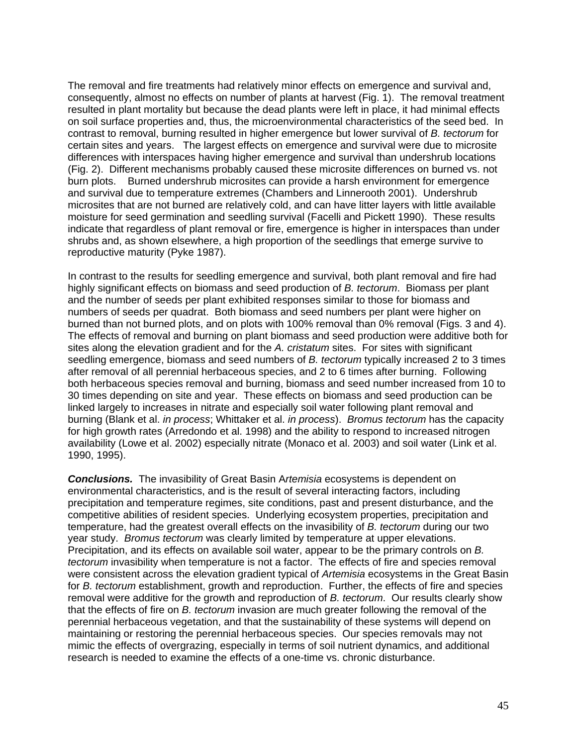The removal and fire treatments had relatively minor effects on emergence and survival and, consequently, almost no effects on number of plants at harvest (Fig. 1). The removal treatment resulted in plant mortality but because the dead plants were left in place, it had minimal effects on soil surface properties and, thus, the microenvironmental characteristics of the seed bed. In contrast to removal, burning resulted in higher emergence but lower survival of *B. tectorum* for certain sites and years. The largest effects on emergence and survival were due to microsite differences with interspaces having higher emergence and survival than undershrub locations (Fig. 2). Different mechanisms probably caused these microsite differences on burned vs. not burn plots. Burned undershrub microsites can provide a harsh environment for emergence and survival due to temperature extremes (Chambers and Linnerooth 2001). Undershrub microsites that are not burned are relatively cold, and can have litter layers with little available moisture for seed germination and seedling survival (Facelli and Pickett 1990). These results indicate that regardless of plant removal or fire, emergence is higher in interspaces than under shrubs and, as shown elsewhere, a high proportion of the seedlings that emerge survive to reproductive maturity (Pyke 1987).

In contrast to the results for seedling emergence and survival, both plant removal and fire had highly significant effects on biomass and seed production of *B. tectorum*. Biomass per plant and the number of seeds per plant exhibited responses similar to those for biomass and numbers of seeds per quadrat. Both biomass and seed numbers per plant were higher on burned than not burned plots, and on plots with 100% removal than 0% removal (Figs. 3 and 4). The effects of removal and burning on plant biomass and seed production were additive both for sites along the elevation gradient and for the *A. cristatum* sites. For sites with significant seedling emergence, biomass and seed numbers of *B. tectorum* typically increased 2 to 3 times after removal of all perennial herbaceous species, and 2 to 6 times after burning. Following both herbaceous species removal and burning, biomass and seed number increased from 10 to 30 times depending on site and year. These effects on biomass and seed production can be linked largely to increases in nitrate and especially soil water following plant removal and burning (Blank et al. *in process*; Whittaker et al. *in process*). *Bromus tectorum* has the capacity for high growth rates (Arredondo et al. 1998) and the ability to respond to increased nitrogen availability (Lowe et al. 2002) especially nitrate (Monaco et al. 2003) and soil water (Link et al. 1990, 1995).

***Conclusions.*** The invasibility of Great Basin A*rtemisia* ecosystems is dependent on environmental characteristics, and is the result of several interacting factors, including precipitation and temperature regimes, site conditions, past and present disturbance, and the competitive abilities of resident species. Underlying ecosystem properties, precipitation and temperature, had the greatest overall effects on the invasibility of *B. tectorum* during our two year study. *Bromus tectorum* was clearly limited by temperature at upper elevations. Precipitation, and its effects on available soil water, appear to be the primary controls on *B. tectorum* invasibility when temperature is not a factor. The effects of fire and species removal were consistent across the elevation gradient typical of *Artemisia* ecosystems in the Great Basin for *B. tectorum* establishment, growth and reproduction. Further, the effects of fire and species removal were additive for the growth and reproduction of *B. tectorum*. Our results clearly show that the effects of fire on *B. tectorum* invasion are much greater following the removal of the perennial herbaceous vegetation, and that the sustainability of these systems will depend on maintaining or restoring the perennial herbaceous species. Our species removals may not mimic the effects of overgrazing, especially in terms of soil nutrient dynamics, and additional research is needed to examine the effects of a one-time vs. chronic disturbance.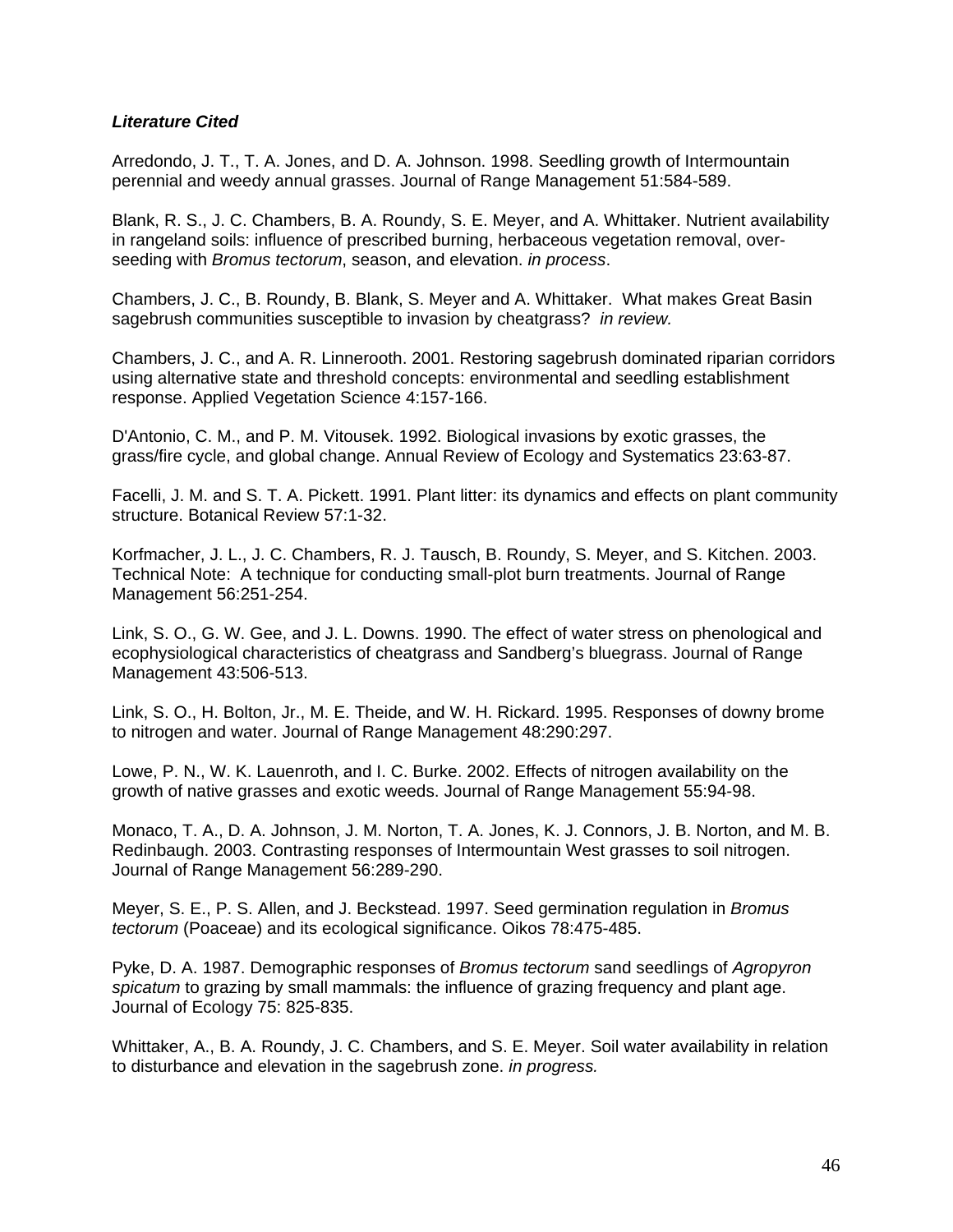***Literature Cited***

Arredondo, J. T., T. A. Jones, and D. A. Johnson. 1998. Seedling growth of Intermountain perennial and weedy annual grasses. Journal of Range Management 51:584-589.

Blank, R. S., J. C. Chambers, B. A. Roundy, S. E. Meyer, and A. Whittaker. Nutrient availability in rangeland soils: influence of prescribed burning, herbaceous vegetation removal, over-seeding with *Bromus tectorum*, season, and elevation. *in process*.

Chambers, J. C., B. Roundy, B. Blank, S. Meyer and A. Whittaker. What makes Great Basin sagebrush communities susceptible to invasion by cheatgrass? *in review.*

Chambers, J. C., and A. R. Linnerooth. 2001. Restoring sagebrush dominated riparian corridors using alternative state and threshold concepts: environmental and seedling establishment response. Applied Vegetation Science 4:157-166.

D'Antonio, C. M., and P. M. Vitousek. 1992. Biological invasions by exotic grasses, the grass/fire cycle, and global change. Annual Review of Ecology and Systematics 23:63-87.

Facelli, J. M. and S. T. A. Pickett. 1991. Plant litter: its dynamics and effects on plant community structure. Botanical Review 57:1-32.

Korfmacher, J. L., J. C. Chambers, R. J. Tausch, B. Roundy, S. Meyer, and S. Kitchen. 2003. Technical Note: A technique for conducting small-plot burn treatments. Journal of Range Management 56:251-254.

Link, S. O., G. W. Gee, and J. L. Downs. 1990. The effect of water stress on phenological and ecophysiological characteristics of cheatgrass and Sandberg's bluegrass. Journal of Range Management 43:506-513.

Link, S. O., H. Bolton, Jr., M. E. Theide, and W. H. Rickard. 1995. Responses of downy brome to nitrogen and water. Journal of Range Management 48:290:297.

Lowe, P. N., W. K. Lauenroth, and I. C. Burke. 2002. Effects of nitrogen availability on the growth of native grasses and exotic weeds. Journal of Range Management 55:94-98.

Monaco, T. A., D. A. Johnson, J. M. Norton, T. A. Jones, K. J. Connors, J. B. Norton, and M. B. Redinbaugh. 2003. Contrasting responses of Intermountain West grasses to soil nitrogen. Journal of Range Management 56:289-290.

Meyer, S. E., P. S. Allen, and J. Beckstead. 1997. Seed germination regulation in *Bromus tectorum* (Poaceae) and its ecological significance. Oikos 78:475-485.

Pyke, D. A. 1987. Demographic responses of *Bromus tectorum* sand seedlings of *Agropyron spicatum* to grazing by small mammals: the influence of grazing frequency and plant age. Journal of Ecology 75: 825-835.

Whittaker, A., B. A. Roundy, J. C. Chambers, and S. E. Meyer. Soil water availability in relation to disturbance and elevation in the sagebrush zone. *in progress.*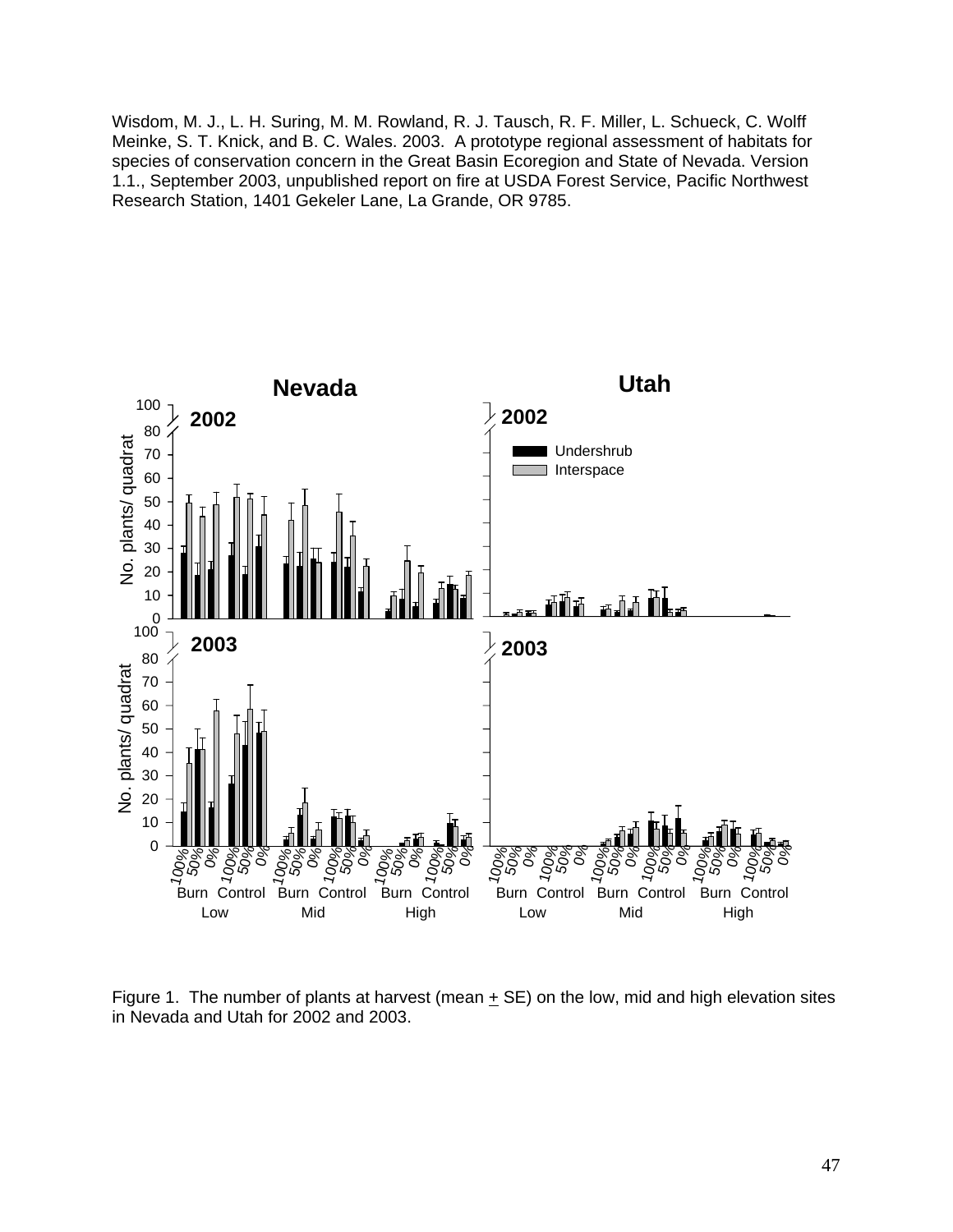Wisdom, M. J., L. H. Suring, M. M. Rowland, R. J. Tausch, R. F. Miller, L. Schueck, C. Wolff Meinke, S. T. Knick, and B. C. Wales. 2003. A prototype regional assessment of habitats for species of conservation concern in the Great Basin Ecoregion and State of Nevada. Version 1.1., September 2003, unpublished report on fire at USDA Forest Service, Pacific Northwest Research Station, 1401 Gekeler Lane, La Grande, OR 9785.

Figure 1. The number of plants at harvest (mean ± SE) on the low, mid and high elevation sites in Nevada and Utah for 2002 and 2003.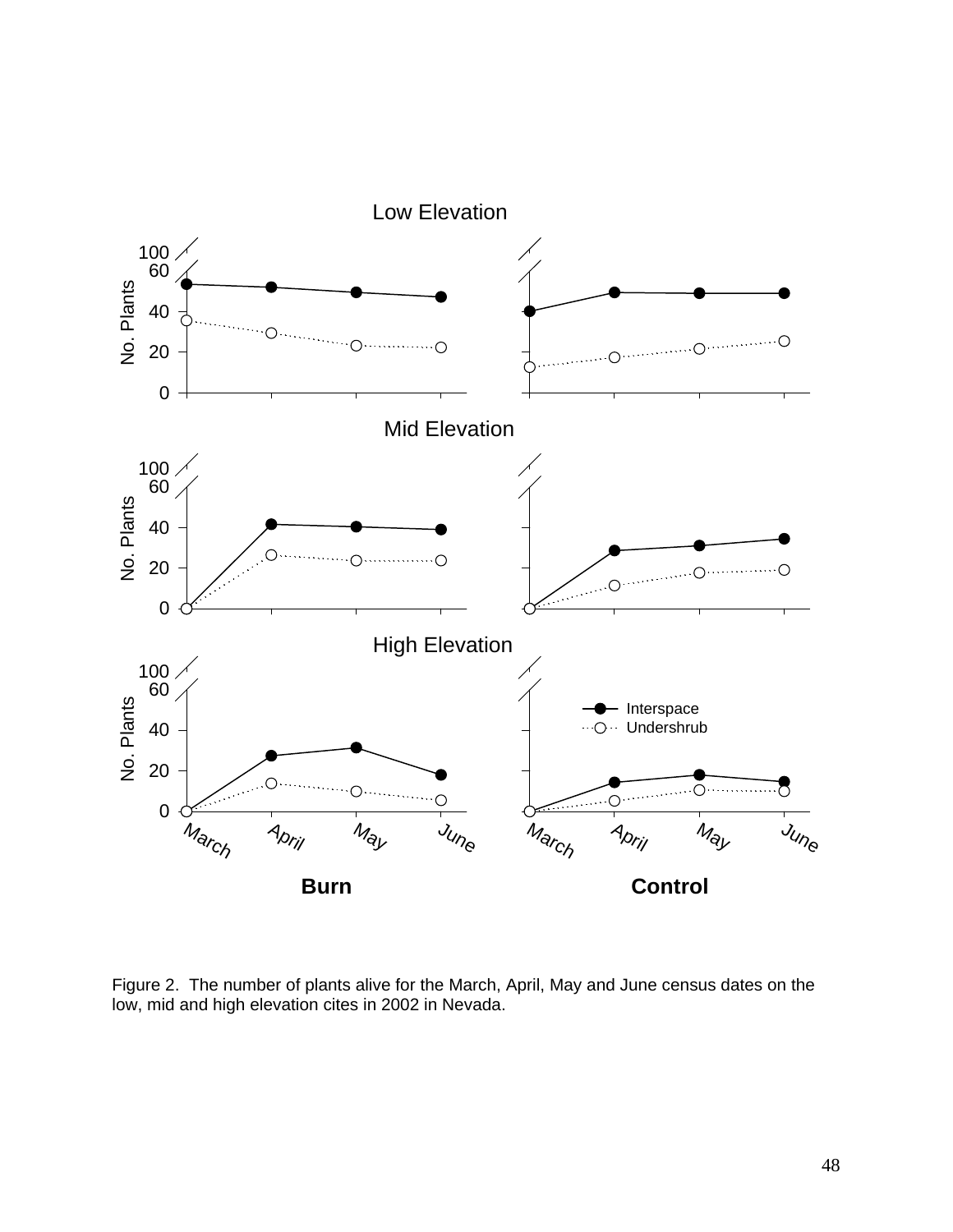Figure 2. The number of plants alive for the March, April, May and June census dates on the low, mid and high elevation cites in 2002 in Nevada.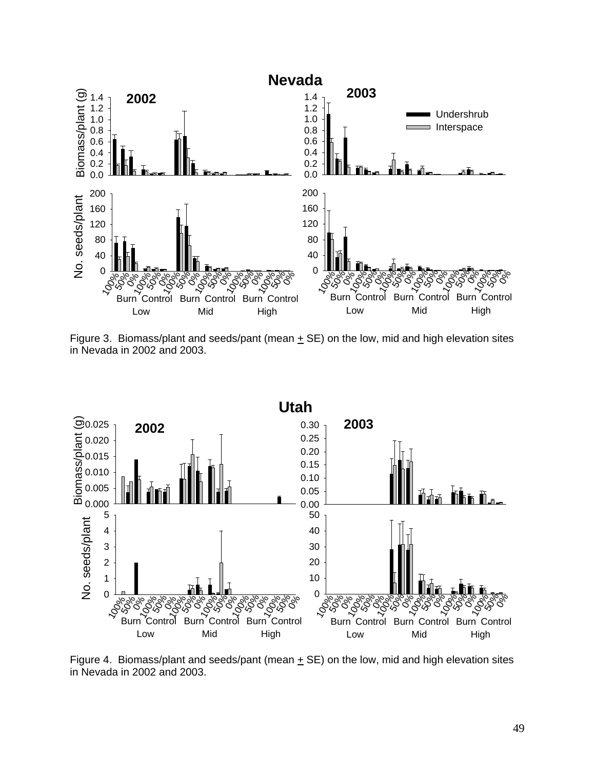Figure 3. Biomass/plant and seeds/pant (mean + SE) on the low, mid and high elevation sites in Nevada in 2002 and 2003.

Figure 4. Biomass/plant and seeds/pant (mean + SE) on the low, mid and high elevation sites in Nevada in 2002 and 2003.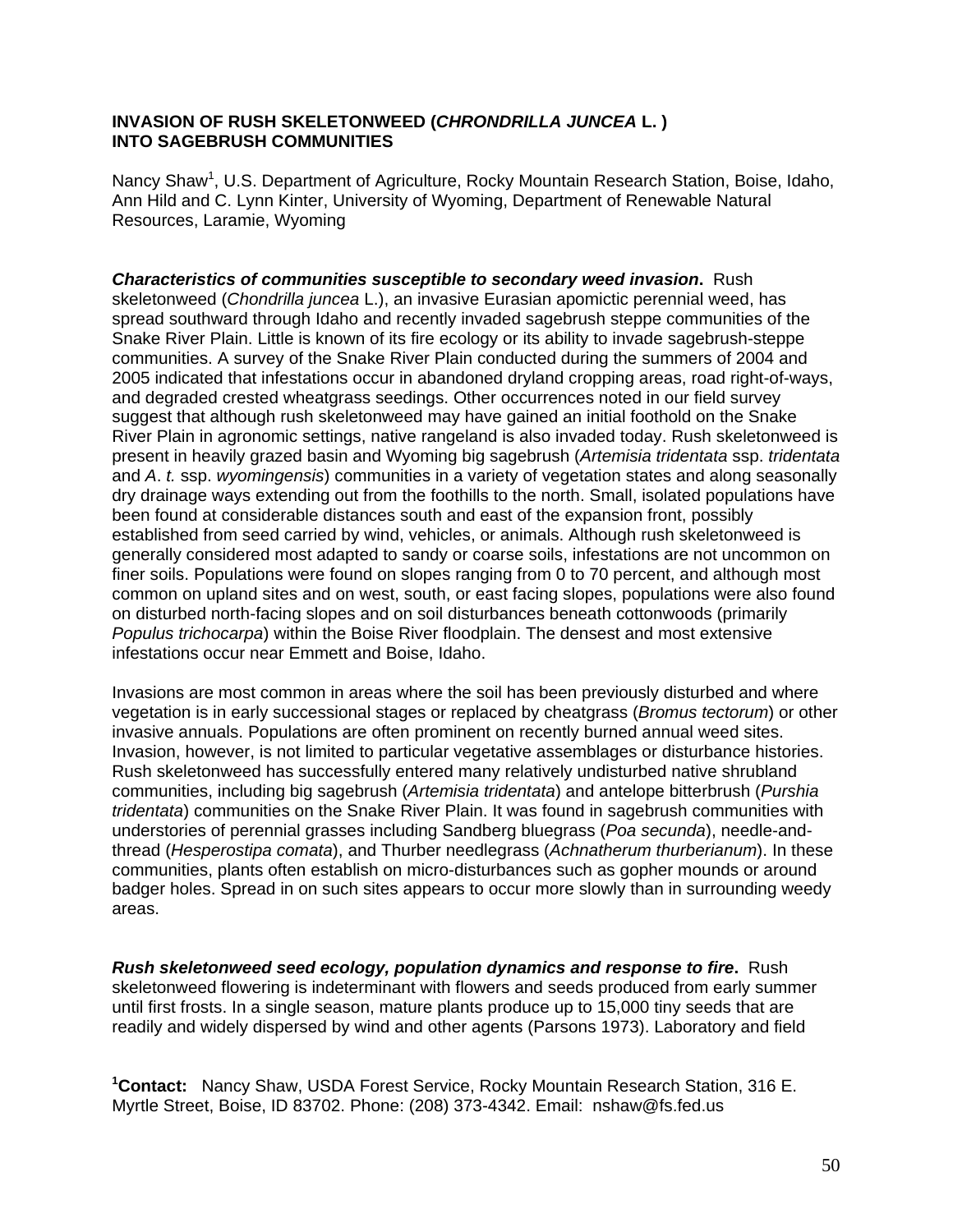**INVASION OF RUSH SKELETONWEED (*CHRONDRILLA JUNCEA* L. ) INTO SAGEBRUSH COMMUNITIES**

Nancy Shaw[1], U.S. Department of Agriculture, Rocky Mountain Research Station, Boise, Idaho, Ann Hild and C. Lynn Kinter, University of Wyoming, Department of Renewable Natural Resources, Laramie, Wyoming

***Characteristics of communities susceptible to secondary weed invasion*.** Rush skeletonweed (*Chondrilla juncea* L.), an invasive Eurasian apomictic perennial weed, has spread southward through Idaho and recently invaded sagebrush steppe communities of the Snake River Plain. Little is known of its fire ecology or its ability to invade sagebrush-steppe communities. A survey of the Snake River Plain conducted during the summers of 2004 and 2005 indicated that infestations occur in abandoned dryland cropping areas, road right-of-ways, and degraded crested wheatgrass seedings. Other occurrences noted in our field survey suggest that although rush skeletonweed may have gained an initial foothold on the Snake River Plain in agronomic settings, native rangeland is also invaded today. Rush skeletonweed is present in heavily grazed basin and Wyoming big sagebrush (*Artemisia tridentata* ssp. *tridentata* and *A*. *t.* ssp. *wyomingensis*) communities in a variety of vegetation states and along seasonally dry drainage ways extending out from the foothills to the north. Small, isolated populations have been found at considerable distances south and east of the expansion front, possibly established from seed carried by wind, vehicles, or animals. Although rush skeletonweed is generally considered most adapted to sandy or coarse soils, infestations are not uncommon on finer soils. Populations were found on slopes ranging from 0 to 70 percent, and although most common on upland sites and on west, south, or east facing slopes, populations were also found on disturbed north-facing slopes and on soil disturbances beneath cottonwoods (primarily *Populus trichocarpa*) within the Boise River floodplain. The densest and most extensive infestations occur near Emmett and Boise, Idaho.

Invasions are most common in areas where the soil has been previously disturbed and where vegetation is in early successional stages or replaced by cheatgrass (*Bromus tectorum*) or other invasive annuals. Populations are often prominent on recently burned annual weed sites. Invasion, however, is not limited to particular vegetative assemblages or disturbance histories. Rush skeletonweed has successfully entered many relatively undisturbed native shrubland communities, including big sagebrush (*Artemisia tridentata*) and antelope bitterbrush (*Purshia tridentata*) communities on the Snake River Plain. It was found in sagebrush communities with understories of perennial grasses including Sandberg bluegrass (*Poa secunda*), needle-and-thread (*Hesperostipa comata*), and Thurber needlegrass (*Achnatherum thurberianum*). In these communities, plants often establish on micro-disturbances such as gopher mounds or around badger holes. Spread in on such sites appears to occur more slowly than in surrounding weedy areas.

***Rush skeletonweed seed ecology, population dynamics and response to fire*.** Rush skeletonweed flowering is indeterminant with flowers and seeds produced from early summer until first frosts. In a single season, mature plants produce up to 15,000 tiny seeds that are readily and widely dispersed by wind and other agents (Parsons 1973). Laboratory and field

[1]**Contact:** Nancy Shaw, USDA Forest Service, Rocky Mountain Research Station, 316 E. Myrtle Street, Boise, ID 83702. Phone: (208) 373-4342. Email: nshaw@fs.fed.us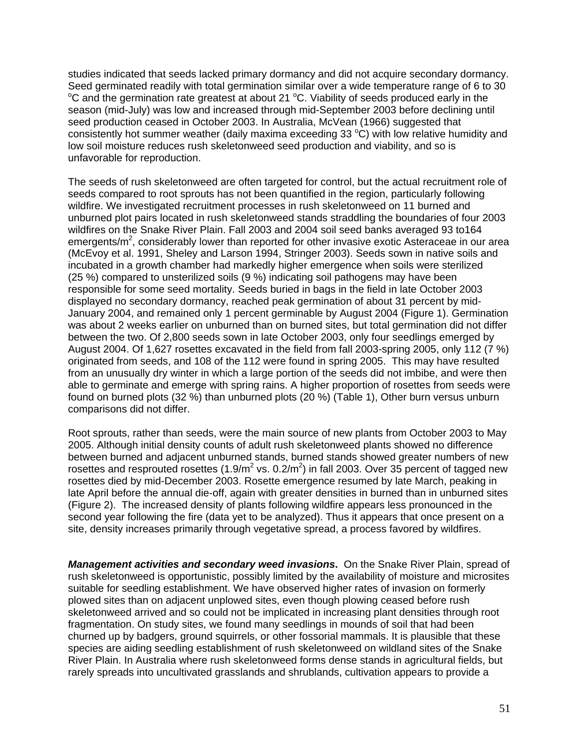studies indicated that seeds lacked primary dormancy and did not acquire secondary dormancy. Seed germinated readily with total germination similar over a wide temperature range of 6 to 30 $^{o}$C and the germination rate greatest at about 21 $^{o}$C. Viability of seeds produced early in the season (mid-July) was low and increased through mid-September 2003 before declining until seed production ceased in October 2003. In Australia, McVean (1966) suggested that consistently hot summer weather (daily maxima exceeding 33 $^{o}$C) with low relative humidity and low soil moisture reduces rush skeletonweed seed production and viability, and so is unfavorable for reproduction.

The seeds of rush skeletonweed are often targeted for control, but the actual recruitment role of seeds compared to root sprouts has not been quantified in the region, particularly following wildfire. We investigated recruitment processes in rush skeletonweed on 11 burned and unburned plot pairs located in rush skeletonweed stands straddling the boundaries of four 2003 wildfires on the Snake River Plain. Fall 2003 and 2004 soil seed banks averaged 93 to164 emergents/m$^2$, considerably lower than reported for other invasive exotic Asteraceae in our area (McEvoy et al. 1991, Sheley and Larson 1994, Stringer 2003). Seeds sown in native soils and incubated in a growth chamber had markedly higher emergence when soils were sterilized (25 %) compared to unsterilized soils (9 %) indicating soil pathogens may have been responsible for some seed mortality. Seeds buried in bags in the field in late October 2003 displayed no secondary dormancy, reached peak germination of about 31 percent by mid-January 2004, and remained only 1 percent germinable by August 2004 (Figure 1). Germination was about 2 weeks earlier on unburned than on burned sites, but total germination did not differ between the two. Of 2,800 seeds sown in late October 2003, only four seedlings emerged by August 2004. Of 1,627 rosettes excavated in the field from fall 2003-spring 2005, only 112 (7 %) originated from seeds, and 108 of the 112 were found in spring 2005. This may have resulted from an unusually dry winter in which a large portion of the seeds did not imbibe, and were then able to germinate and emerge with spring rains. A higher proportion of rosettes from seeds were found on burned plots (32 %) than unburned plots (20 %) (Table 1), Other burn versus unburn comparisons did not differ.

Root sprouts, rather than seeds, were the main source of new plants from October 2003 to May 2005. Although initial density counts of adult rush skeletonweed plants showed no difference between burned and adjacent unburned stands, burned stands showed greater numbers of new rosettes and resprouted rosettes (1.9/m$^2$ vs. 0.2/m$^2$) in fall 2003. Over 35 percent of tagged new rosettes died by mid-December 2003. Rosette emergence resumed by late March, peaking in late April before the annual die-off, again with greater densities in burned than in unburned sites (Figure 2). The increased density of plants following wildfire appears less pronounced in the second year following the fire (data yet to be analyzed). Thus it appears that once present on a site, density increases primarily through vegetative spread, a process favored by wildfires.

***Management activities and secondary weed invasions***. On the Snake River Plain, spread of rush skeletonweed is opportunistic, possibly limited by the availability of moisture and microsites suitable for seedling establishment. We have observed higher rates of invasion on formerly plowed sites than on adjacent unplowed sites, even though plowing ceased before rush skeletonweed arrived and so could not be implicated in increasing plant densities through root fragmentation. On study sites, we found many seedlings in mounds of soil that had been churned up by badgers, ground squirrels, or other fossorial mammals. It is plausible that these species are aiding seedling establishment of rush skeletonweed on wildland sites of the Snake River Plain. In Australia where rush skeletonweed forms dense stands in agricultural fields, but rarely spreads into uncultivated grasslands and shrublands, cultivation appears to provide a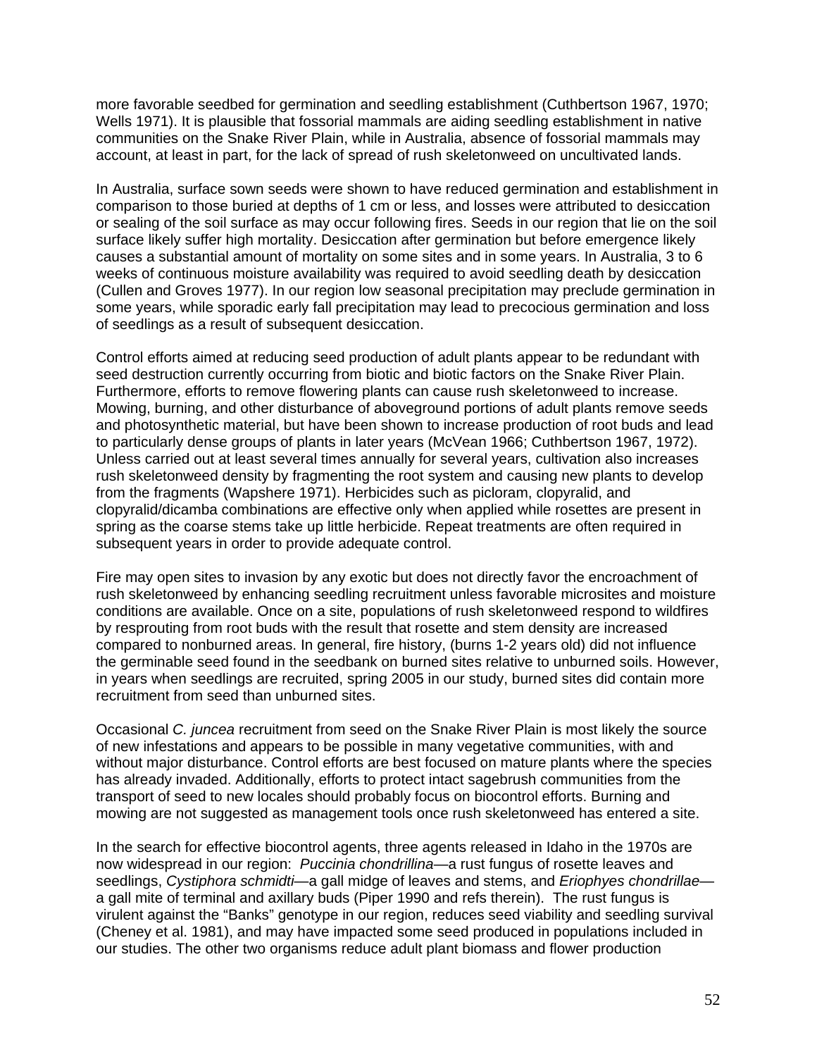more favorable seedbed for germination and seedling establishment (Cuthbertson 1967, 1970; Wells 1971). It is plausible that fossorial mammals are aiding seedling establishment in native communities on the Snake River Plain, while in Australia, absence of fossorial mammals may account, at least in part, for the lack of spread of rush skeletonweed on uncultivated lands.

In Australia, surface sown seeds were shown to have reduced germination and establishment in comparison to those buried at depths of 1 cm or less, and losses were attributed to desiccation or sealing of the soil surface as may occur following fires. Seeds in our region that lie on the soil surface likely suffer high mortality. Desiccation after germination but before emergence likely causes a substantial amount of mortality on some sites and in some years. In Australia, 3 to 6 weeks of continuous moisture availability was required to avoid seedling death by desiccation (Cullen and Groves 1977). In our region low seasonal precipitation may preclude germination in some years, while sporadic early fall precipitation may lead to precocious germination and loss of seedlings as a result of subsequent desiccation.

Control efforts aimed at reducing seed production of adult plants appear to be redundant with seed destruction currently occurring from biotic and biotic factors on the Snake River Plain. Furthermore, efforts to remove flowering plants can cause rush skeletonweed to increase. Mowing, burning, and other disturbance of aboveground portions of adult plants remove seeds and photosynthetic material, but have been shown to increase production of root buds and lead to particularly dense groups of plants in later years (McVean 1966; Cuthbertson 1967, 1972). Unless carried out at least several times annually for several years, cultivation also increases rush skeletonweed density by fragmenting the root system and causing new plants to develop from the fragments (Wapshere 1971). Herbicides such as picloram, clopyralid, and clopyralid/dicamba combinations are effective only when applied while rosettes are present in spring as the coarse stems take up little herbicide. Repeat treatments are often required in subsequent years in order to provide adequate control.

Fire may open sites to invasion by any exotic but does not directly favor the encroachment of rush skeletonweed by enhancing seedling recruitment unless favorable microsites and moisture conditions are available. Once on a site, populations of rush skeletonweed respond to wildfires by resprouting from root buds with the result that rosette and stem density are increased compared to nonburned areas. In general, fire history, (burns 1-2 years old) did not influence the germinable seed found in the seedbank on burned sites relative to unburned soils. However, in years when seedlings are recruited, spring 2005 in our study, burned sites did contain more recruitment from seed than unburned sites.

Occasional *C. juncea* recruitment from seed on the Snake River Plain is most likely the source of new infestations and appears to be possible in many vegetative communities, with and without major disturbance. Control efforts are best focused on mature plants where the species has already invaded. Additionally, efforts to protect intact sagebrush communities from the transport of seed to new locales should probably focus on biocontrol efforts. Burning and mowing are not suggested as management tools once rush skeletonweed has entered a site.

In the search for effective biocontrol agents, three agents released in Idaho in the 1970s are now widespread in our region: *Puccinia chondrillina*—a rust fungus of rosette leaves and seedlings, *Cystiphora schmidti*—a gall midge of leaves and stems, and *Eriophyes chondrillae*—a gall mite of terminal and axillary buds (Piper 1990 and refs therein). The rust fungus is virulent against the "Banks" genotype in our region, reduces seed viability and seedling survival (Cheney et al. 1981), and may have impacted some seed produced in populations included in our studies. The other two organisms reduce adult plant biomass and flower production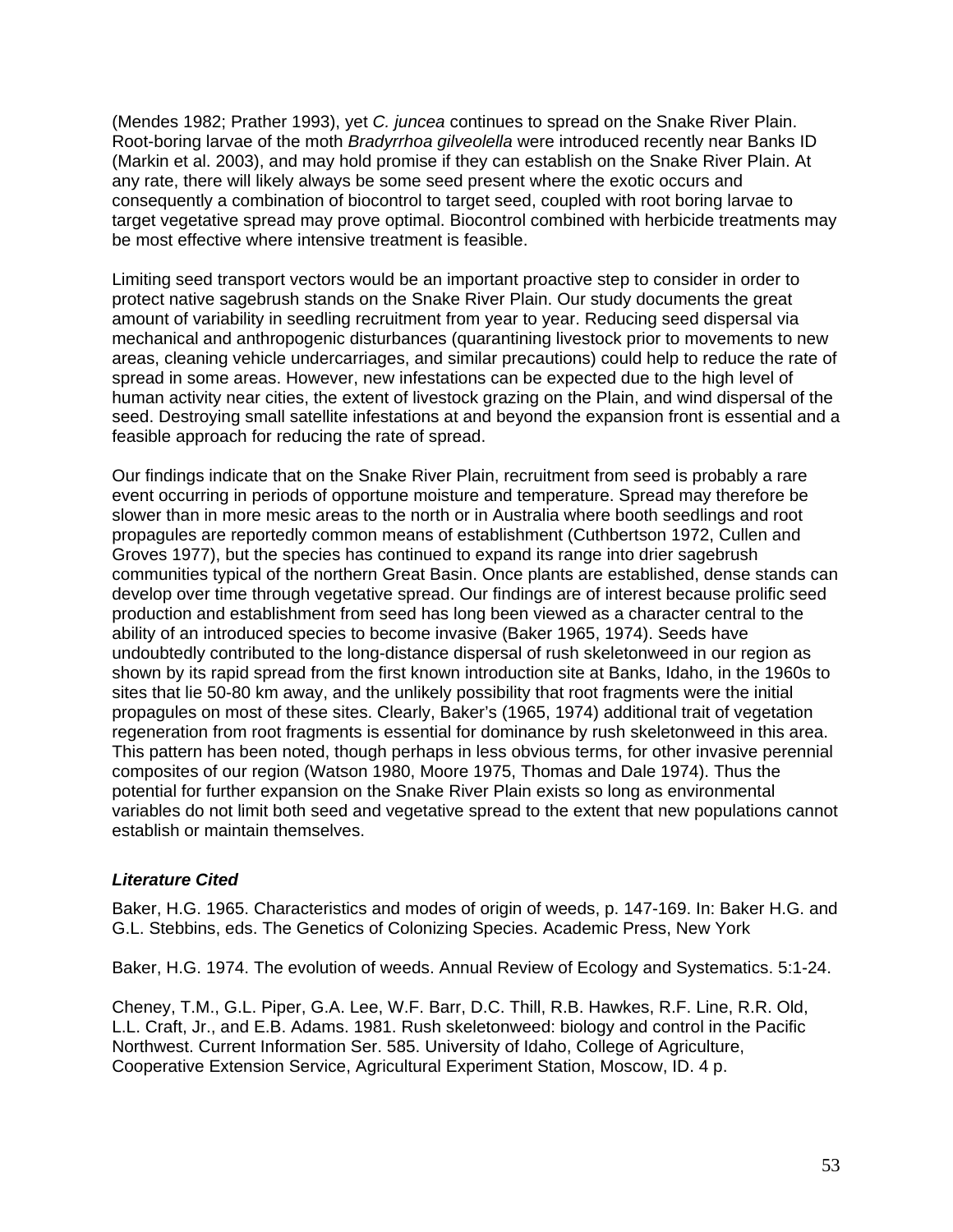(Mendes 1982; Prather 1993), yet *C. juncea* continues to spread on the Snake River Plain. Root-boring larvae of the moth *Bradyrrhoa gilveolella* were introduced recently near Banks ID (Markin et al. 2003), and may hold promise if they can establish on the Snake River Plain. At any rate, there will likely always be some seed present where the exotic occurs and consequently a combination of biocontrol to target seed, coupled with root boring larvae to target vegetative spread may prove optimal. Biocontrol combined with herbicide treatments may be most effective where intensive treatment is feasible.

Limiting seed transport vectors would be an important proactive step to consider in order to protect native sagebrush stands on the Snake River Plain. Our study documents the great amount of variability in seedling recruitment from year to year. Reducing seed dispersal via mechanical and anthropogenic disturbances (quarantining livestock prior to movements to new areas, cleaning vehicle undercarriages, and similar precautions) could help to reduce the rate of spread in some areas. However, new infestations can be expected due to the high level of human activity near cities, the extent of livestock grazing on the Plain, and wind dispersal of the seed. Destroying small satellite infestations at and beyond the expansion front is essential and a feasible approach for reducing the rate of spread.

Our findings indicate that on the Snake River Plain, recruitment from seed is probably a rare event occurring in periods of opportune moisture and temperature. Spread may therefore be slower than in more mesic areas to the north or in Australia where booth seedlings and root propagules are reportedly common means of establishment (Cuthbertson 1972, Cullen and Groves 1977), but the species has continued to expand its range into drier sagebrush communities typical of the northern Great Basin. Once plants are established, dense stands can develop over time through vegetative spread. Our findings are of interest because prolific seed production and establishment from seed has long been viewed as a character central to the ability of an introduced species to become invasive (Baker 1965, 1974). Seeds have undoubtedly contributed to the long-distance dispersal of rush skeletonweed in our region as shown by its rapid spread from the first known introduction site at Banks, Idaho, in the 1960s to sites that lie 50-80 km away, and the unlikely possibility that root fragments were the initial propagules on most of these sites. Clearly, Baker's (1965, 1974) additional trait of vegetation regeneration from root fragments is essential for dominance by rush skeletonweed in this area. This pattern has been noted, though perhaps in less obvious terms, for other invasive perennial composites of our region (Watson 1980, Moore 1975, Thomas and Dale 1974). Thus the potential for further expansion on the Snake River Plain exists so long as environmental variables do not limit both seed and vegetative spread to the extent that new populations cannot establish or maintain themselves.

### ***Literature Cited***

Baker, H.G. 1965. Characteristics and modes of origin of weeds, p. 147-169. In: Baker H.G. and G.L. Stebbins, eds. The Genetics of Colonizing Species. Academic Press, New York

Baker, H.G. 1974. The evolution of weeds. Annual Review of Ecology and Systematics. 5:1-24.

Cheney, T.M., G.L. Piper, G.A. Lee, W.F. Barr, D.C. Thill, R.B. Hawkes, R.F. Line, R.R. Old, L.L. Craft, Jr., and E.B. Adams. 1981. Rush skeletonweed: biology and control in the Pacific Northwest. Current Information Ser. 585. University of Idaho, College of Agriculture, Cooperative Extension Service, Agricultural Experiment Station, Moscow, ID. 4 p.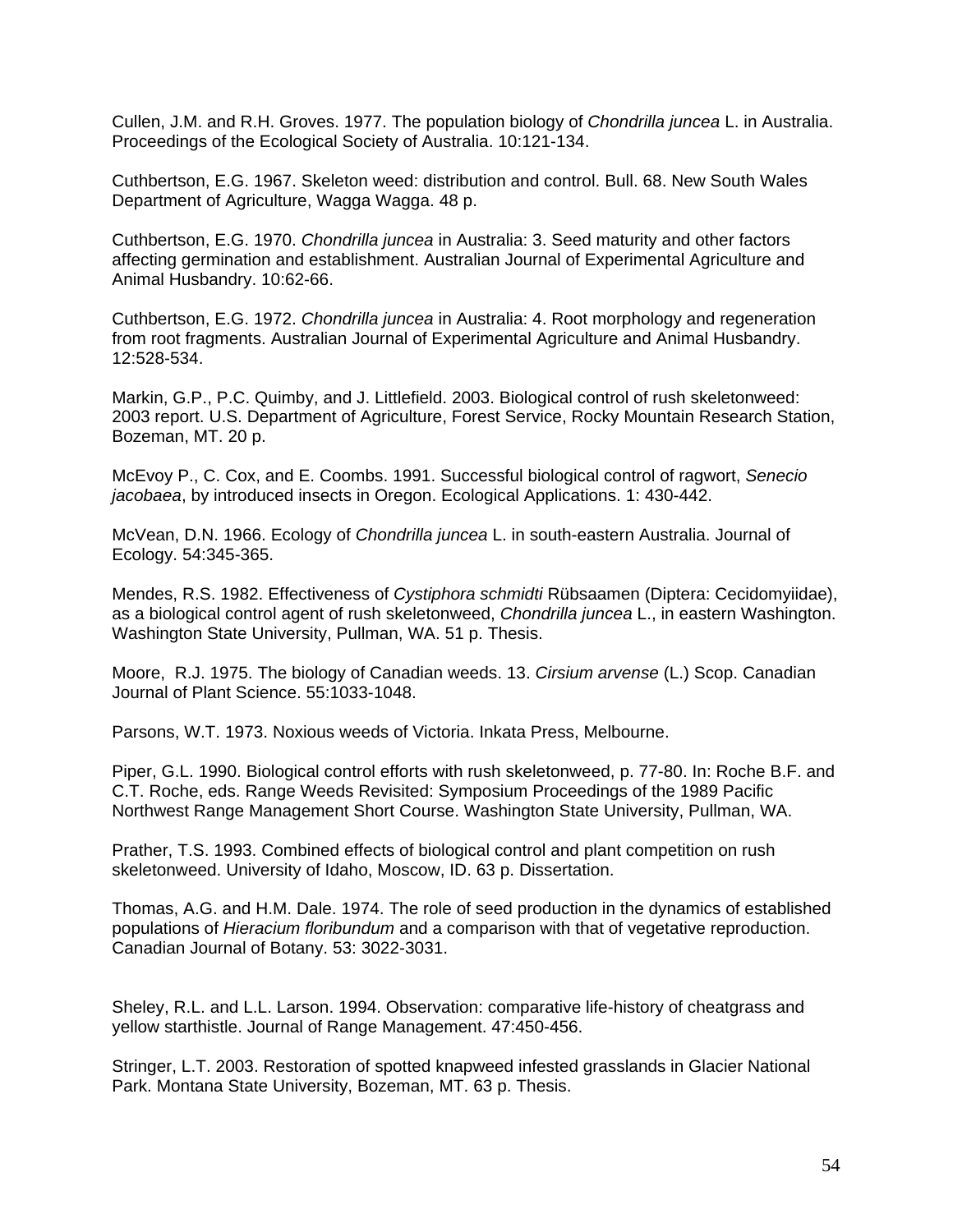Cullen, J.M. and R.H. Groves. 1977. The population biology of *Chondrilla juncea* L. in Australia. Proceedings of the Ecological Society of Australia. 10:121-134.

Cuthbertson, E.G. 1967. Skeleton weed: distribution and control. Bull. 68. New South Wales Department of Agriculture, Wagga Wagga. 48 p.

Cuthbertson, E.G. 1970. *Chondrilla juncea* in Australia: 3. Seed maturity and other factors affecting germination and establishment. Australian Journal of Experimental Agriculture and Animal Husbandry. 10:62-66.

Cuthbertson, E.G. 1972. *Chondrilla juncea* in Australia: 4. Root morphology and regeneration from root fragments. Australian Journal of Experimental Agriculture and Animal Husbandry. 12:528-534.

Markin, G.P., P.C. Quimby, and J. Littlefield. 2003. Biological control of rush skeletonweed: 2003 report. U.S. Department of Agriculture, Forest Service, Rocky Mountain Research Station, Bozeman, MT. 20 p.

McEvoy P., C. Cox, and E. Coombs. 1991. Successful biological control of ragwort, *Senecio jacobaea*, by introduced insects in Oregon. Ecological Applications. 1: 430-442.

McVean, D.N. 1966. Ecology of *Chondrilla juncea* L. in south-eastern Australia. Journal of Ecology. 54:345-365.

Mendes, R.S. 1982. Effectiveness of *Cystiphora schmidti* Rübsaamen (Diptera: Cecidomyiidae), as a biological control agent of rush skeletonweed, *Chondrilla juncea* L., in eastern Washington. Washington State University, Pullman, WA. 51 p. Thesis.

Moore, R.J. 1975. The biology of Canadian weeds. 13. *Cirsium arvense* (L.) Scop. Canadian Journal of Plant Science. 55:1033-1048.

Parsons, W.T. 1973. Noxious weeds of Victoria. Inkata Press, Melbourne.

Piper, G.L. 1990. Biological control efforts with rush skeletonweed, p. 77-80. In: Roche B.F. and C.T. Roche, eds. Range Weeds Revisited: Symposium Proceedings of the 1989 Pacific Northwest Range Management Short Course. Washington State University, Pullman, WA.

Prather, T.S. 1993. Combined effects of biological control and plant competition on rush skeletonweed. University of Idaho, Moscow, ID. 63 p. Dissertation.

Thomas, A.G. and H.M. Dale. 1974. The role of seed production in the dynamics of established populations of *Hieracium floribundum* and a comparison with that of vegetative reproduction. Canadian Journal of Botany. 53: 3022-3031.

Sheley, R.L. and L.L. Larson. 1994. Observation: comparative life-history of cheatgrass and yellow starthistle. Journal of Range Management. 47:450-456.

Stringer, L.T. 2003. Restoration of spotted knapweed infested grasslands in Glacier National Park. Montana State University, Bozeman, MT. 63 p. Thesis.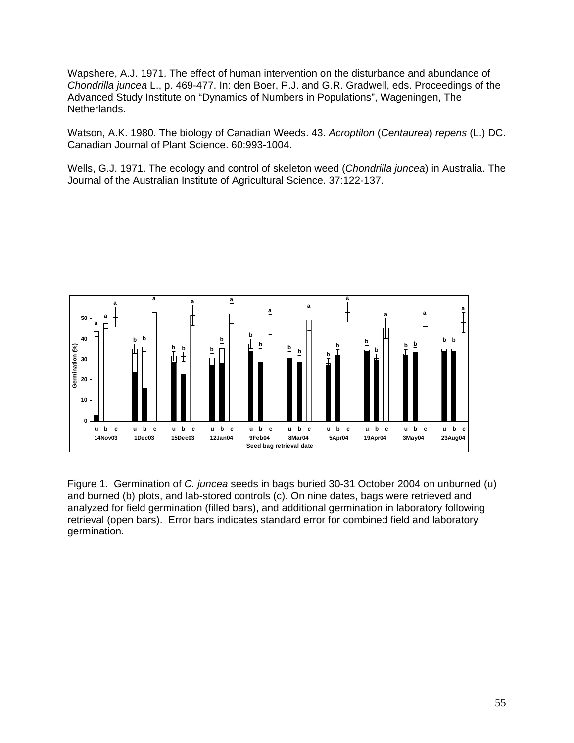Wapshere, A.J. 1971. The effect of human intervention on the disturbance and abundance of *Chondrilla juncea* L., p. 469-477. In: den Boer, P.J. and G.R. Gradwell, eds. Proceedings of the Advanced Study Institute on "Dynamics of Numbers in Populations", Wageningen, The Netherlands.

Watson, A.K. 1980. The biology of Canadian Weeds. 43. *Acroptilon* (*Centaurea*) *repens* (L.) DC. Canadian Journal of Plant Science. 60:993-1004.

Wells, G.J. 1971. The ecology and control of skeleton weed (*Chondrilla juncea*) in Australia. The Journal of the Australian Institute of Agricultural Science. 37:122-137.

Figure 1. Germination of *C. juncea* seeds in bags buried 30-31 October 2004 on unburned (u) and burned (b) plots, and lab-stored controls (c). On nine dates, bags were retrieved and analyzed for field germination (filled bars), and additional germination in laboratory following retrieval (open bars). Error bars indicates standard error for combined field and laboratory germination.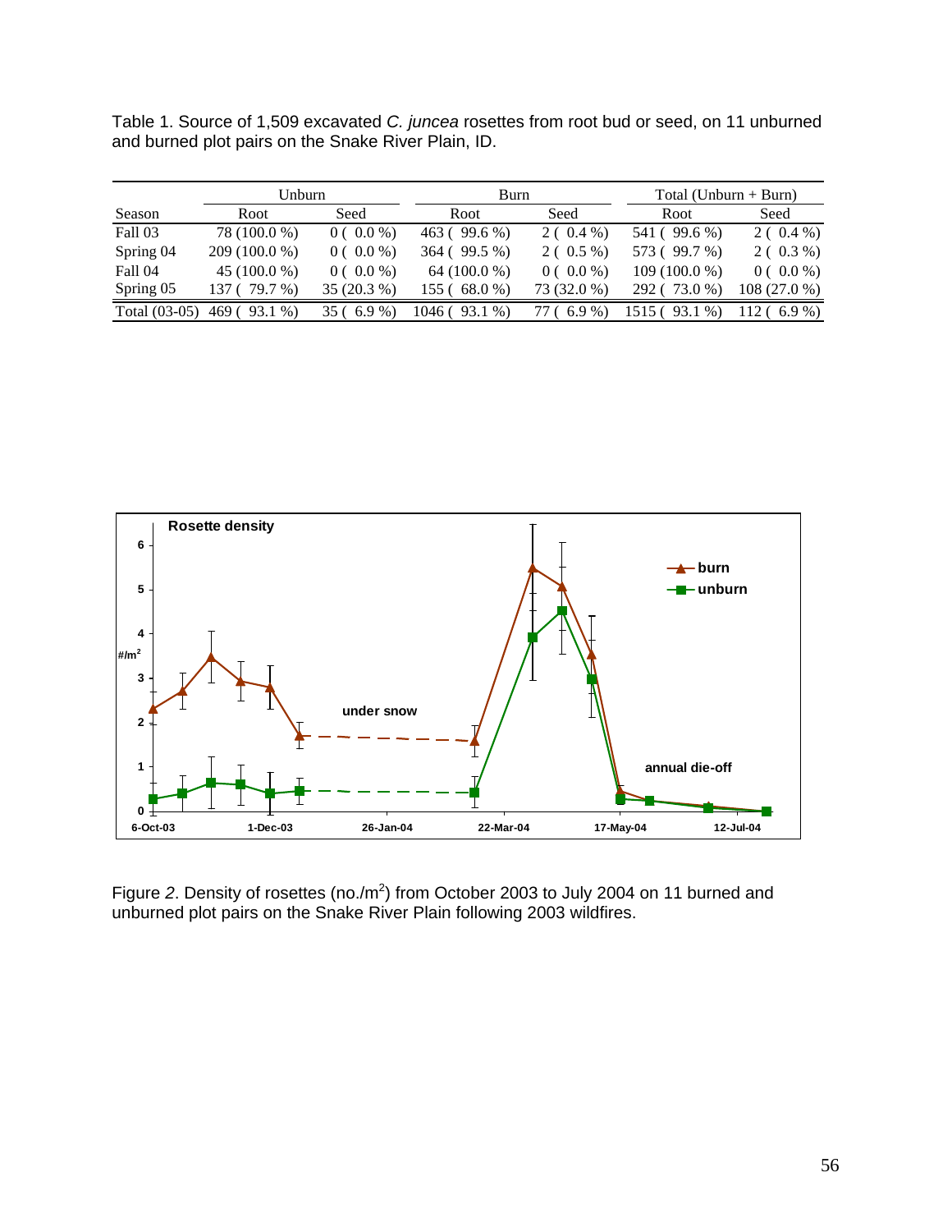Table 1. Source of 1,509 excavated *C. juncea* rosettes from root bud or seed, on 11 unburned and burned plot pairs on the Snake River Plain, ID.

| Season | Unburn | | Burn | | Total (Unburn + Burn) | |
|---|---|---|---|---|---|---|
| | Root | Seed | Root | Seed | Root | Seed |
| Fall 03 | 78 (100.0 %) | 0 ( 0.0 %) | 463 ( 99.6 %) | 2 ( 0.4 %) | 541 ( 99.6 %) | 2 ( 0.4 %) |
| Spring 04 | 209 (100.0 %) | 0 ( 0.0 %) | 364 ( 99.5 %) | 2 ( 0.5 %) | 573 ( 99.7 %) | 2 ( 0.3 %) |
| Fall 04 | 45 (100.0 %) | 0 ( 0.0 %) | 64 (100.0 %) | 0 ( 0.0 %) | 109 (100.0 %) | 0 ( 0.0 %) |
| Spring 05 | 137 ( 79.7 %) | 35 (20.3 %) | 155 ( 68.0 %) | 73 (32.0 %) | 292 ( 73.0 %) | 108 (27.0 %) |
| Total (03-05) | 469 ( 93.1 %) | 35 ( 6.9 %) | 1046 ( 93.1 %) | 77 ( 6.9 %) | 1515 ( 93.1 %) | 112 ( 6.9 %) |

Figure *2*. Density of rosettes (no./$m^2$) from October 2003 to July 2004 on 11 burned and unburned plot pairs on the Snake River Plain following 2003 wildfires.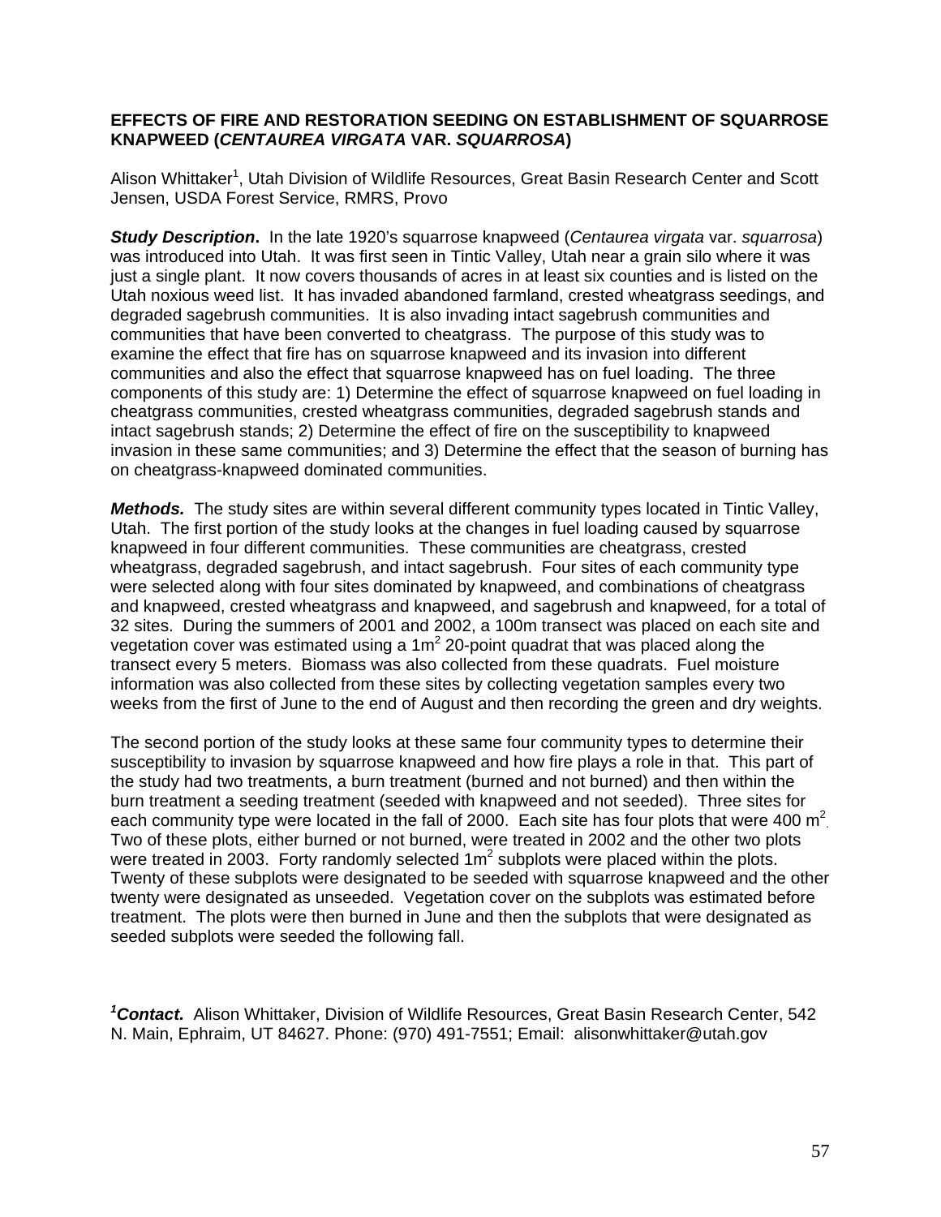## EFFECTS OF FIRE AND RESTORATION SEEDING ON ESTABLISHMENT OF SQUARROSE KNAPWEED (*CENTAUREA VIRGATA* VAR. *SQUARROSA*)

Alison Whittaker[1], Utah Division of Wildlife Resources, Great Basin Research Center and Scott Jensen, USDA Forest Service, RMRS, Provo

***Study Description***. In the late 1920's squarrose knapweed (*Centaurea virgata* var. *squarrosa*) was introduced into Utah. It was first seen in Tintic Valley, Utah near a grain silo where it was just a single plant. It now covers thousands of acres in at least six counties and is listed on the Utah noxious weed list. It has invaded abandoned farmland, crested wheatgrass seedings, and degraded sagebrush communities. It is also invading intact sagebrush communities and communities that have been converted to cheatgrass. The purpose of this study was to examine the effect that fire has on squarrose knapweed and its invasion into different communities and also the effect that squarrose knapweed has on fuel loading. The three components of this study are: 1) Determine the effect of squarrose knapweed on fuel loading in cheatgrass communities, crested wheatgrass communities, degraded sagebrush stands and intact sagebrush stands; 2) Determine the effect of fire on the susceptibility to knapweed invasion in these same communities; and 3) Determine the effect that the season of burning has on cheatgrass-knapweed dominated communities.

***Methods.*** The study sites are within several different community types located in Tintic Valley, Utah. The first portion of the study looks at the changes in fuel loading caused by squarrose knapweed in four different communities. These communities are cheatgrass, crested wheatgrass, degraded sagebrush, and intact sagebrush. Four sites of each community type were selected along with four sites dominated by knapweed, and combinations of cheatgrass and knapweed, crested wheatgrass and knapweed, and sagebrush and knapweed, for a total of 32 sites. During the summers of 2001 and 2002, a 100m transect was placed on each site and vegetation cover was estimated using a $1m^2$ 20-point quadrat that was placed along the transect every 5 meters. Biomass was also collected from these quadrats. Fuel moisture information was also collected from these sites by collecting vegetation samples every two weeks from the first of June to the end of August and then recording the green and dry weights.

The second portion of the study looks at these same four community types to determine their susceptibility to invasion by squarrose knapweed and how fire plays a role in that. This part of the study had two treatments, a burn treatment (burned and not burned) and then within the burn treatment a seeding treatment (seeded with knapweed and not seeded). Three sites for each community type were located in the fall of 2000. Each site has four plots that were 400 $m^2$. Two of these plots, either burned or not burned, were treated in 2002 and the other two plots were treated in 2003. Forty randomly selected $1m^2$ subplots were placed within the plots. Twenty of these subplots were designated to be seeded with squarrose knapweed and the other twenty were designated as unseeded. Vegetation cover on the subplots was estimated before treatment. The plots were then burned in June and then the subplots that were designated as seeded subplots were seeded the following fall.

[1]***Contact.*** Alison Whittaker, Division of Wildlife Resources, Great Basin Research Center, 542 N. Main, Ephraim, UT 84627. Phone: (970) 491-7551; Email: alisonwhittaker@utah.gov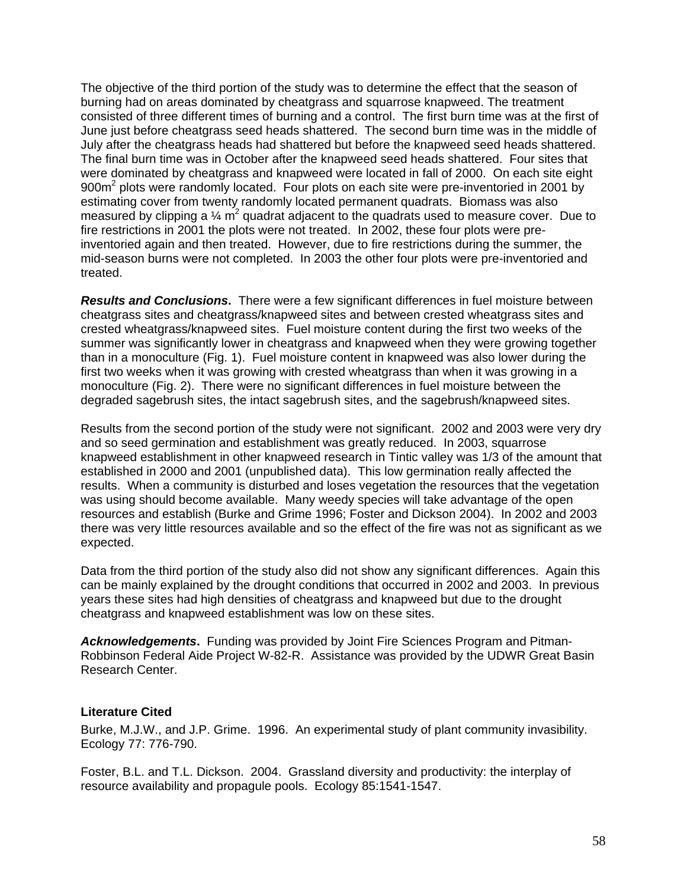The objective of the third portion of the study was to determine the effect that the season of burning had on areas dominated by cheatgrass and squarrose knapweed. The treatment consisted of three different times of burning and a control. The first burn time was at the first of June just before cheatgrass seed heads shattered. The second burn time was in the middle of July after the cheatgrass heads had shattered but before the knapweed seed heads shattered. The final burn time was in October after the knapweed seed heads shattered. Four sites that were dominated by cheatgrass and knapweed were located in fall of 2000. On each site eight $900m^2$ plots were randomly located. Four plots on each site were pre-inventoried in 2001 by estimating cover from twenty randomly located permanent quadrats. Biomass was also measured by clipping a ¼ $m^2$ quadrat adjacent to the quadrats used to measure cover. Due to fire restrictions in 2001 the plots were not treated. In 2002, these four plots were pre-inventoried again and then treated. However, due to fire restrictions during the summer, the mid-season burns were not completed. In 2003 the other four plots were pre-inventoried and treated.

***Results and Conclusions*.** There were a few significant differences in fuel moisture between cheatgrass sites and cheatgrass/knapweed sites and between crested wheatgrass sites and crested wheatgrass/knapweed sites. Fuel moisture content during the first two weeks of the summer was significantly lower in cheatgrass and knapweed when they were growing together than in a monoculture (Fig. 1). Fuel moisture content in knapweed was also lower during the first two weeks when it was growing with crested wheatgrass than when it was growing in a monoculture (Fig. 2). There were no significant differences in fuel moisture between the degraded sagebrush sites, the intact sagebrush sites, and the sagebrush/knapweed sites.

Results from the second portion of the study were not significant. 2002 and 2003 were very dry and so seed germination and establishment was greatly reduced. In 2003, squarrose knapweed establishment in other knapweed research in Tintic valley was 1/3 of the amount that established in 2000 and 2001 (unpublished data). This low germination really affected the results. When a community is disturbed and loses vegetation the resources that the vegetation was using should become available. Many weedy species will take advantage of the open resources and establish (Burke and Grime 1996; Foster and Dickson 2004). In 2002 and 2003 there was very little resources available and so the effect of the fire was not as significant as we expected.

Data from the third portion of the study also did not show any significant differences. Again this can be mainly explained by the drought conditions that occurred in 2002 and 2003. In previous years these sites had high densities of cheatgrass and knapweed but due to the drought cheatgrass and knapweed establishment was low on these sites.

***Acknowledgements*.** Funding was provided by Joint Fire Sciences Program and Pitman-Robbinson Federal Aide Project W-82-R. Assistance was provided by the UDWR Great Basin Research Center.

**Literature Cited**

Burke, M.J.W., and J.P. Grime. 1996. An experimental study of plant community invasibility. Ecology 77: 776-790.

Foster, B.L. and T.L. Dickson. 2004. Grassland diversity and productivity: the interplay of resource availability and propagule pools. Ecology 85:1541-1547.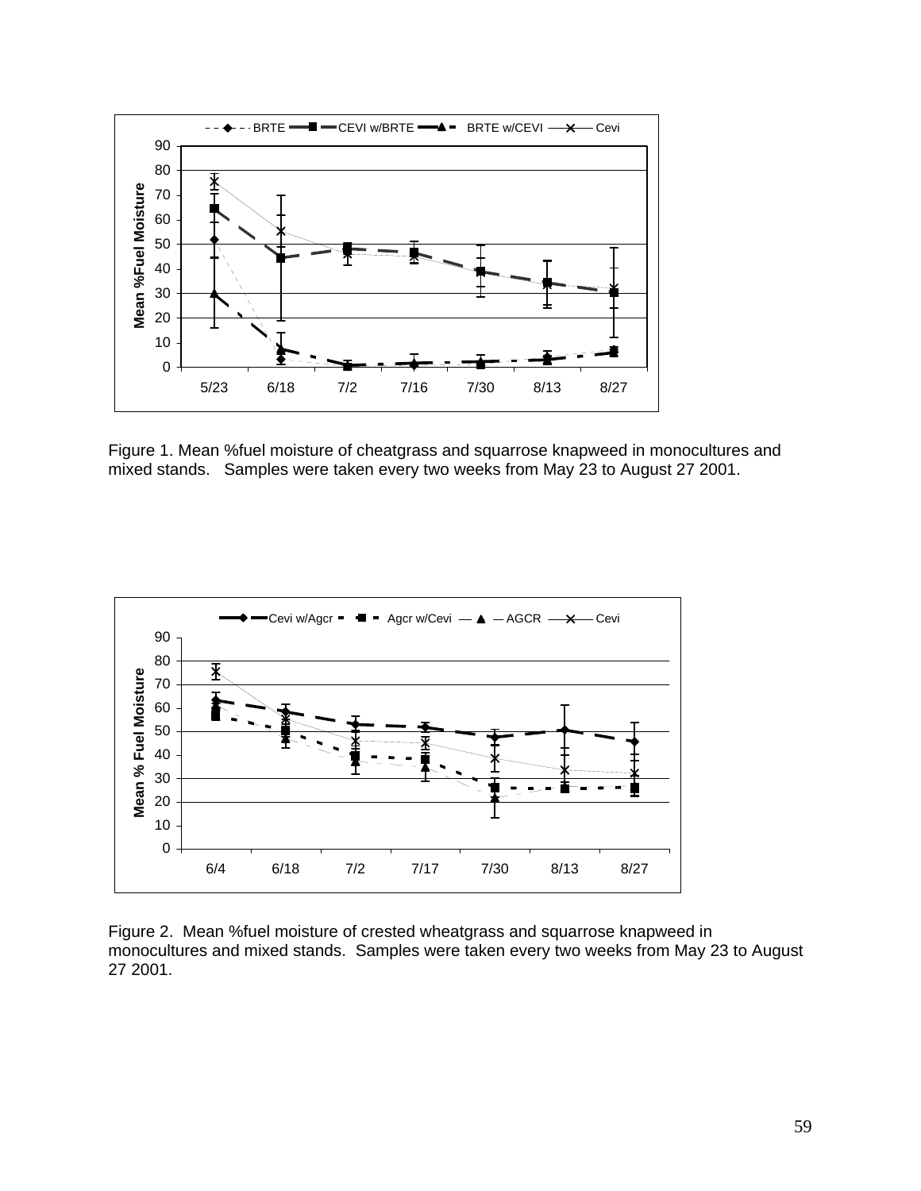Figure 1. Mean %fuel moisture of cheatgrass and squarrose knapweed in monocultures and mixed stands. Samples were taken every two weeks from May 23 to August 27 2001.

Figure 2. Mean %fuel moisture of crested wheatgrass and squarrose knapweed in monocultures and mixed stands. Samples were taken every two weeks from May 23 to August 27 2001.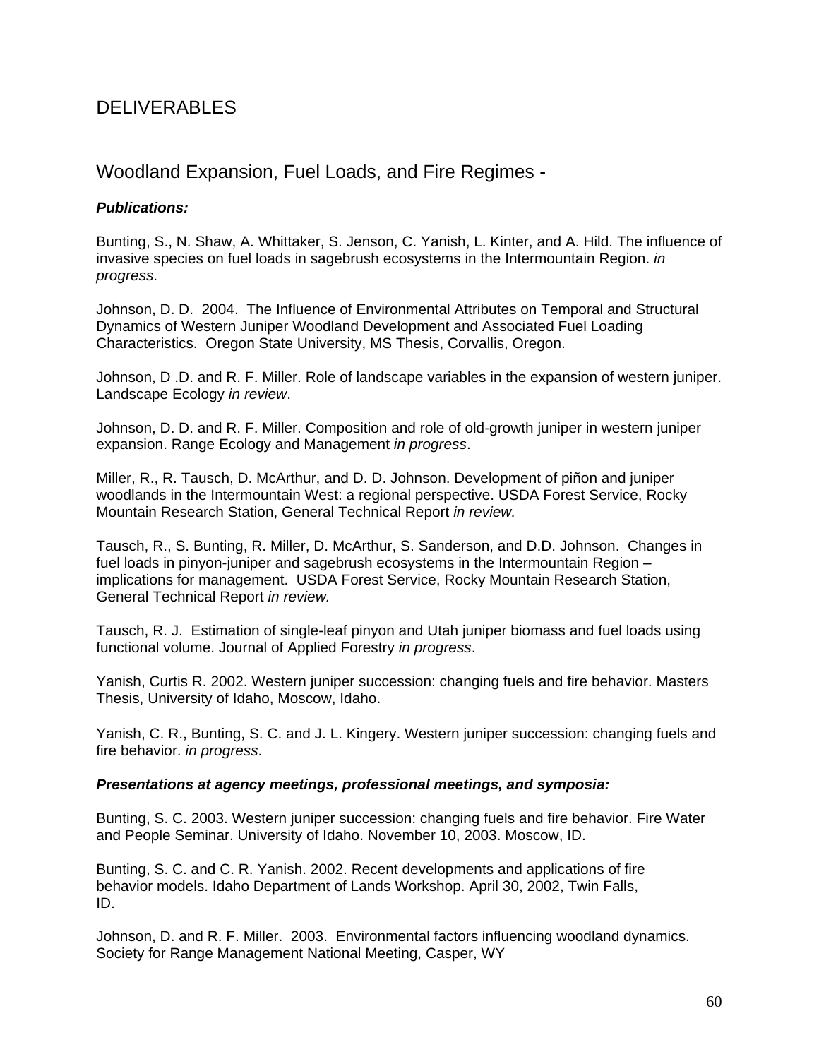# DELIVERABLES

## Woodland Expansion, Fuel Loads, and Fire Regimes -

***Publications:***

Bunting, S., N. Shaw, A. Whittaker, S. Jenson, C. Yanish, L. Kinter, and A. Hild. The influence of invasive species on fuel loads in sagebrush ecosystems in the Intermountain Region. *in progress*.

Johnson, D. D. 2004. The Influence of Environmental Attributes on Temporal and Structural Dynamics of Western Juniper Woodland Development and Associated Fuel Loading Characteristics. Oregon State University, MS Thesis, Corvallis, Oregon.

Johnson, D .D. and R. F. Miller. Role of landscape variables in the expansion of western juniper. Landscape Ecology *in review*.

Johnson, D. D. and R. F. Miller. Composition and role of old-growth juniper in western juniper expansion. Range Ecology and Management *in progress*.

Miller, R., R. Tausch, D. McArthur, and D. D. Johnson. Development of piñon and juniper woodlands in the Intermountain West: a regional perspective. USDA Forest Service, Rocky Mountain Research Station, General Technical Report *in review.*

Tausch, R., S. Bunting, R. Miller, D. McArthur, S. Sanderson, and D.D. Johnson. Changes in fuel loads in pinyon-juniper and sagebrush ecosystems in the Intermountain Region – implications for management. USDA Forest Service, Rocky Mountain Research Station, General Technical Report *in review.*

Tausch, R. J. Estimation of single-leaf pinyon and Utah juniper biomass and fuel loads using functional volume. Journal of Applied Forestry *in progress*.

Yanish, Curtis R. 2002. Western juniper succession: changing fuels and fire behavior. Masters Thesis, University of Idaho, Moscow, Idaho.

Yanish, C. R., Bunting, S. C. and J. L. Kingery. Western juniper succession: changing fuels and fire behavior. *in progress*.

***Presentations at agency meetings, professional meetings, and symposia:***

Bunting, S. C. 2003. Western juniper succession: changing fuels and fire behavior. Fire Water and People Seminar. University of Idaho. November 10, 2003. Moscow, ID.

Bunting, S. C. and C. R. Yanish. 2002. Recent developments and applications of fire behavior models. Idaho Department of Lands Workshop. April 30, 2002, Twin Falls, ID.

Johnson, D. and R. F. Miller. 2003. Environmental factors influencing woodland dynamics. Society for Range Management National Meeting, Casper, WY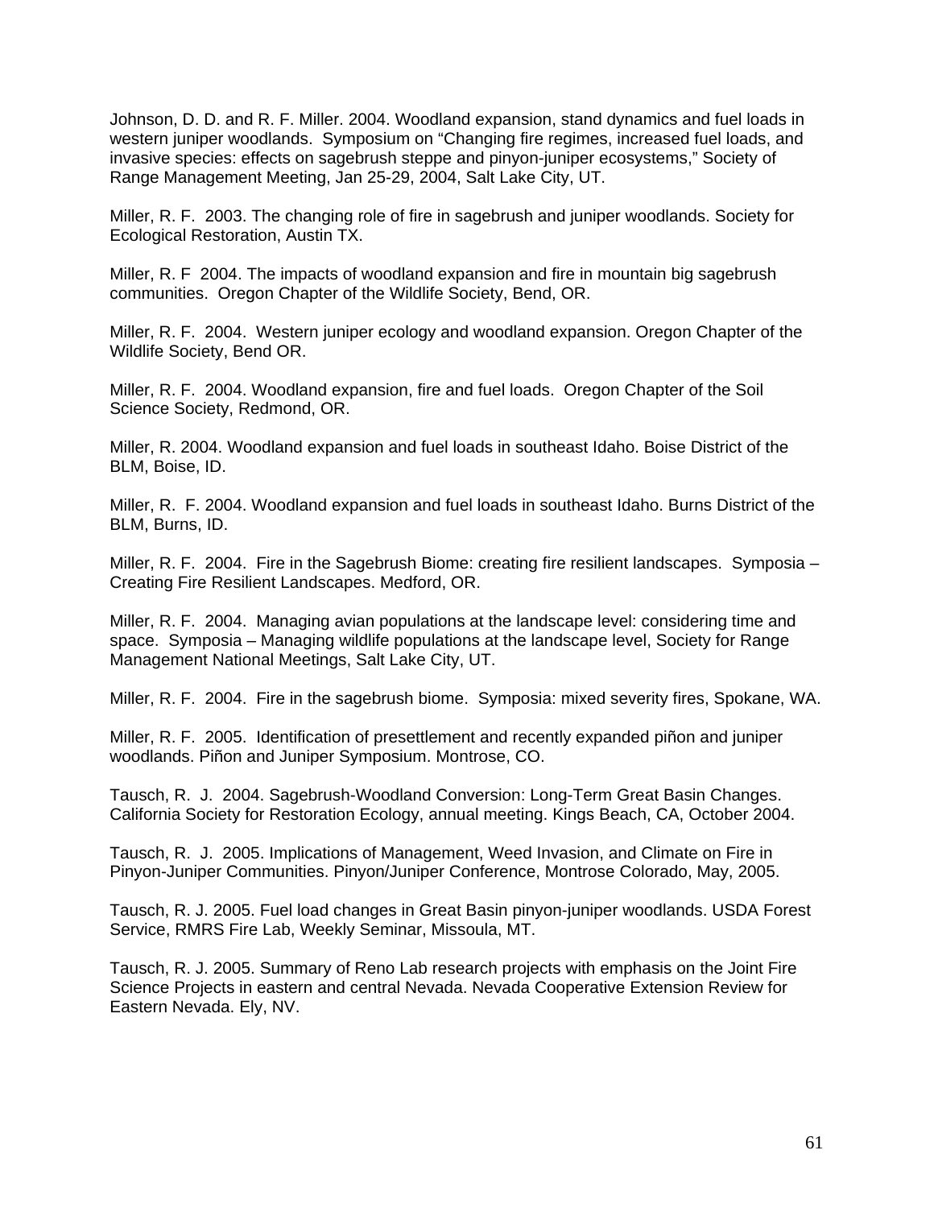Johnson, D. D. and R. F. Miller. 2004. Woodland expansion, stand dynamics and fuel loads in western juniper woodlands. Symposium on "Changing fire regimes, increased fuel loads, and invasive species: effects on sagebrush steppe and pinyon-juniper ecosystems," Society of Range Management Meeting, Jan 25-29, 2004, Salt Lake City, UT.

Miller, R. F. 2003. The changing role of fire in sagebrush and juniper woodlands. Society for Ecological Restoration, Austin TX.

Miller, R. F 2004. The impacts of woodland expansion and fire in mountain big sagebrush communities. Oregon Chapter of the Wildlife Society, Bend, OR.

Miller, R. F. 2004. Western juniper ecology and woodland expansion. Oregon Chapter of the Wildlife Society, Bend OR.

Miller, R. F. 2004. Woodland expansion, fire and fuel loads. Oregon Chapter of the Soil Science Society, Redmond, OR.

Miller, R. 2004. Woodland expansion and fuel loads in southeast Idaho. Boise District of the BLM, Boise, ID.

Miller, R. F. 2004. Woodland expansion and fuel loads in southeast Idaho. Burns District of the BLM, Burns, ID.

Miller, R. F. 2004. Fire in the Sagebrush Biome: creating fire resilient landscapes. Symposia – Creating Fire Resilient Landscapes. Medford, OR.

Miller, R. F. 2004. Managing avian populations at the landscape level: considering time and space. Symposia – Managing wildlife populations at the landscape level, Society for Range Management National Meetings, Salt Lake City, UT.

Miller, R. F. 2004. Fire in the sagebrush biome. Symposia: mixed severity fires, Spokane, WA.

Miller, R. F. 2005. Identification of presettlement and recently expanded piñon and juniper woodlands. Piñon and Juniper Symposium. Montrose, CO.

Tausch, R. J. 2004. Sagebrush-Woodland Conversion: Long-Term Great Basin Changes. California Society for Restoration Ecology, annual meeting. Kings Beach, CA, October 2004.

Tausch, R. J. 2005. Implications of Management, Weed Invasion, and Climate on Fire in Pinyon-Juniper Communities. Pinyon/Juniper Conference, Montrose Colorado, May, 2005.

Tausch, R. J. 2005. Fuel load changes in Great Basin pinyon-juniper woodlands. USDA Forest Service, RMRS Fire Lab, Weekly Seminar, Missoula, MT.

Tausch, R. J. 2005. Summary of Reno Lab research projects with emphasis on the Joint Fire Science Projects in eastern and central Nevada. Nevada Cooperative Extension Review for Eastern Nevada. Ely, NV.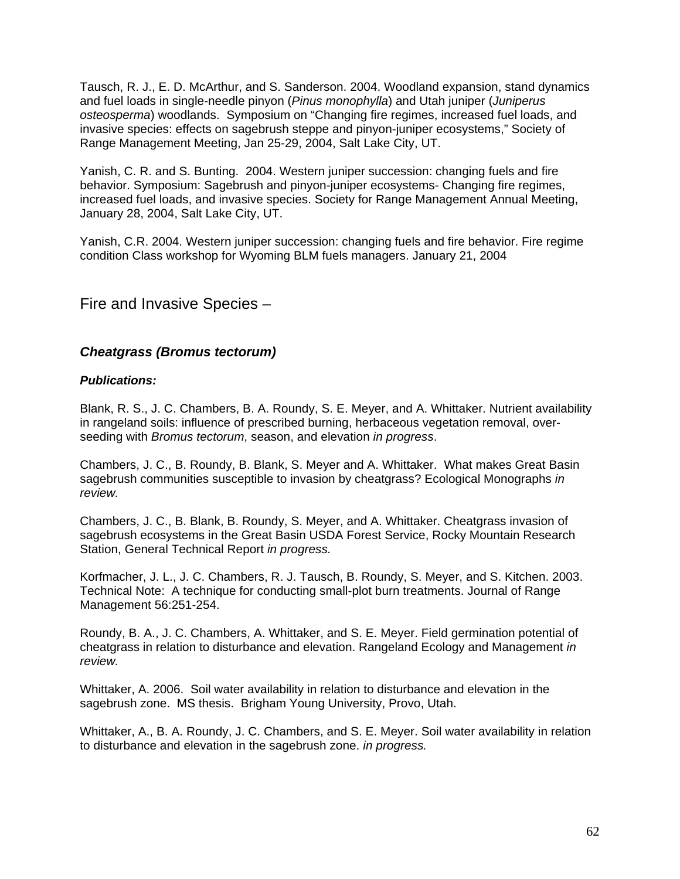Tausch, R. J., E. D. McArthur, and S. Sanderson. 2004. Woodland expansion, stand dynamics and fuel loads in single-needle pinyon (*Pinus monophylla*) and Utah juniper (*Juniperus osteosperma*) woodlands. Symposium on "Changing fire regimes, increased fuel loads, and invasive species: effects on sagebrush steppe and pinyon-juniper ecosystems," Society of Range Management Meeting, Jan 25-29, 2004, Salt Lake City, UT.

Yanish, C. R. and S. Bunting. 2004. Western juniper succession: changing fuels and fire behavior. Symposium: Sagebrush and pinyon-juniper ecosystems- Changing fire regimes, increased fuel loads, and invasive species. Society for Range Management Annual Meeting, January 28, 2004, Salt Lake City, UT.

Yanish, C.R. 2004. Western juniper succession: changing fuels and fire behavior. Fire regime condition Class workshop for Wyoming BLM fuels managers. January 21, 2004

## Fire and Invasive Species –

### *Cheatgrass (Bromus tectorum)*

***Publications:***

Blank, R. S., J. C. Chambers, B. A. Roundy, S. E. Meyer, and A. Whittaker. Nutrient availability in rangeland soils: influence of prescribed burning, herbaceous vegetation removal, over-seeding with *Bromus tectorum*, season, and elevation *in progress*.

Chambers, J. C., B. Roundy, B. Blank, S. Meyer and A. Whittaker. What makes Great Basin sagebrush communities susceptible to invasion by cheatgrass? Ecological Monographs *in review.*

Chambers, J. C., B. Blank, B. Roundy, S. Meyer, and A. Whittaker. Cheatgrass invasion of sagebrush ecosystems in the Great Basin USDA Forest Service, Rocky Mountain Research Station, General Technical Report *in progress.*

Korfmacher, J. L., J. C. Chambers, R. J. Tausch, B. Roundy, S. Meyer, and S. Kitchen. 2003. Technical Note: A technique for conducting small-plot burn treatments. Journal of Range Management 56:251-254.

Roundy, B. A., J. C. Chambers, A. Whittaker, and S. E. Meyer. Field germination potential of cheatgrass in relation to disturbance and elevation. Rangeland Ecology and Management *in review.*

Whittaker, A. 2006. Soil water availability in relation to disturbance and elevation in the sagebrush zone. MS thesis. Brigham Young University, Provo, Utah.

Whittaker, A., B. A. Roundy, J. C. Chambers, and S. E. Meyer. Soil water availability in relation to disturbance and elevation in the sagebrush zone. *in progress.*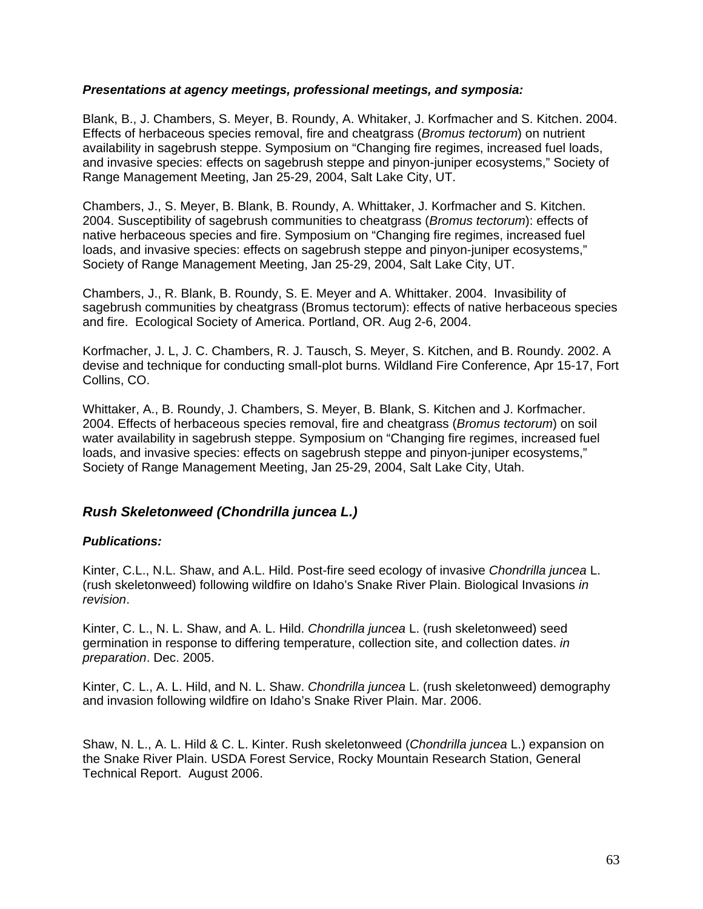***Presentations at agency meetings, professional meetings, and symposia:***

Blank, B., J. Chambers, S. Meyer, B. Roundy, A. Whitaker, J. Korfmacher and S. Kitchen. 2004. Effects of herbaceous species removal, fire and cheatgrass (*Bromus tectorum*) on nutrient availability in sagebrush steppe. Symposium on "Changing fire regimes, increased fuel loads, and invasive species: effects on sagebrush steppe and pinyon-juniper ecosystems," Society of Range Management Meeting, Jan 25-29, 2004, Salt Lake City, UT.

Chambers, J., S. Meyer, B. Blank, B. Roundy, A. Whittaker, J. Korfmacher and S. Kitchen. 2004. Susceptibility of sagebrush communities to cheatgrass (*Bromus tectorum*): effects of native herbaceous species and fire. Symposium on "Changing fire regimes, increased fuel loads, and invasive species: effects on sagebrush steppe and pinyon-juniper ecosystems," Society of Range Management Meeting, Jan 25-29, 2004, Salt Lake City, UT.

Chambers, J., R. Blank, B. Roundy, S. E. Meyer and A. Whittaker. 2004. Invasibility of sagebrush communities by cheatgrass (Bromus tectorum): effects of native herbaceous species and fire. Ecological Society of America. Portland, OR. Aug 2-6, 2004.

Korfmacher, J. L, J. C. Chambers, R. J. Tausch, S. Meyer, S. Kitchen, and B. Roundy. 2002. A devise and technique for conducting small-plot burns. Wildland Fire Conference, Apr 15-17, Fort Collins, CO.

Whittaker, A., B. Roundy, J. Chambers, S. Meyer, B. Blank, S. Kitchen and J. Korfmacher. 2004. Effects of herbaceous species removal, fire and cheatgrass (*Bromus tectorum*) on soil water availability in sagebrush steppe. Symposium on "Changing fire regimes, increased fuel loads, and invasive species: effects on sagebrush steppe and pinyon-juniper ecosystems," Society of Range Management Meeting, Jan 25-29, 2004, Salt Lake City, Utah.

## ***Rush Skeletonweed (Chondrilla juncea L.)***

***Publications:***

Kinter, C.L., N.L. Shaw, and A.L. Hild. Post-fire seed ecology of invasive *Chondrilla juncea* L. (rush skeletonweed) following wildfire on Idaho's Snake River Plain. Biological Invasions *in revision*.

Kinter, C. L., N. L. Shaw, and A. L. Hild. *Chondrilla juncea* L. (rush skeletonweed) seed germination in response to differing temperature, collection site, and collection dates. *in preparation*. Dec. 2005.

Kinter, C. L., A. L. Hild, and N. L. Shaw. *Chondrilla juncea* L. (rush skeletonweed) demography and invasion following wildfire on Idaho's Snake River Plain. Mar. 2006.

Shaw, N. L., A. L. Hild & C. L. Kinter. Rush skeletonweed (*Chondrilla juncea* L.) expansion on the Snake River Plain. USDA Forest Service, Rocky Mountain Research Station, General Technical Report. August 2006.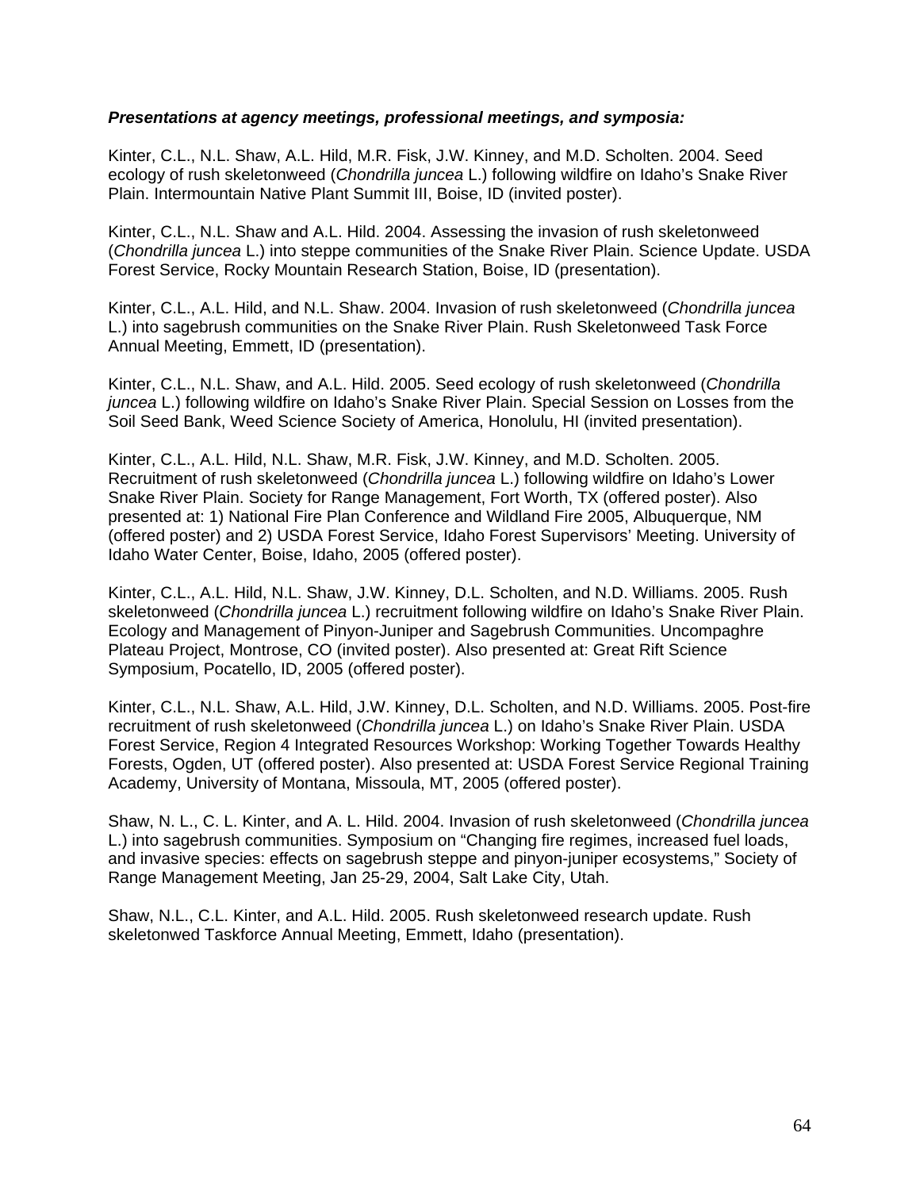***Presentations at agency meetings, professional meetings, and symposia:***

Kinter, C.L., N.L. Shaw, A.L. Hild, M.R. Fisk, J.W. Kinney, and M.D. Scholten. 2004. Seed ecology of rush skeletonweed (*Chondrilla juncea* L.) following wildfire on Idaho's Snake River Plain. Intermountain Native Plant Summit III, Boise, ID (invited poster).

Kinter, C.L., N.L. Shaw and A.L. Hild. 2004. Assessing the invasion of rush skeletonweed (*Chondrilla juncea* L.) into steppe communities of the Snake River Plain. Science Update. USDA Forest Service, Rocky Mountain Research Station, Boise, ID (presentation).

Kinter, C.L., A.L. Hild, and N.L. Shaw. 2004. Invasion of rush skeletonweed (*Chondrilla juncea* L.) into sagebrush communities on the Snake River Plain. Rush Skeletonweed Task Force Annual Meeting, Emmett, ID (presentation).

Kinter, C.L., N.L. Shaw, and A.L. Hild. 2005. Seed ecology of rush skeletonweed (*Chondrilla juncea* L.) following wildfire on Idaho's Snake River Plain. Special Session on Losses from the Soil Seed Bank, Weed Science Society of America, Honolulu, HI (invited presentation).

Kinter, C.L., A.L. Hild, N.L. Shaw, M.R. Fisk, J.W. Kinney, and M.D. Scholten. 2005. Recruitment of rush skeletonweed (*Chondrilla juncea* L.) following wildfire on Idaho's Lower Snake River Plain. Society for Range Management, Fort Worth, TX (offered poster). Also presented at: 1) National Fire Plan Conference and Wildland Fire 2005, Albuquerque, NM (offered poster) and 2) USDA Forest Service, Idaho Forest Supervisors' Meeting. University of Idaho Water Center, Boise, Idaho, 2005 (offered poster).

Kinter, C.L., A.L. Hild, N.L. Shaw, J.W. Kinney, D.L. Scholten, and N.D. Williams. 2005. Rush skeletonweed (*Chondrilla juncea* L.) recruitment following wildfire on Idaho's Snake River Plain. Ecology and Management of Pinyon-Juniper and Sagebrush Communities. Uncompaghre Plateau Project, Montrose, CO (invited poster). Also presented at: Great Rift Science Symposium, Pocatello, ID, 2005 (offered poster).

Kinter, C.L., N.L. Shaw, A.L. Hild, J.W. Kinney, D.L. Scholten, and N.D. Williams. 2005. Post-fire recruitment of rush skeletonweed (*Chondrilla juncea* L.) on Idaho's Snake River Plain. USDA Forest Service, Region 4 Integrated Resources Workshop: Working Together Towards Healthy Forests, Ogden, UT (offered poster). Also presented at: USDA Forest Service Regional Training Academy, University of Montana, Missoula, MT, 2005 (offered poster).

Shaw, N. L., C. L. Kinter, and A. L. Hild. 2004. Invasion of rush skeletonweed (*Chondrilla juncea* L.) into sagebrush communities. Symposium on "Changing fire regimes, increased fuel loads, and invasive species: effects on sagebrush steppe and pinyon-juniper ecosystems," Society of Range Management Meeting, Jan 25-29, 2004, Salt Lake City, Utah.

Shaw, N.L., C.L. Kinter, and A.L. Hild. 2005. Rush skeletonweed research update. Rush skeletonwed Taskforce Annual Meeting, Emmett, Idaho (presentation).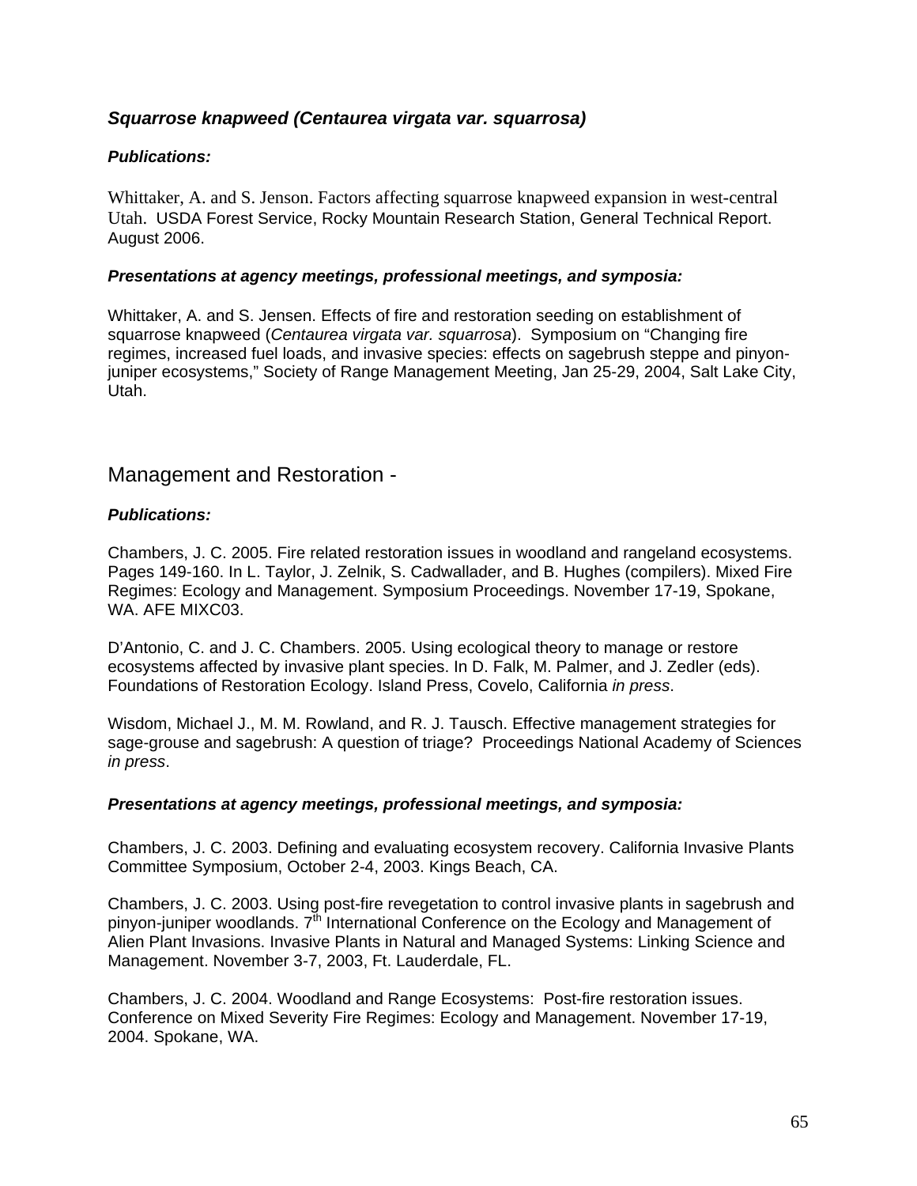### *Squarrose knapweed (Centaurea virgata var. squarrosa)*

***Publications:***

Whittaker, A. and S. Jenson. Factors affecting squarrose knapweed expansion in west-central Utah. USDA Forest Service, Rocky Mountain Research Station, General Technical Report. August 2006.

***Presentations at agency meetings, professional meetings, and symposia:***

Whittaker, A. and S. Jensen. Effects of fire and restoration seeding on establishment of squarrose knapweed (*Centaurea virgata var. squarrosa*). Symposium on "Changing fire regimes, increased fuel loads, and invasive species: effects on sagebrush steppe and pinyon-juniper ecosystems," Society of Range Management Meeting, Jan 25-29, 2004, Salt Lake City, Utah.

## Management and Restoration -

***Publications:***

Chambers, J. C. 2005. Fire related restoration issues in woodland and rangeland ecosystems. Pages 149-160. In L. Taylor, J. Zelnik, S. Cadwallader, and B. Hughes (compilers). Mixed Fire Regimes: Ecology and Management. Symposium Proceedings. November 17-19, Spokane, WA. AFE MIXC03.

D'Antonio, C. and J. C. Chambers. 2005. Using ecological theory to manage or restore ecosystems affected by invasive plant species. In D. Falk, M. Palmer, and J. Zedler (eds). Foundations of Restoration Ecology. Island Press, Covelo, California *in press*.

Wisdom, Michael J., M. M. Rowland, and R. J. Tausch. Effective management strategies for sage-grouse and sagebrush: A question of triage? Proceedings National Academy of Sciences *in press*.

***Presentations at agency meetings, professional meetings, and symposia:***

Chambers, J. C. 2003. Defining and evaluating ecosystem recovery. California Invasive Plants Committee Symposium, October 2-4, 2003. Kings Beach, CA.

Chambers, J. C. 2003. Using post-fire revegetation to control invasive plants in sagebrush and pinyon-juniper woodlands. 7th International Conference on the Ecology and Management of Alien Plant Invasions. Invasive Plants in Natural and Managed Systems: Linking Science and Management. November 3-7, 2003, Ft. Lauderdale, FL.

Chambers, J. C. 2004. Woodland and Range Ecosystems: Post-fire restoration issues. Conference on Mixed Severity Fire Regimes: Ecology and Management. November 17-19, 2004. Spokane, WA.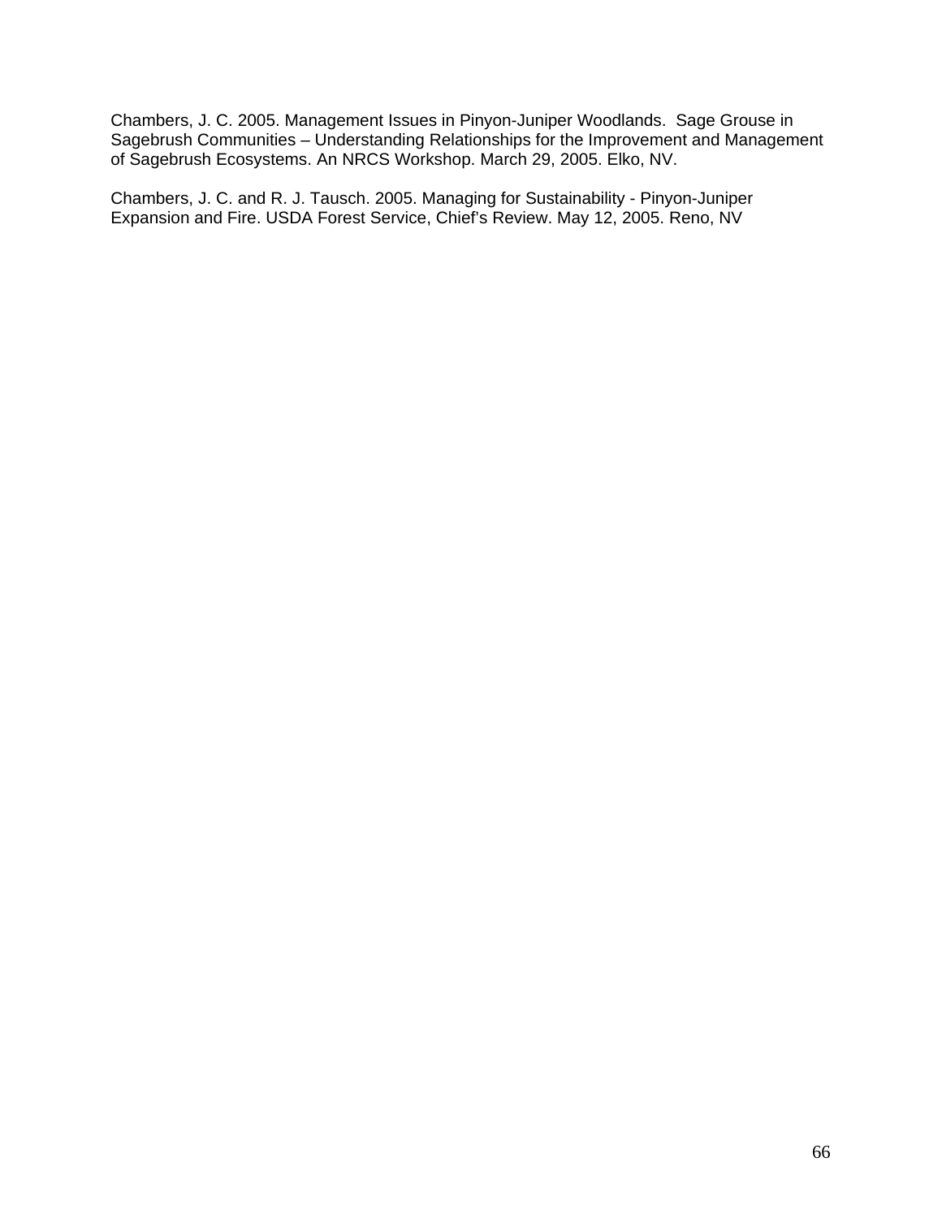Chambers, J. C. 2005. Management Issues in Pinyon-Juniper Woodlands. Sage Grouse in Sagebrush Communities – Understanding Relationships for the Improvement and Management of Sagebrush Ecosystems. An NRCS Workshop. March 29, 2005. Elko, NV.

Chambers, J. C. and R. J. Tausch. 2005. Managing for Sustainability - Pinyon-Juniper Expansion and Fire. USDA Forest Service, Chief's Review. May 12, 2005. Reno, NV